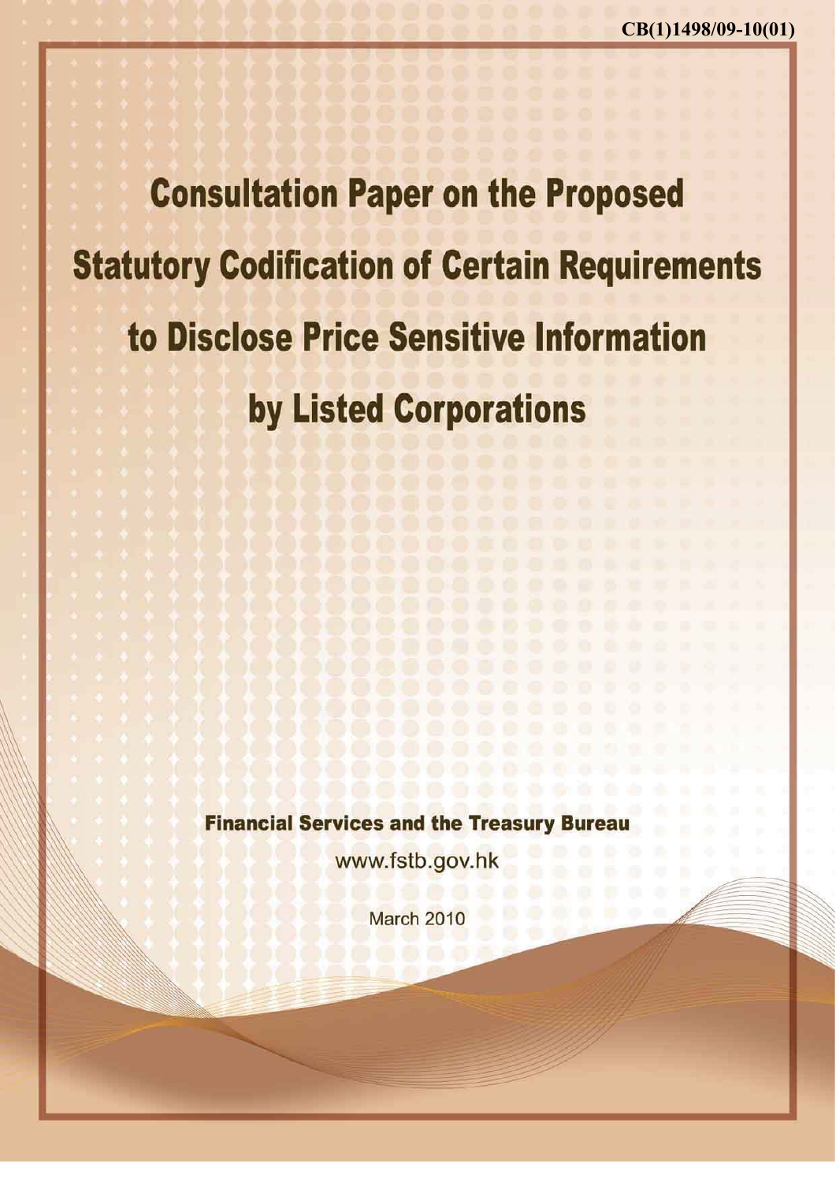CB(1)1498/09-10(01)

# Consultation Paper on the Proposed Statutory Codification of Certain Requirements to Disclose Price Sensitive Information by Listed Corporations

**Financial Services and the Treasury Bureau**

www.fstb.gov.hk

March 2010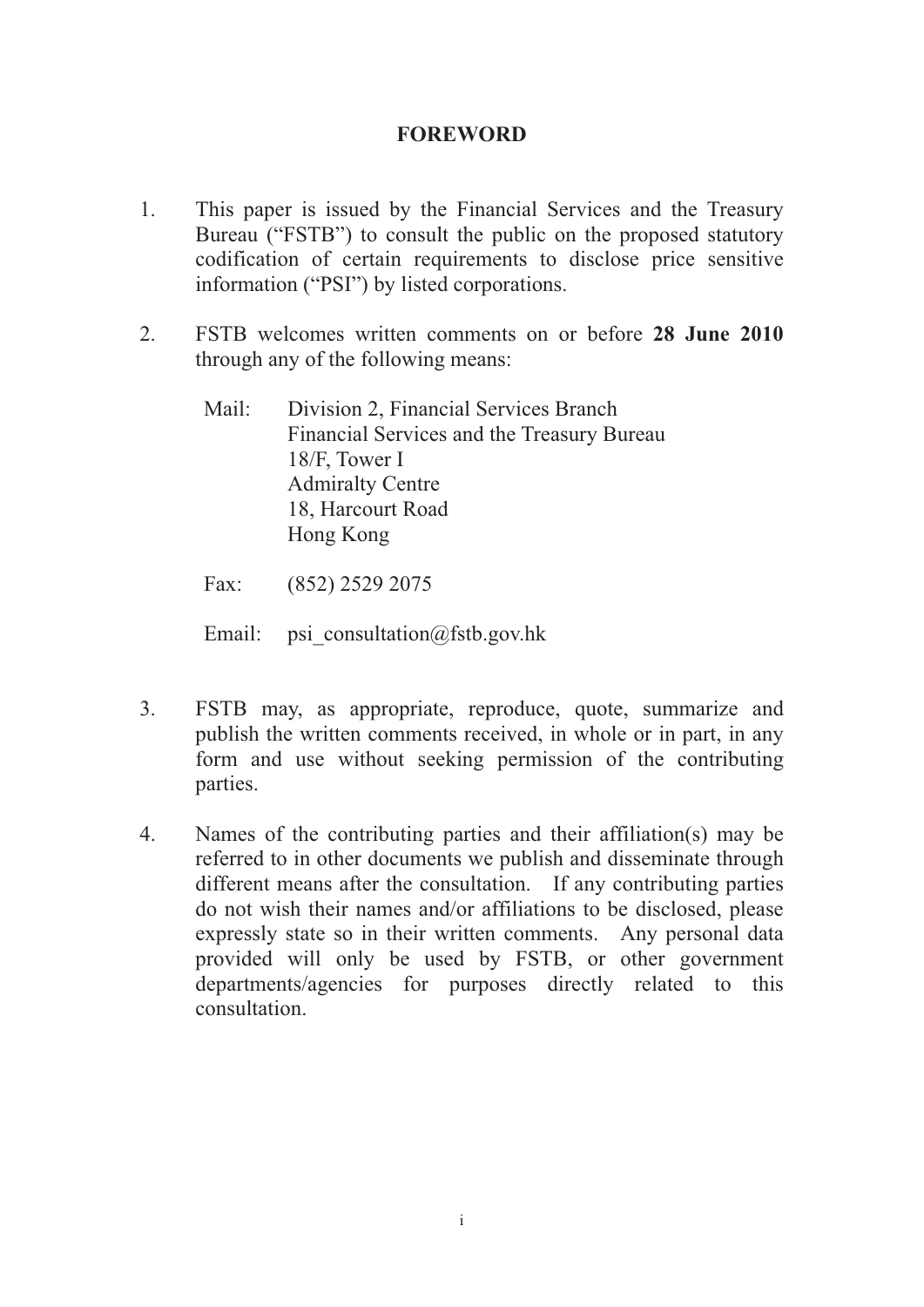# FOREWORD

1. This paper is issued by the Financial Services and the Treasury Bureau ("FSTB") to consult the public on the proposed statutory codification of certain requirements to disclose price sensitive information ("PSI") by listed corporations.

2. FSTB welcomes written comments on or before **28 June 2010** through any of the following means:

   Mail: Division 2, Financial Services Branch
   Financial Services and the Treasury Bureau
   18/F, Tower I
   Admiralty Centre
   18, Harcourt Road
   Hong Kong

   Fax: (852) 2529 2075

   Email: psi_consultation@fstb.gov.hk

3. FSTB may, as appropriate, reproduce, quote, summarize and publish the written comments received, in whole or in part, in any form and use without seeking permission of the contributing parties.

4. Names of the contributing parties and their affiliation(s) may be referred to in other documents we publish and disseminate through different means after the consultation. If any contributing parties do not wish their names and/or affiliations to be disclosed, please expressly state so in their written comments. Any personal data provided will only be used by FSTB, or other government departments/agencies for purposes directly related to this consultation.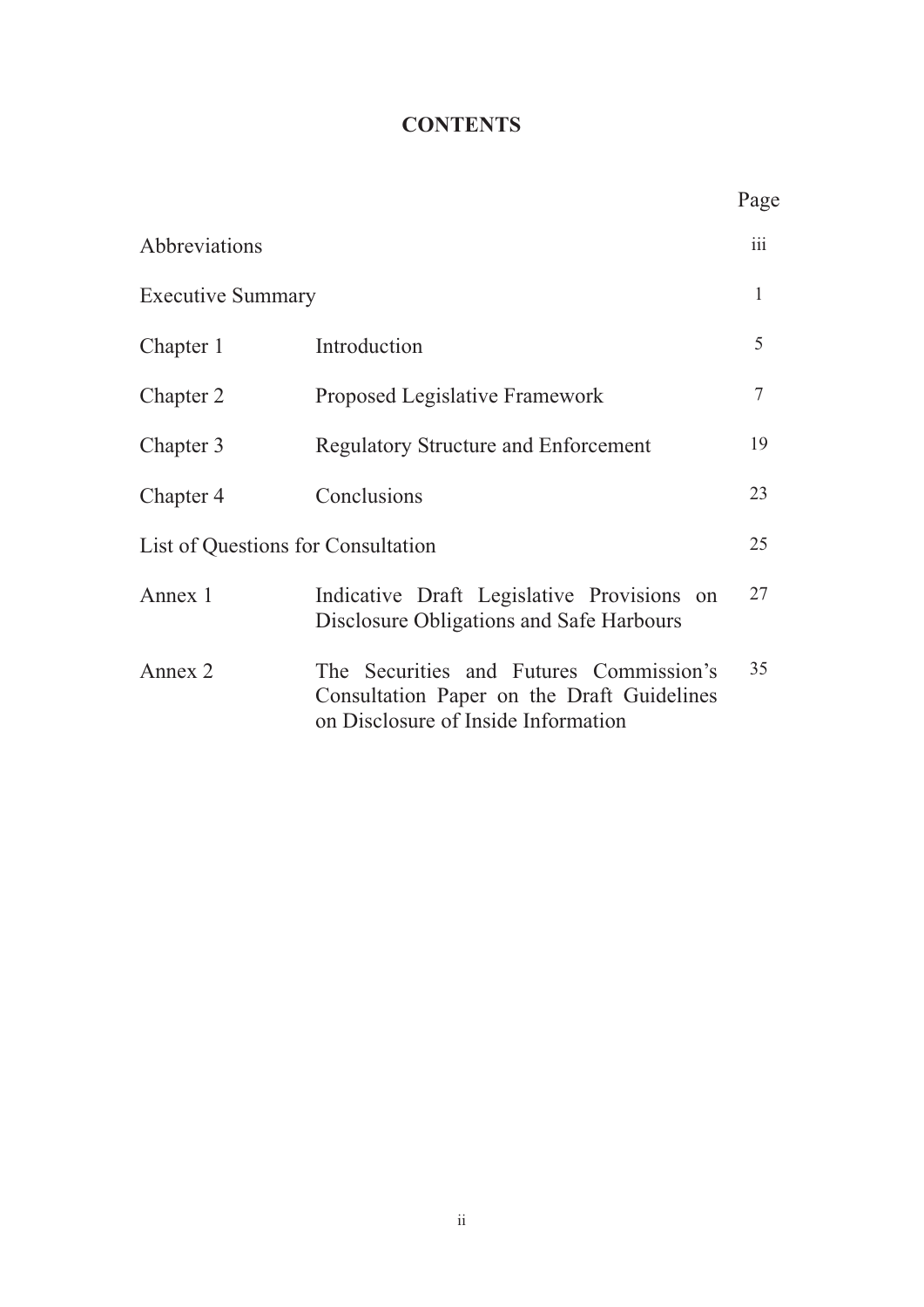# CONTENTS

| | | Page |
|---|---|---|
| Abbreviations | | iii |
| Executive Summary | | 1 |
| Chapter 1 | Introduction | 5 |
| Chapter 2 | Proposed Legislative Framework | 7 |
| Chapter 3 | Regulatory Structure and Enforcement | 19 |
| Chapter 4 | Conclusions | 23 |
| List of Questions for Consultation | | 25 |
| Annex 1 | Indicative Draft Legislative Provisions on Disclosure Obligations and Safe Harbours | 27 |
| Annex 2 | The Securities and Futures Commission's Consultation Paper on the Draft Guidelines on Disclosure of Inside Information | 35 |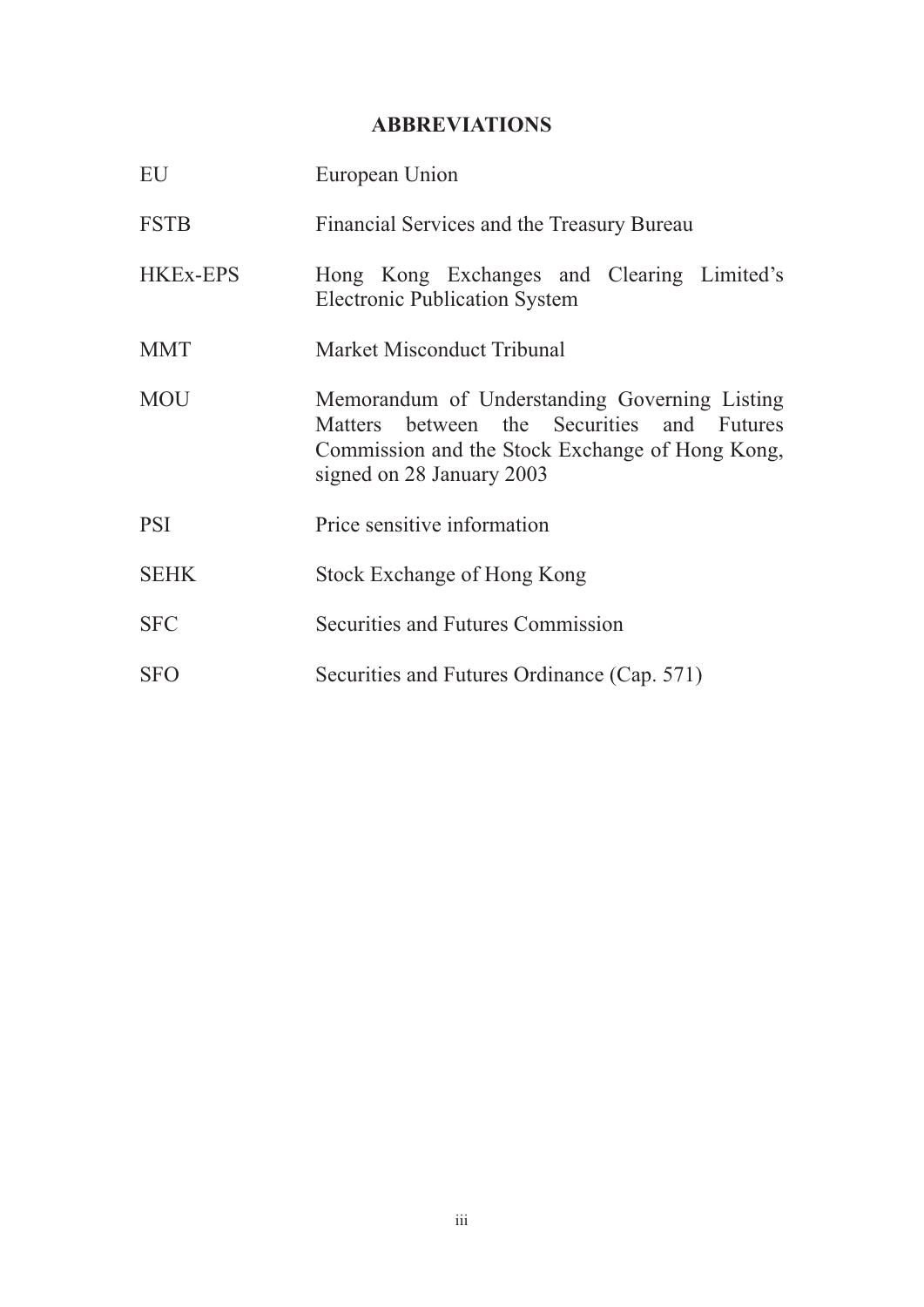## ABBREVIATIONS

| | |
|---|---|
| EU | European Union |
| FSTB | Financial Services and the Treasury Bureau |
| HKEx-EPS | Hong Kong Exchanges and Clearing Limited's Electronic Publication System |
| MMT | Market Misconduct Tribunal |
| MOU | Memorandum of Understanding Governing Listing Matters between the Securities and Futures Commission and the Stock Exchange of Hong Kong, signed on 28 January 2003 |
| PSI | Price sensitive information |
| SEHK | Stock Exchange of Hong Kong |
| SFC | Securities and Futures Commission |
| SFO | Securities and Futures Ordinance (Cap. 571) |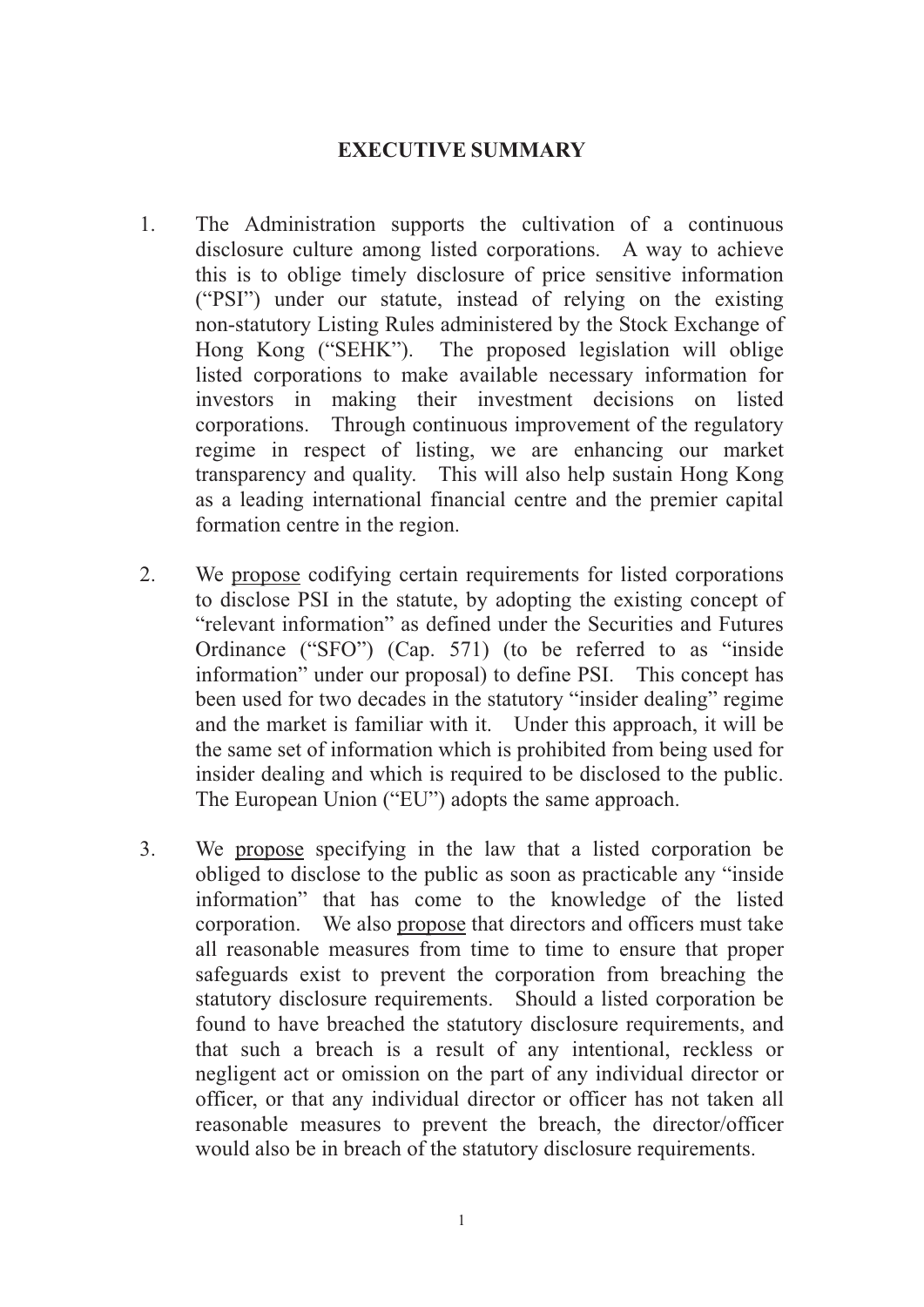# EXECUTIVE SUMMARY

1. The Administration supports the cultivation of a continuous disclosure culture among listed corporations. A way to achieve this is to oblige timely disclosure of price sensitive information ("PSI") under our statute, instead of relying on the existing non-statutory Listing Rules administered by the Stock Exchange of Hong Kong ("SEHK"). The proposed legislation will oblige listed corporations to make available necessary information for investors in making their investment decisions on listed corporations. Through continuous improvement of the regulatory regime in respect of listing, we are enhancing our market transparency and quality. This will also help sustain Hong Kong as a leading international financial centre and the premier capital formation centre in the region.

2. We <u>propose</u> codifying certain requirements for listed corporations to disclose PSI in the statute, by adopting the existing concept of "relevant information" as defined under the Securities and Futures Ordinance ("SFO") (Cap. 571) (to be referred to as "inside information" under our proposal) to define PSI. This concept has been used for two decades in the statutory "insider dealing" regime and the market is familiar with it. Under this approach, it will be the same set of information which is prohibited from being used for insider dealing and which is required to be disclosed to the public. The European Union ("EU") adopts the same approach.

3. We <u>propose</u> specifying in the law that a listed corporation be obliged to disclose to the public as soon as practicable any "inside information" that has come to the knowledge of the listed corporation. We also <u>propose</u> that directors and officers must take all reasonable measures from time to time to ensure that proper safeguards exist to prevent the corporation from breaching the statutory disclosure requirements. Should a listed corporation be found to have breached the statutory disclosure requirements, and that such a breach is a result of any intentional, reckless or negligent act or omission on the part of any individual director or officer, or that any individual director or officer has not taken all reasonable measures to prevent the breach, the director/officer would also be in breach of the statutory disclosure requirements.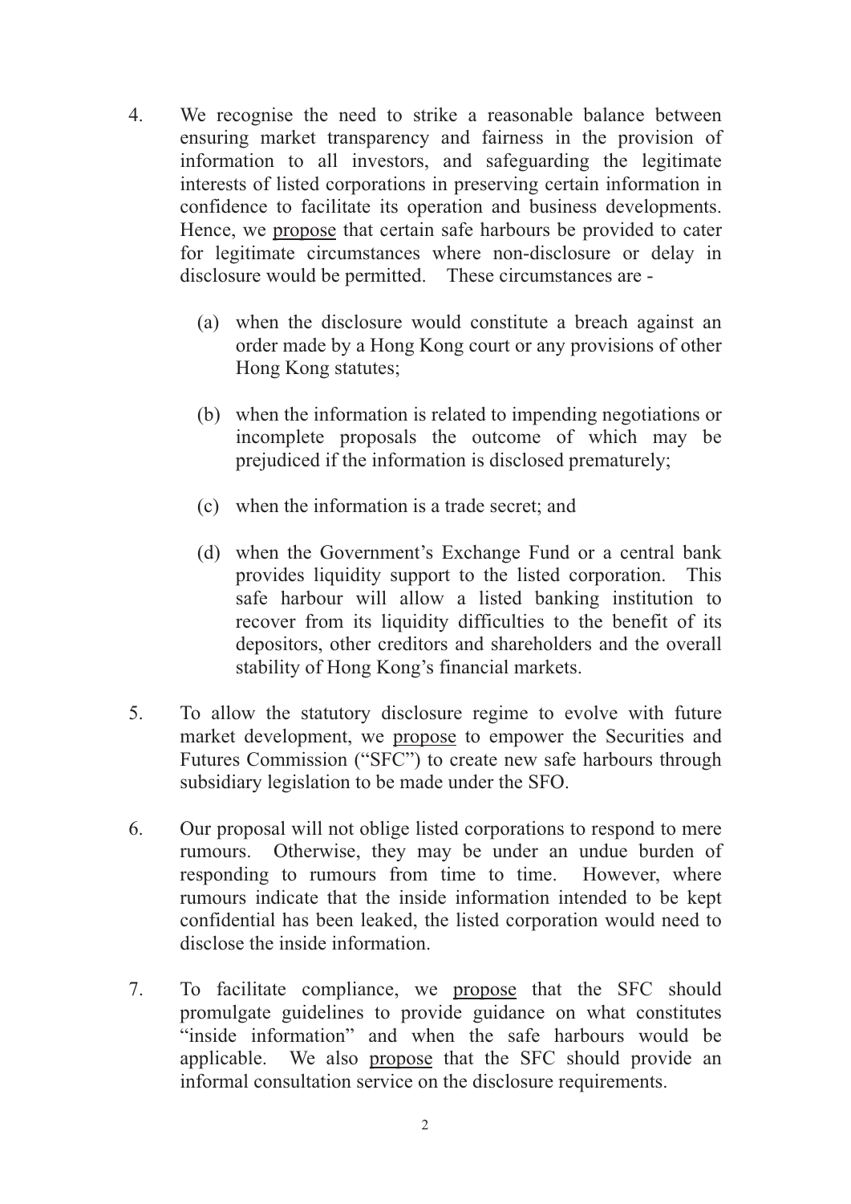4. We recognise the need to strike a reasonable balance between ensuring market transparency and fairness in the provision of information to all investors, and safeguarding the legitimate interests of listed corporations in preserving certain information in confidence to facilitate its operation and business developments. Hence, we <u>propose</u> that certain safe harbours be provided to cater for legitimate circumstances where non-disclosure or delay in disclosure would be permitted. These circumstances are -

   (a) when the disclosure would constitute a breach against an order made by a Hong Kong court or any provisions of other Hong Kong statutes;

   (b) when the information is related to impending negotiations or incomplete proposals the outcome of which may be prejudiced if the information is disclosed prematurely;

   (c) when the information is a trade secret; and

   (d) when the Government's Exchange Fund or a central bank provides liquidity support to the listed corporation. This safe harbour will allow a listed banking institution to recover from its liquidity difficulties to the benefit of its depositors, other creditors and shareholders and the overall stability of Hong Kong's financial markets.

5. To allow the statutory disclosure regime to evolve with future market development, we <u>propose</u> to empower the Securities and Futures Commission ("SFC") to create new safe harbours through subsidiary legislation to be made under the SFO.

6. Our proposal will not oblige listed corporations to respond to mere rumours. Otherwise, they may be under an undue burden of responding to rumours from time to time. However, where rumours indicate that the inside information intended to be kept confidential has been leaked, the listed corporation would need to disclose the inside information.

7. To facilitate compliance, we <u>propose</u> that the SFC should promulgate guidelines to provide guidance on what constitutes "inside information" and when the safe harbours would be applicable. We also <u>propose</u> that the SFC should provide an informal consultation service on the disclosure requirements.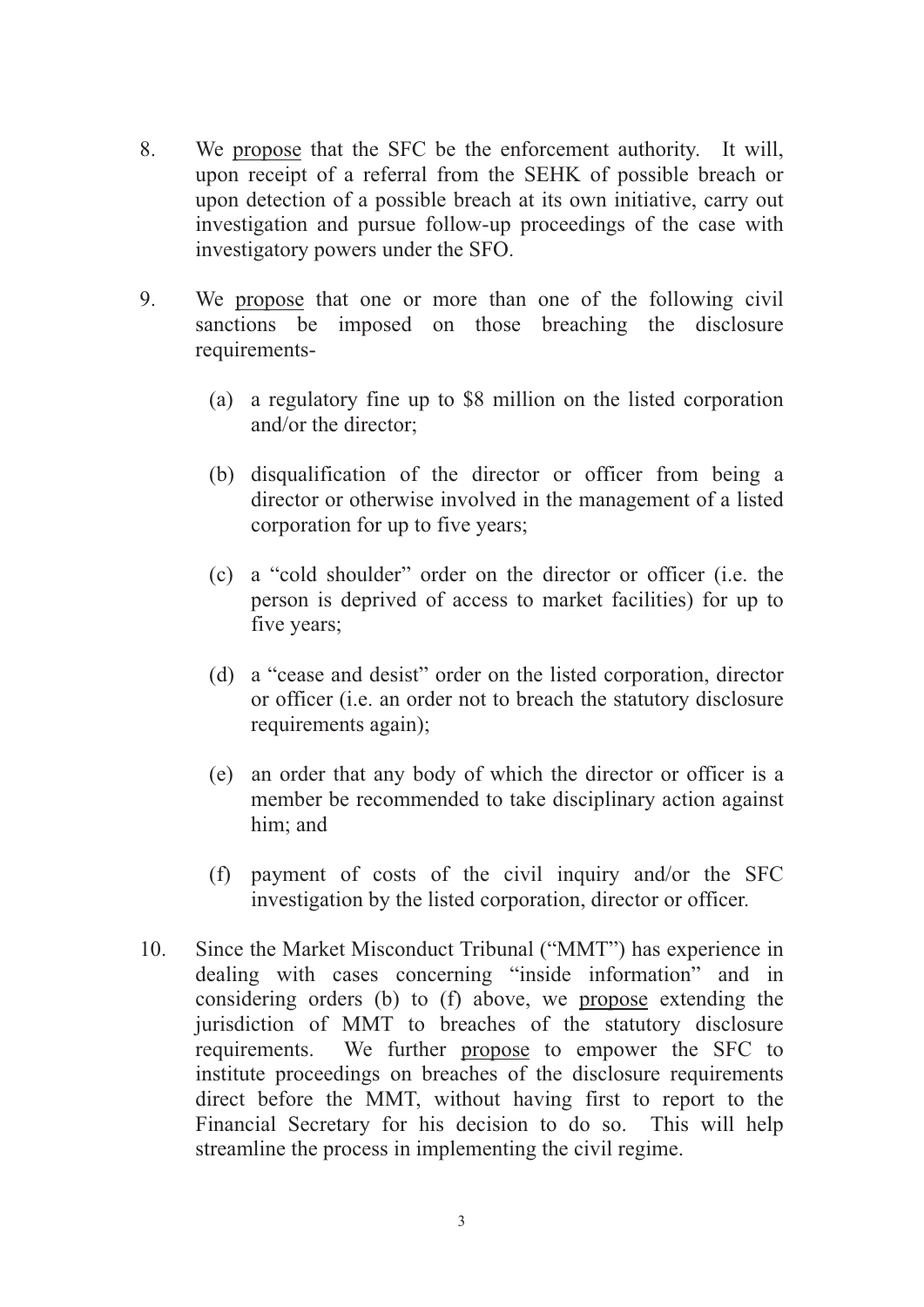8. We <u>propose</u> that the SFC be the enforcement authority. It will, upon receipt of a referral from the SEHK of possible breach or upon detection of a possible breach at its own initiative, carry out investigation and pursue follow-up proceedings of the case with investigatory powers under the SFO.

9. We <u>propose</u> that one or more than one of the following civil sanctions be imposed on those breaching the disclosure requirements-

   (a) a regulatory fine up to $8 million on the listed corporation and/or the director;

   (b) disqualification of the director or officer from being a director or otherwise involved in the management of a listed corporation for up to five years;

   (c) a "cold shoulder" order on the director or officer (i.e. the person is deprived of access to market facilities) for up to five years;

   (d) a "cease and desist" order on the listed corporation, director or officer (i.e. an order not to breach the statutory disclosure requirements again);

   (e) an order that any body of which the director or officer is a member be recommended to take disciplinary action against him; and

   (f) payment of costs of the civil inquiry and/or the SFC investigation by the listed corporation, director or officer.

10. Since the Market Misconduct Tribunal ("MMT") has experience in dealing with cases concerning "inside information" and in considering orders (b) to (f) above, we <u>propose</u> extending the jurisdiction of MMT to breaches of the statutory disclosure requirements. We further <u>propose</u> to empower the SFC to institute proceedings on breaches of the disclosure requirements direct before the MMT, without having first to report to the Financial Secretary for his decision to do so. This will help streamline the process in implementing the civil regime.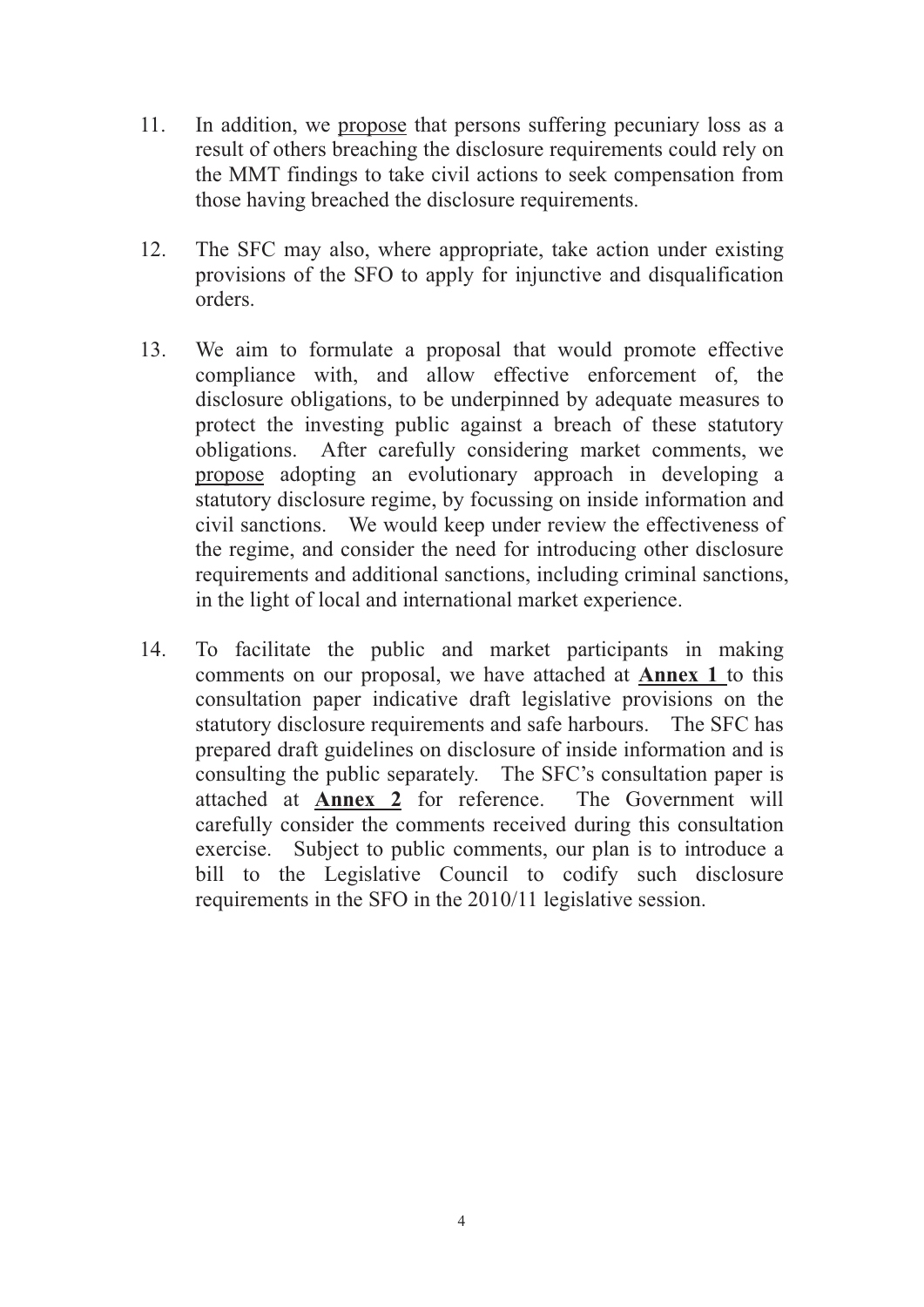11. In addition, we <u>propose</u> that persons suffering pecuniary loss as a result of others breaching the disclosure requirements could rely on the MMT findings to take civil actions to seek compensation from those having breached the disclosure requirements.

12. The SFC may also, where appropriate, take action under existing provisions of the SFO to apply for injunctive and disqualification orders.

13. We aim to formulate a proposal that would promote effective compliance with, and allow effective enforcement of, the disclosure obligations, to be underpinned by adequate measures to protect the investing public against a breach of these statutory obligations. After carefully considering market comments, we <u>propose</u> adopting an evolutionary approach in developing a statutory disclosure regime, by focussing on inside information and civil sanctions. We would keep under review the effectiveness of the regime, and consider the need for introducing other disclosure requirements and additional sanctions, including criminal sanctions, in the light of local and international market experience.

14. To facilitate the public and market participants in making comments on our proposal, we have attached at <u>**Annex 1**</u> to this consultation paper indicative draft legislative provisions on the statutory disclosure requirements and safe harbours. The SFC has prepared draft guidelines on disclosure of inside information and is consulting the public separately. The SFC's consultation paper is attached at <u>**Annex 2**</u> for reference. The Government will carefully consider the comments received during this consultation exercise. Subject to public comments, our plan is to introduce a bill to the Legislative Council to codify such disclosure requirements in the SFO in the 2010/11 legislative session.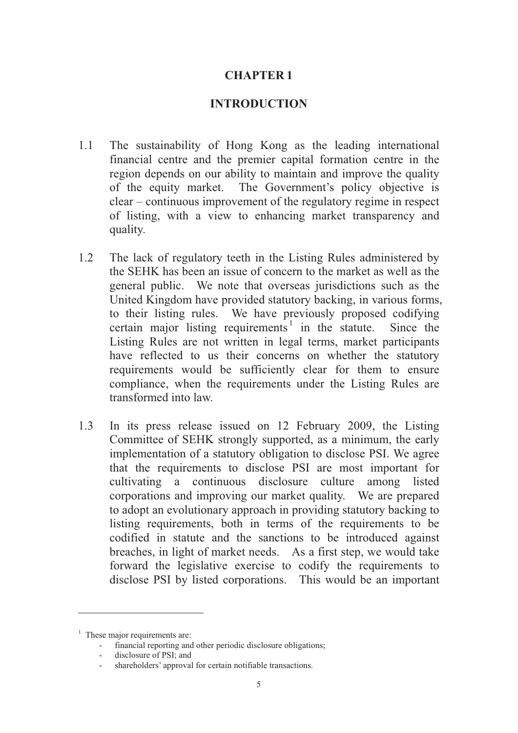# CHAPTER 1

## INTRODUCTION

1.1 The sustainability of Hong Kong as the leading international financial centre and the premier capital formation centre in the region depends on our ability to maintain and improve the quality of the equity market. The Government's policy objective is clear – continuous improvement of the regulatory regime in respect of listing, with a view to enhancing market transparency and quality.

1.2 The lack of regulatory teeth in the Listing Rules administered by the SEHK has been an issue of concern to the market as well as the general public. We note that overseas jurisdictions such as the United Kingdom have provided statutory backing, in various forms, to their listing rules. We have previously proposed codifying certain major listing requirements[1] in the statute. Since the Listing Rules are not written in legal terms, market participants have reflected to us their concerns on whether the statutory requirements would be sufficiently clear for them to ensure compliance, when the requirements under the Listing Rules are transformed into law.

1.3 In its press release issued on 12 February 2009, the Listing Committee of SEHK strongly supported, as a minimum, the early implementation of a statutory obligation to disclose PSI. We agree that the requirements to disclose PSI are most important for cultivating a continuous disclosure culture among listed corporations and improving our market quality. We are prepared to adopt an evolutionary approach in providing statutory backing to listing requirements, both in terms of the requirements to be codified in statute and the sanctions to be introduced against breaches, in light of market needs. As a first step, we would take forward the legislative exercise to codify the requirements to disclose PSI by listed corporations. This would be an important

---

[1] These major requirements are:

- financial reporting and other periodic disclosure obligations;
- disclosure of PSI; and
- shareholders' approval for certain notifiable transactions.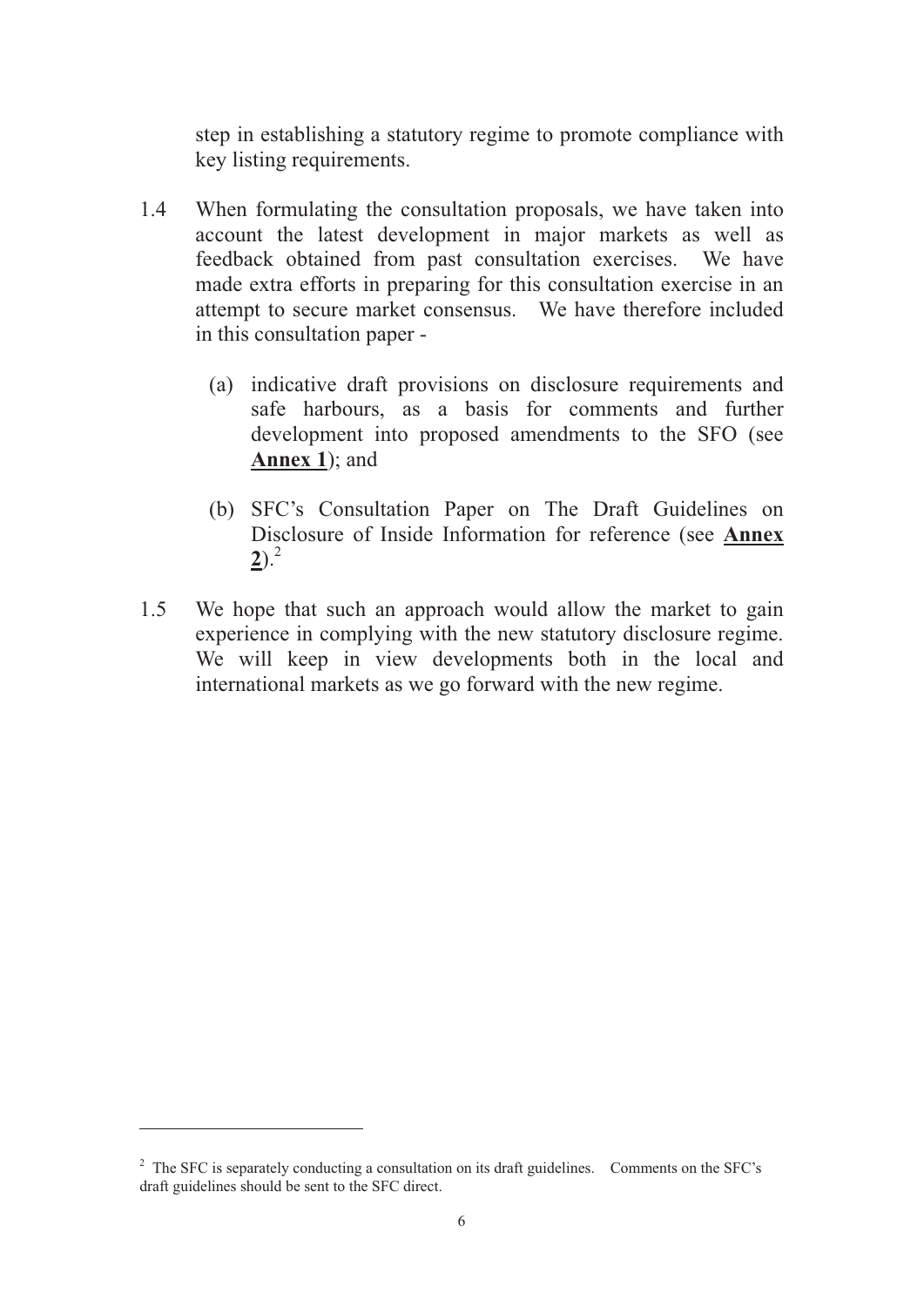step in establishing a statutory regime to promote compliance with key listing requirements.

1.4 When formulating the consultation proposals, we have taken into account the latest development in major markets as well as feedback obtained from past consultation exercises. We have made extra efforts in preparing for this consultation exercise in an attempt to secure market consensus. We have therefore included in this consultation paper -

   (a) indicative draft provisions on disclosure requirements and safe harbours, as a basis for comments and further development into proposed amendments to the SFO (see **Annex 1**); and

   (b) SFC's Consultation Paper on The Draft Guidelines on Disclosure of Inside Information for reference (see **Annex 2**).[2]

1.5 We hope that such an approach would allow the market to gain experience in complying with the new statutory disclosure regime. We will keep in view developments both in the local and international markets as we go forward with the new regime.

---

[2] The SFC is separately conducting a consultation on its draft guidelines. Comments on the SFC's draft guidelines should be sent to the SFC direct.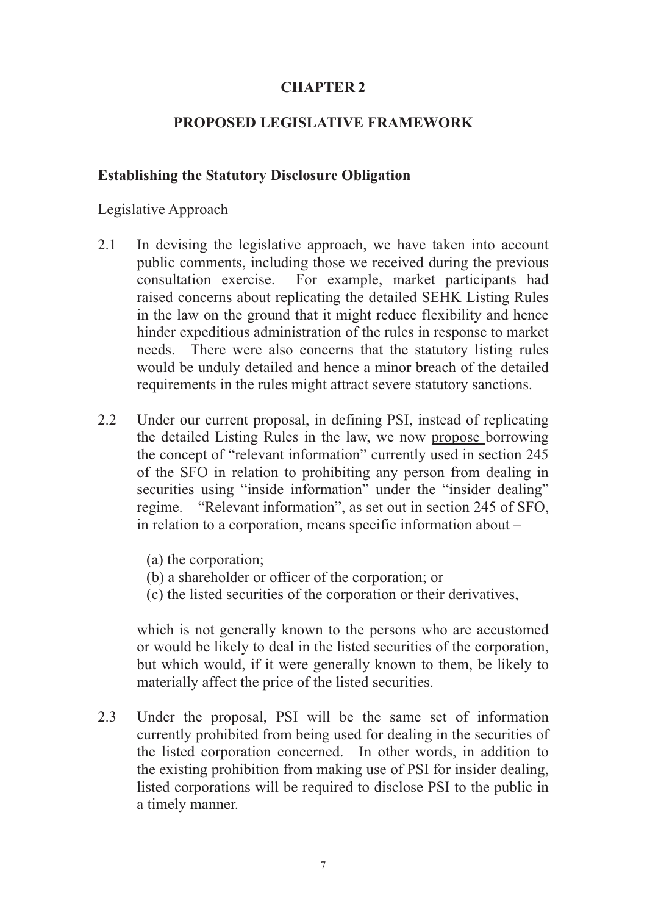# CHAPTER 2

## PROPOSED LEGISLATIVE FRAMEWORK

### Establishing the Statutory Disclosure Obligation

Legislative Approach

2.1 In devising the legislative approach, we have taken into account public comments, including those we received during the previous consultation exercise. For example, market participants had raised concerns about replicating the detailed SEHK Listing Rules in the law on the ground that it might reduce flexibility and hence hinder expeditious administration of the rules in response to market needs. There were also concerns that the statutory listing rules would be unduly detailed and hence a minor breach of the detailed requirements in the rules might attract severe statutory sanctions.

2.2 Under our current proposal, in defining PSI, instead of replicating the detailed Listing Rules in the law, we now propose borrowing the concept of "relevant information" currently used in section 245 of the SFO in relation to prohibiting any person from dealing in securities using "inside information" under the "insider dealing" regime. "Relevant information", as set out in section 245 of SFO, in relation to a corporation, means specific information about –

(a) the corporation;
(b) a shareholder or officer of the corporation; or
(c) the listed securities of the corporation or their derivatives,

which is not generally known to the persons who are accustomed or would be likely to deal in the listed securities of the corporation, but which would, if it were generally known to them, be likely to materially affect the price of the listed securities.

2.3 Under the proposal, PSI will be the same set of information currently prohibited from being used for dealing in the securities of the listed corporation concerned. In other words, in addition to the existing prohibition from making use of PSI for insider dealing, listed corporations will be required to disclose PSI to the public in a timely manner.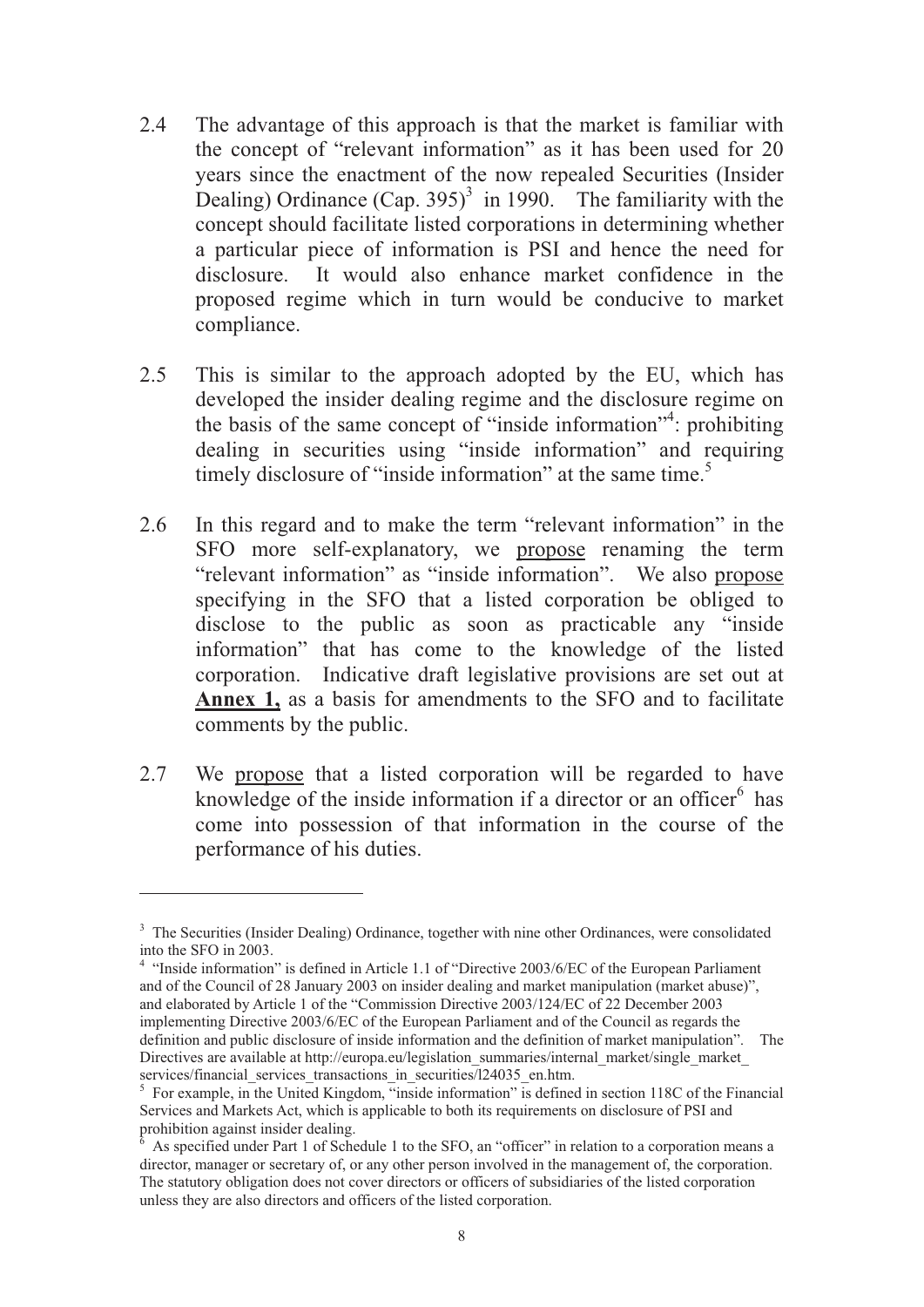2.4 The advantage of this approach is that the market is familiar with the concept of "relevant information" as it has been used for 20 years since the enactment of the now repealed Securities (Insider Dealing) Ordinance (Cap. 395)[3] in 1990. The familiarity with the concept should facilitate listed corporations in determining whether a particular piece of information is PSI and hence the need for disclosure. It would also enhance market confidence in the proposed regime which in turn would be conducive to market compliance.

2.5 This is similar to the approach adopted by the EU, which has developed the insider dealing regime and the disclosure regime on the basis of the same concept of "inside information"[4]: prohibiting dealing in securities using "inside information" and requiring timely disclosure of "inside information" at the same time.[5]

2.6 In this regard and to make the term "relevant information" in the SFO more self-explanatory, we <u>propose</u> renaming the term "relevant information" as "inside information". We also <u>propose</u> specifying in the SFO that a listed corporation be obliged to disclose to the public as soon as practicable any "inside information" that has come to the knowledge of the listed corporation. Indicative draft legislative provisions are set out at **<u>Annex 1,</u>** as a basis for amendments to the SFO and to facilitate comments by the public.

2.7 We <u>propose</u> that a listed corporation will be regarded to have knowledge of the inside information if a director or an officer[6] has come into possession of that information in the course of the performance of his duties.

---

[3] The Securities (Insider Dealing) Ordinance, together with nine other Ordinances, were consolidated into the SFO in 2003.

[4] "Inside information" is defined in Article 1.1 of "Directive 2003/6/EC of the European Parliament and of the Council of 28 January 2003 on insider dealing and market manipulation (market abuse)", and elaborated by Article 1 of the "Commission Directive 2003/124/EC of 22 December 2003 implementing Directive 2003/6/EC of the European Parliament and of the Council as regards the definition and public disclosure of inside information and the definition of market manipulation". The Directives are available at http://europa.eu/legislation_summaries/internal_market/single_market_services/financial_services_transactions_in_securities/l24035_en.htm.

[5] For example, in the United Kingdom, "inside information" is defined in section 118C of the Financial Services and Markets Act, which is applicable to both its requirements on disclosure of PSI and prohibition against insider dealing.

[6] As specified under Part 1 of Schedule 1 to the SFO, an "officer" in relation to a corporation means a director, manager or secretary of, or any other person involved in the management of, the corporation. The statutory obligation does not cover directors or officers of subsidiaries of the listed corporation unless they are also directors and officers of the listed corporation.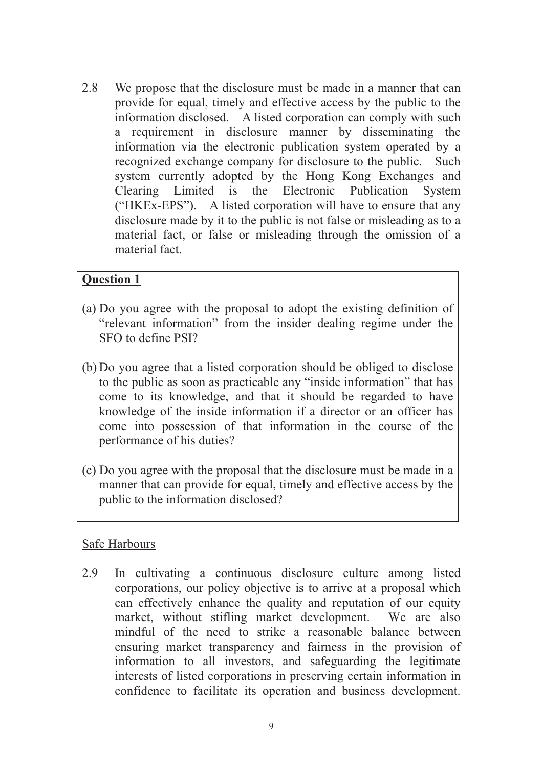2.8 We <u>propose</u> that the disclosure must be made in a manner that can provide for equal, timely and effective access by the public to the information disclosed. A listed corporation can comply with such a requirement in disclosure manner by disseminating the information via the electronic publication system operated by a recognized exchange company for disclosure to the public. Such system currently adopted by the Hong Kong Exchanges and Clearing Limited is the Electronic Publication System ("HKEx-EPS"). A listed corporation will have to ensure that any disclosure made by it to the public is not false or misleading as to a material fact, or false or misleading through the omission of a material fact.

> **<u>Question 1</u>**
>
> (a) Do you agree with the proposal to adopt the existing definition of "relevant information" from the insider dealing regime under the SFO to define PSI?
>
> (b) Do you agree that a listed corporation should be obliged to disclose to the public as soon as practicable any "inside information" that has come to its knowledge, and that it should be regarded to have knowledge of the inside information if a director or an officer has come into possession of that information in the course of the performance of his duties?
>
> (c) Do you agree with the proposal that the disclosure must be made in a manner that can provide for equal, timely and effective access by the public to the information disclosed?

<u>Safe Harbours</u>

2.9 In cultivating a continuous disclosure culture among listed corporations, our policy objective is to arrive at a proposal which can effectively enhance the quality and reputation of our equity market, without stifling market development. We are also mindful of the need to strike a reasonable balance between ensuring market transparency and fairness in the provision of information to all investors, and safeguarding the legitimate interests of listed corporations in preserving certain information in confidence to facilitate its operation and business development.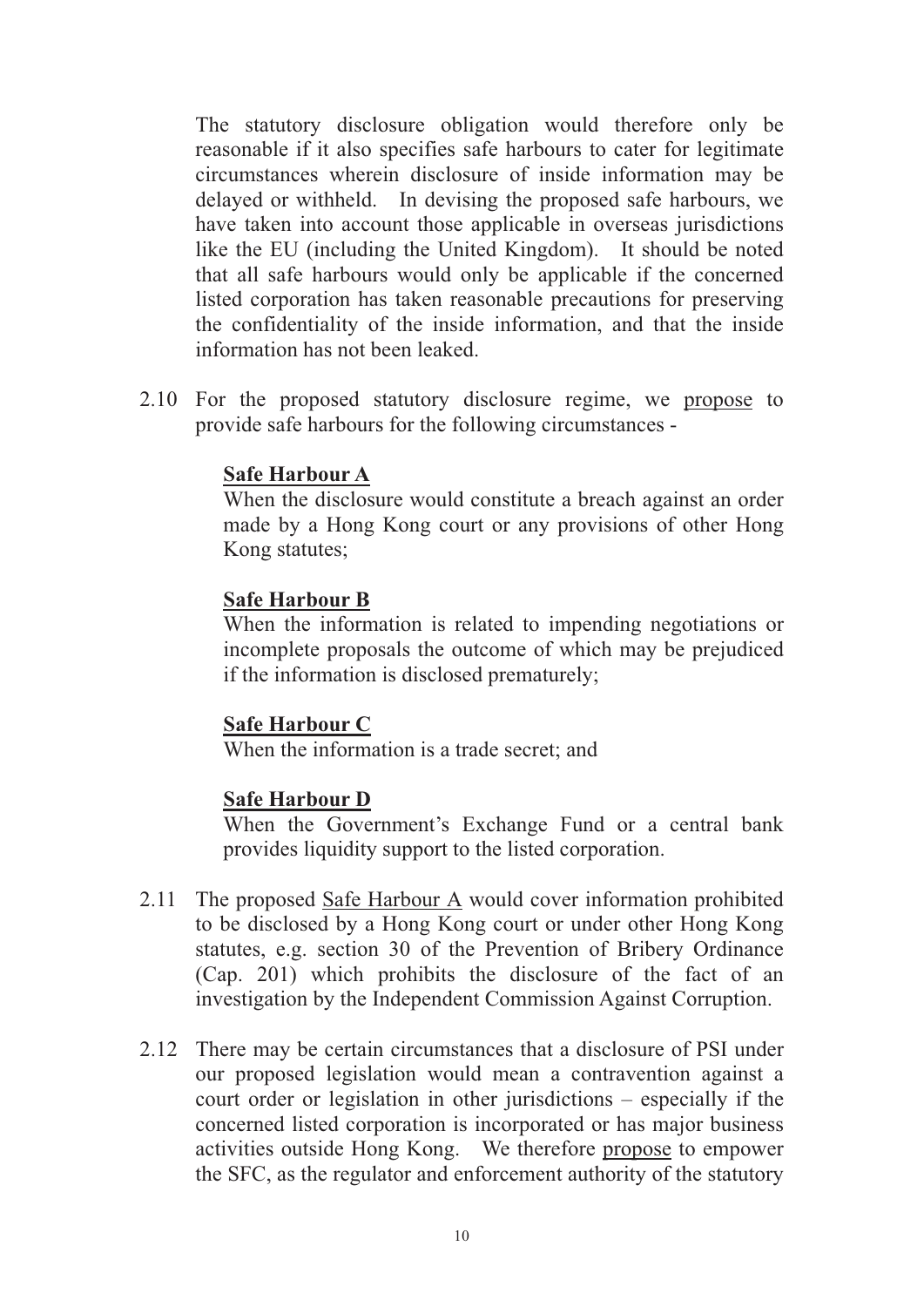The statutory disclosure obligation would therefore only be reasonable if it also specifies safe harbours to cater for legitimate circumstances wherein disclosure of inside information may be delayed or withheld. In devising the proposed safe harbours, we have taken into account those applicable in overseas jurisdictions like the EU (including the United Kingdom). It should be noted that all safe harbours would only be applicable if the concerned listed corporation has taken reasonable precautions for preserving the confidentiality of the inside information, and that the inside information has not been leaked.

2.10 For the proposed statutory disclosure regime, we <u>propose</u> to provide safe harbours for the following circumstances -

<u>**Safe Harbour A**</u>
When the disclosure would constitute a breach against an order made by a Hong Kong court or any provisions of other Hong Kong statutes;

<u>**Safe Harbour B**</u>
When the information is related to impending negotiations or incomplete proposals the outcome of which may be prejudiced if the information is disclosed prematurely;

<u>**Safe Harbour C**</u>
When the information is a trade secret; and

<u>**Safe Harbour D**</u>
When the Government's Exchange Fund or a central bank provides liquidity support to the listed corporation.

2.11 The proposed <u>Safe Harbour A</u> would cover information prohibited to be disclosed by a Hong Kong court or under other Hong Kong statutes, e.g. section 30 of the Prevention of Bribery Ordinance (Cap. 201) which prohibits the disclosure of the fact of an investigation by the Independent Commission Against Corruption.

2.12 There may be certain circumstances that a disclosure of PSI under our proposed legislation would mean a contravention against a court order or legislation in other jurisdictions – especially if the concerned listed corporation is incorporated or has major business activities outside Hong Kong. We therefore <u>propose</u> to empower the SFC, as the regulator and enforcement authority of the statutory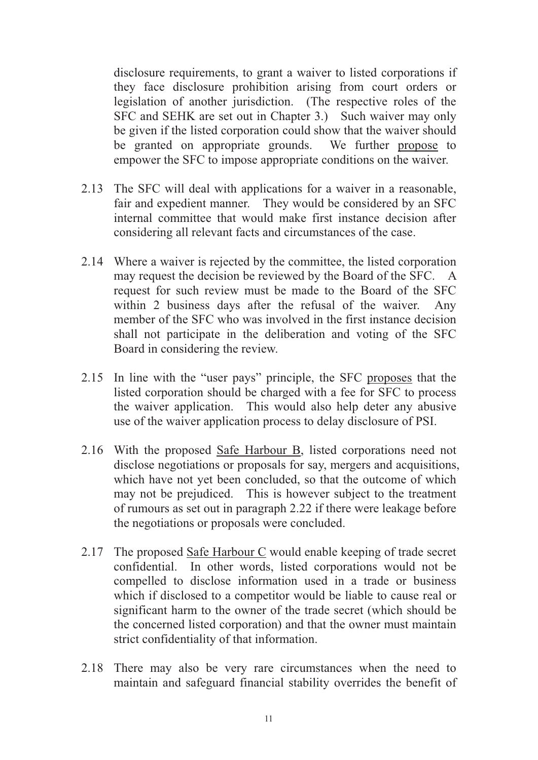disclosure requirements, to grant a waiver to listed corporations if they face disclosure prohibition arising from court orders or legislation of another jurisdiction. (The respective roles of the SFC and SEHK are set out in Chapter 3.) Such waiver may only be given if the listed corporation could show that the waiver should be granted on appropriate grounds. We further <u>propose</u> to empower the SFC to impose appropriate conditions on the waiver.

2.13 The SFC will deal with applications for a waiver in a reasonable, fair and expedient manner. They would be considered by an SFC internal committee that would make first instance decision after considering all relevant facts and circumstances of the case.

2.14 Where a waiver is rejected by the committee, the listed corporation may request the decision be reviewed by the Board of the SFC. A request for such review must be made to the Board of the SFC within 2 business days after the refusal of the waiver. Any member of the SFC who was involved in the first instance decision shall not participate in the deliberation and voting of the SFC Board in considering the review.

2.15 In line with the "user pays" principle, the SFC <u>proposes</u> that the listed corporation should be charged with a fee for SFC to process the waiver application. This would also help deter any abusive use of the waiver application process to delay disclosure of PSI.

2.16 With the proposed <u>Safe Harbour B</u>, listed corporations need not disclose negotiations or proposals for say, mergers and acquisitions, which have not yet been concluded, so that the outcome of which may not be prejudiced. This is however subject to the treatment of rumours as set out in paragraph 2.22 if there were leakage before the negotiations or proposals were concluded.

2.17 The proposed <u>Safe Harbour C</u> would enable keeping of trade secret confidential. In other words, listed corporations would not be compelled to disclose information used in a trade or business which if disclosed to a competitor would be liable to cause real or significant harm to the owner of the trade secret (which should be the concerned listed corporation) and that the owner must maintain strict confidentiality of that information.

2.18 There may also be very rare circumstances when the need to maintain and safeguard financial stability overrides the benefit of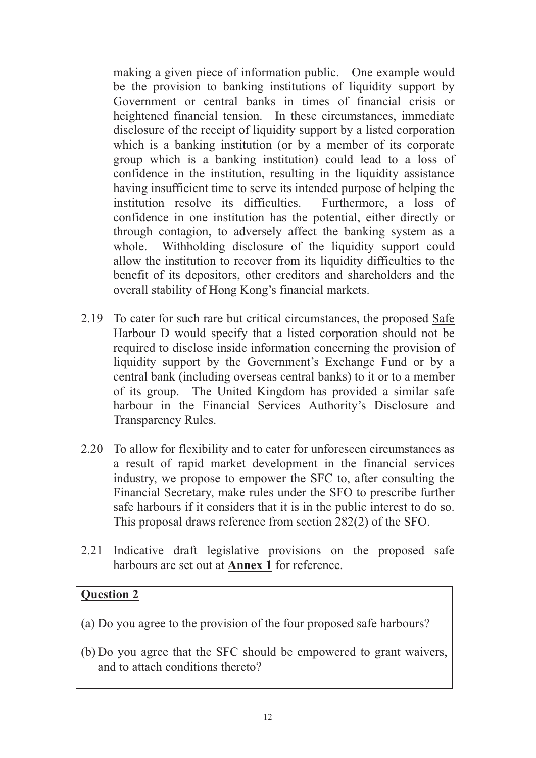making a given piece of information public. One example would be the provision to banking institutions of liquidity support by Government or central banks in times of financial crisis or heightened financial tension. In these circumstances, immediate disclosure of the receipt of liquidity support by a listed corporation which is a banking institution (or by a member of its corporate group which is a banking institution) could lead to a loss of confidence in the institution, resulting in the liquidity assistance having insufficient time to serve its intended purpose of helping the institution resolve its difficulties. Furthermore, a loss of confidence in one institution has the potential, either directly or through contagion, to adversely affect the banking system as a whole. Withholding disclosure of the liquidity support could allow the institution to recover from its liquidity difficulties to the benefit of its depositors, other creditors and shareholders and the overall stability of Hong Kong's financial markets.

2.19 To cater for such rare but critical circumstances, the proposed <u>Safe Harbour D</u> would specify that a listed corporation should not be required to disclose inside information concerning the provision of liquidity support by the Government's Exchange Fund or by a central bank (including overseas central banks) to it or to a member of its group. The United Kingdom has provided a similar safe harbour in the Financial Services Authority's Disclosure and Transparency Rules.

2.20 To allow for flexibility and to cater for unforeseen circumstances as a result of rapid market development in the financial services industry, we <u>propose</u> to empower the SFC to, after consulting the Financial Secretary, make rules under the SFO to prescribe further safe harbours if it considers that it is in the public interest to do so. This proposal draws reference from section 282(2) of the SFO.

2.21 Indicative draft legislative provisions on the proposed safe harbours are set out at **<u>Annex 1</u>** for reference.

**<u>Question 2</u>**

(a) Do you agree to the provision of the four proposed safe harbours?

(b) Do you agree that the SFC should be empowered to grant waivers, and to attach conditions thereto?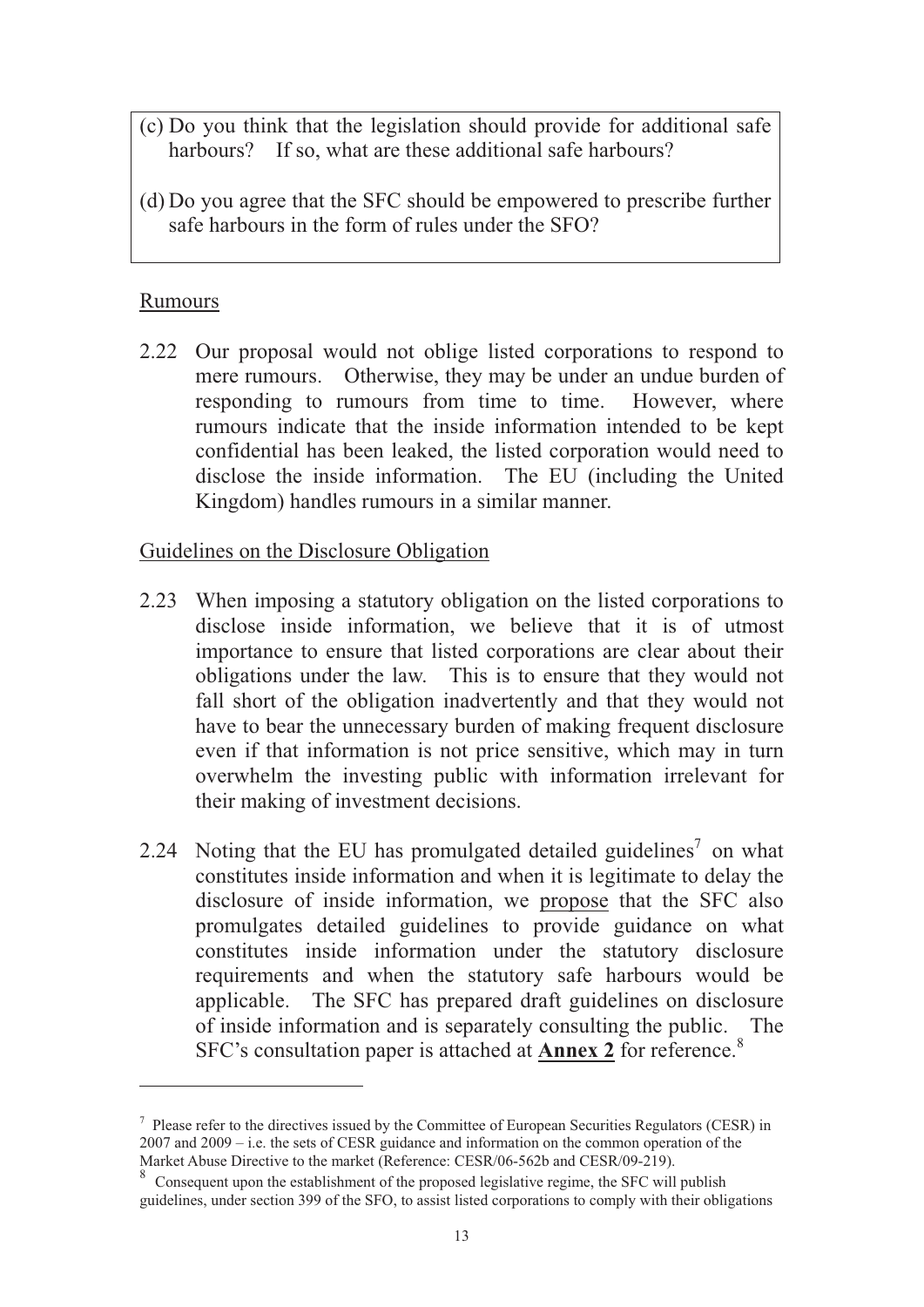> (c) Do you think that the legislation should provide for additional safe harbours? If so, what are these additional safe harbours?
>
> (d) Do you agree that the SFC should be empowered to prescribe further safe harbours in the form of rules under the SFO?

Rumours

2.22 Our proposal would not oblige listed corporations to respond to mere rumours. Otherwise, they may be under an undue burden of responding to rumours from time to time. However, where rumours indicate that the inside information intended to be kept confidential has been leaked, the listed corporation would need to disclose the inside information. The EU (including the United Kingdom) handles rumours in a similar manner.

Guidelines on the Disclosure Obligation

2.23 When imposing a statutory obligation on the listed corporations to disclose inside information, we believe that it is of utmost importance to ensure that listed corporations are clear about their obligations under the law. This is to ensure that they would not fall short of the obligation inadvertently and that they would not have to bear the unnecessary burden of making frequent disclosure even if that information is not price sensitive, which may in turn overwhelm the investing public with information irrelevant for their making of investment decisions.

2.24 Noting that the EU has promulgated detailed guidelines[7] on what constitutes inside information and when it is legitimate to delay the disclosure of inside information, we propose that the SFC also promulgates detailed guidelines to provide guidance on what constitutes inside information under the statutory disclosure requirements and when the statutory safe harbours would be applicable. The SFC has prepared draft guidelines on disclosure of inside information and is separately consulting the public. The SFC's consultation paper is attached at **Annex 2** for reference.[8]

---

[7] Please refer to the directives issued by the Committee of European Securities Regulators (CESR) in 2007 and 2009 – i.e. the sets of CESR guidance and information on the common operation of the Market Abuse Directive to the market (Reference: CESR/06-562b and CESR/09-219).

[8] Consequent upon the establishment of the proposed legislative regime, the SFC will publish guidelines, under section 399 of the SFO, to assist listed corporations to comply with their obligations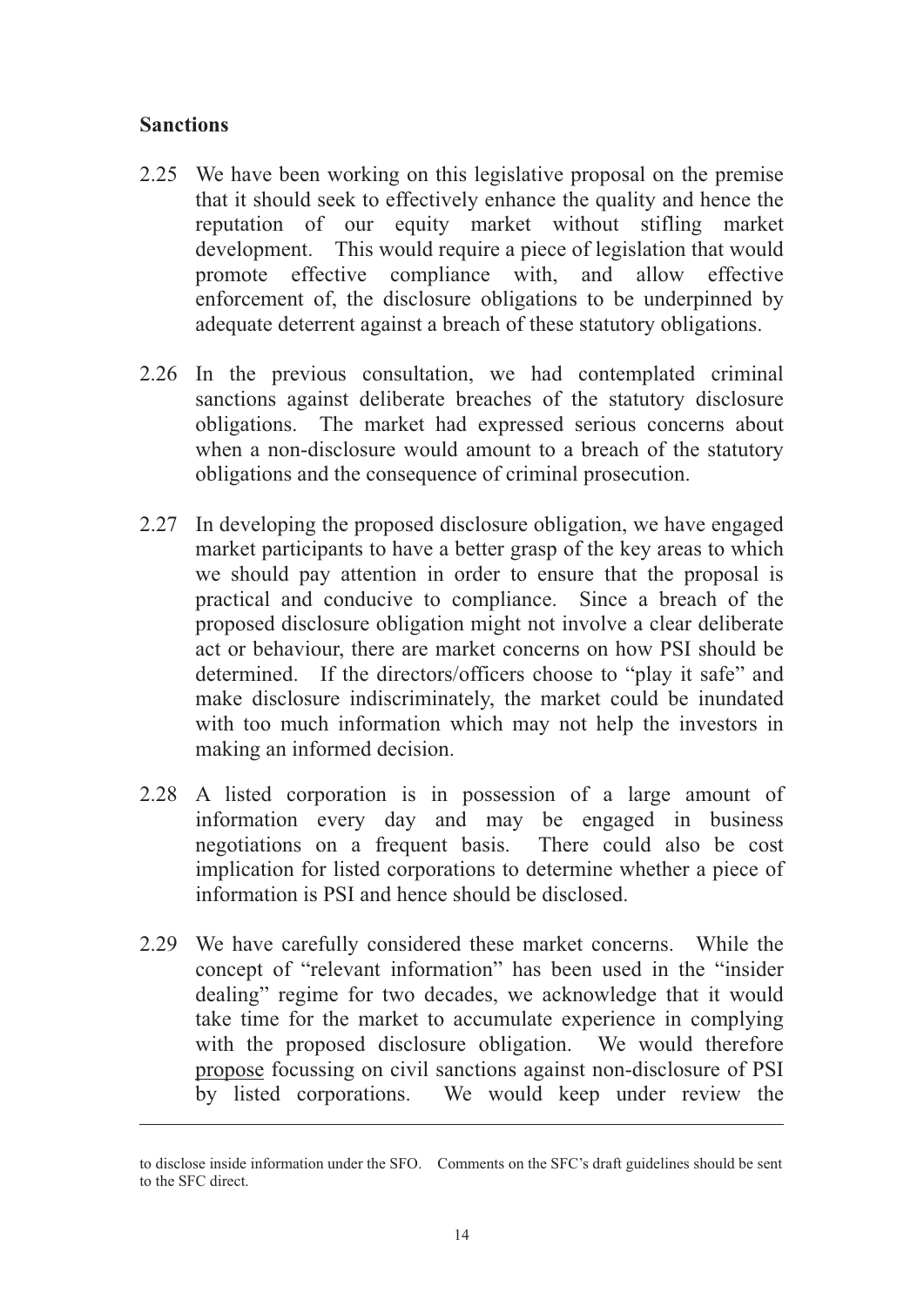## Sanctions

2.25 We have been working on this legislative proposal on the premise that it should seek to effectively enhance the quality and hence the reputation of our equity market without stifling market development. This would require a piece of legislation that would promote effective compliance with, and allow effective enforcement of, the disclosure obligations to be underpinned by adequate deterrent against a breach of these statutory obligations.

2.26 In the previous consultation, we had contemplated criminal sanctions against deliberate breaches of the statutory disclosure obligations. The market had expressed serious concerns about when a non-disclosure would amount to a breach of the statutory obligations and the consequence of criminal prosecution.

2.27 In developing the proposed disclosure obligation, we have engaged market participants to have a better grasp of the key areas to which we should pay attention in order to ensure that the proposal is practical and conducive to compliance. Since a breach of the proposed disclosure obligation might not involve a clear deliberate act or behaviour, there are market concerns on how PSI should be determined. If the directors/officers choose to "play it safe" and make disclosure indiscriminately, the market could be inundated with too much information which may not help the investors in making an informed decision.

2.28 A listed corporation is in possession of a large amount of information every day and may be engaged in business negotiations on a frequent basis. There could also be cost implication for listed corporations to determine whether a piece of information is PSI and hence should be disclosed.

2.29 We have carefully considered these market concerns. While the concept of "relevant information" has been used in the "insider dealing" regime for two decades, we acknowledge that it would take time for the market to accumulate experience in complying with the proposed disclosure obligation. We would therefore <u>propose</u> focussing on civil sanctions against non-disclosure of PSI by listed corporations. We would keep under review the

---

to disclose inside information under the SFO. Comments on the SFC's draft guidelines should be sent to the SFC direct.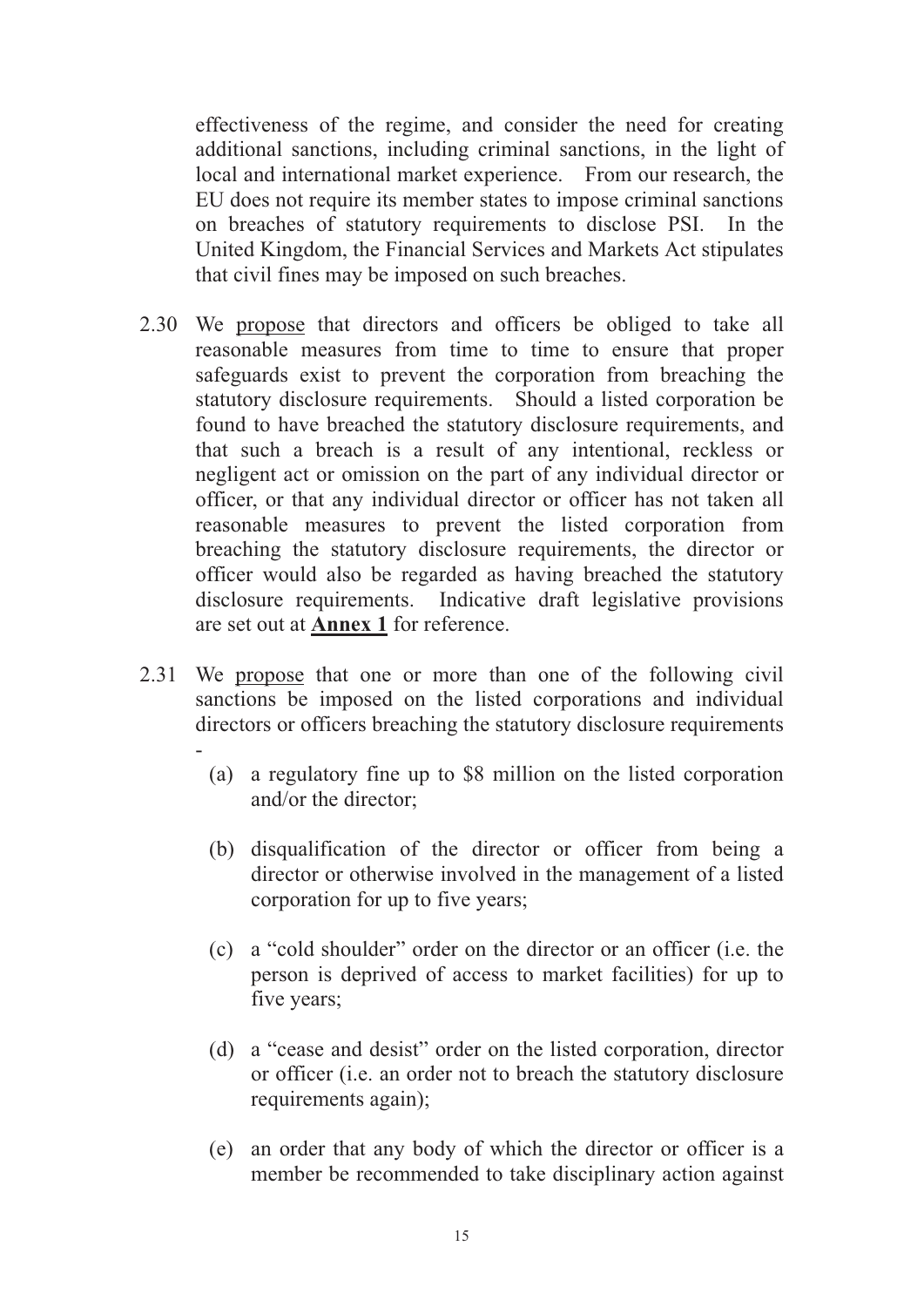effectiveness of the regime, and consider the need for creating additional sanctions, including criminal sanctions, in the light of local and international market experience. From our research, the EU does not require its member states to impose criminal sanctions on breaches of statutory requirements to disclose PSI. In the United Kingdom, the Financial Services and Markets Act stipulates that civil fines may be imposed on such breaches.

2.30 We propose that directors and officers be obliged to take all reasonable measures from time to time to ensure that proper safeguards exist to prevent the corporation from breaching the statutory disclosure requirements. Should a listed corporation be found to have breached the statutory disclosure requirements, and that such a breach is a result of any intentional, reckless or negligent act or omission on the part of any individual director or officer, or that any individual director or officer has not taken all reasonable measures to prevent the listed corporation from breaching the statutory disclosure requirements, the director or officer would also be regarded as having breached the statutory disclosure requirements. Indicative draft legislative provisions are set out at **Annex 1** for reference.

2.31 We propose that one or more than one of the following civil sanctions be imposed on the listed corporations and individual directors or officers breaching the statutory disclosure requirements -

(a) a regulatory fine up to $8 million on the listed corporation and/or the director;

(b) disqualification of the director or officer from being a director or otherwise involved in the management of a listed corporation for up to five years;

(c) a "cold shoulder" order on the director or an officer (i.e. the person is deprived of access to market facilities) for up to five years;

(d) a "cease and desist" order on the listed corporation, director or officer (i.e. an order not to breach the statutory disclosure requirements again);

(e) an order that any body of which the director or officer is a member be recommended to take disciplinary action against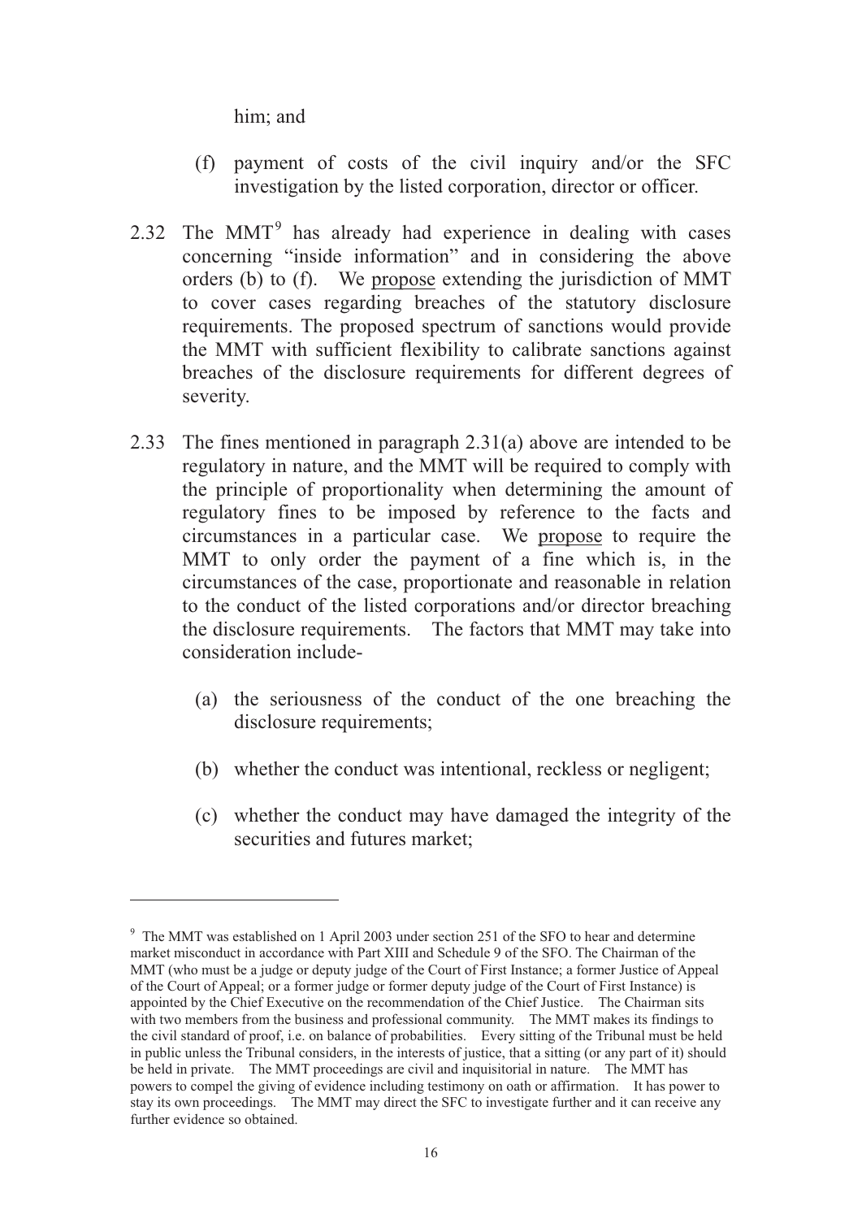him; and

(f) payment of costs of the civil inquiry and/or the SFC investigation by the listed corporation, director or officer.

2.32 The MMT[9] has already had experience in dealing with cases concerning "inside information" and in considering the above orders (b) to (f). We propose extending the jurisdiction of MMT to cover cases regarding breaches of the statutory disclosure requirements. The proposed spectrum of sanctions would provide the MMT with sufficient flexibility to calibrate sanctions against breaches of the disclosure requirements for different degrees of severity.

2.33 The fines mentioned in paragraph 2.31(a) above are intended to be regulatory in nature, and the MMT will be required to comply with the principle of proportionality when determining the amount of regulatory fines to be imposed by reference to the facts and circumstances in a particular case. We propose to require the MMT to only order the payment of a fine which is, in the circumstances of the case, proportionate and reasonable in relation to the conduct of the listed corporations and/or director breaching the disclosure requirements. The factors that MMT may take into consideration include-

(a) the seriousness of the conduct of the one breaching the disclosure requirements;

(b) whether the conduct was intentional, reckless or negligent;

(c) whether the conduct may have damaged the integrity of the securities and futures market;

---

[9] The MMT was established on 1 April 2003 under section 251 of the SFO to hear and determine market misconduct in accordance with Part XIII and Schedule 9 of the SFO. The Chairman of the MMT (who must be a judge or deputy judge of the Court of First Instance; a former Justice of Appeal of the Court of Appeal; or a former judge or former deputy judge of the Court of First Instance) is appointed by the Chief Executive on the recommendation of the Chief Justice. The Chairman sits with two members from the business and professional community. The MMT makes its findings to the civil standard of proof, i.e. on balance of probabilities. Every sitting of the Tribunal must be held in public unless the Tribunal considers, in the interests of justice, that a sitting (or any part of it) should be held in private. The MMT proceedings are civil and inquisitorial in nature. The MMT has powers to compel the giving of evidence including testimony on oath or affirmation. It has power to stay its own proceedings. The MMT may direct the SFC to investigate further and it can receive any further evidence so obtained.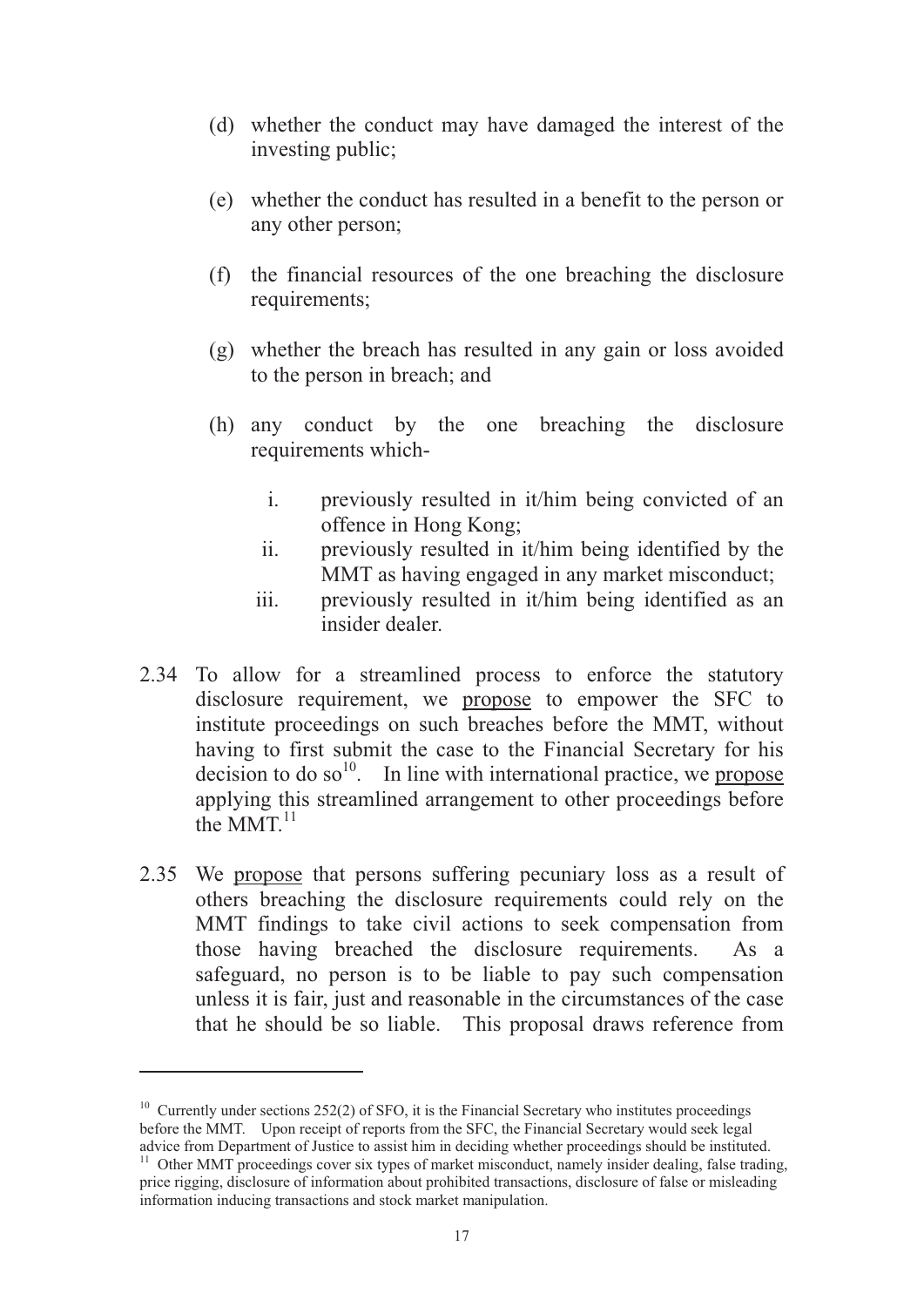(d) whether the conduct may have damaged the interest of the investing public;

(e) whether the conduct has resulted in a benefit to the person or any other person;

(f) the financial resources of the one breaching the disclosure requirements;

(g) whether the breach has resulted in any gain or loss avoided to the person in breach; and

(h) any conduct by the one breaching the disclosure requirements which-

   i. previously resulted in it/him being convicted of an offence in Hong Kong;
   
   ii. previously resulted in it/him being identified by the MMT as having engaged in any market misconduct;
   
   iii. previously resulted in it/him being identified as an insider dealer.

2.34 To allow for a streamlined process to enforce the statutory disclosure requirement, we <u>propose</u> to empower the SFC to institute proceedings on such breaches before the MMT, without having to first submit the case to the Financial Secretary for his decision to do so[10]. In line with international practice, we <u>propose</u> applying this streamlined arrangement to other proceedings before the MMT.[11]

2.35 We <u>propose</u> that persons suffering pecuniary loss as a result of others breaching the disclosure requirements could rely on the MMT findings to take civil actions to seek compensation from those having breached the disclosure requirements. As a safeguard, no person is to be liable to pay such compensation unless it is fair, just and reasonable in the circumstances of the case that he should be so liable. This proposal draws reference from

---

[10] Currently under sections 252(2) of SFO, it is the Financial Secretary who institutes proceedings before the MMT. Upon receipt of reports from the SFC, the Financial Secretary would seek legal advice from Department of Justice to assist him in deciding whether proceedings should be instituted.

[11] Other MMT proceedings cover six types of market misconduct, namely insider dealing, false trading, price rigging, disclosure of information about prohibited transactions, disclosure of false or misleading information inducing transactions and stock market manipulation.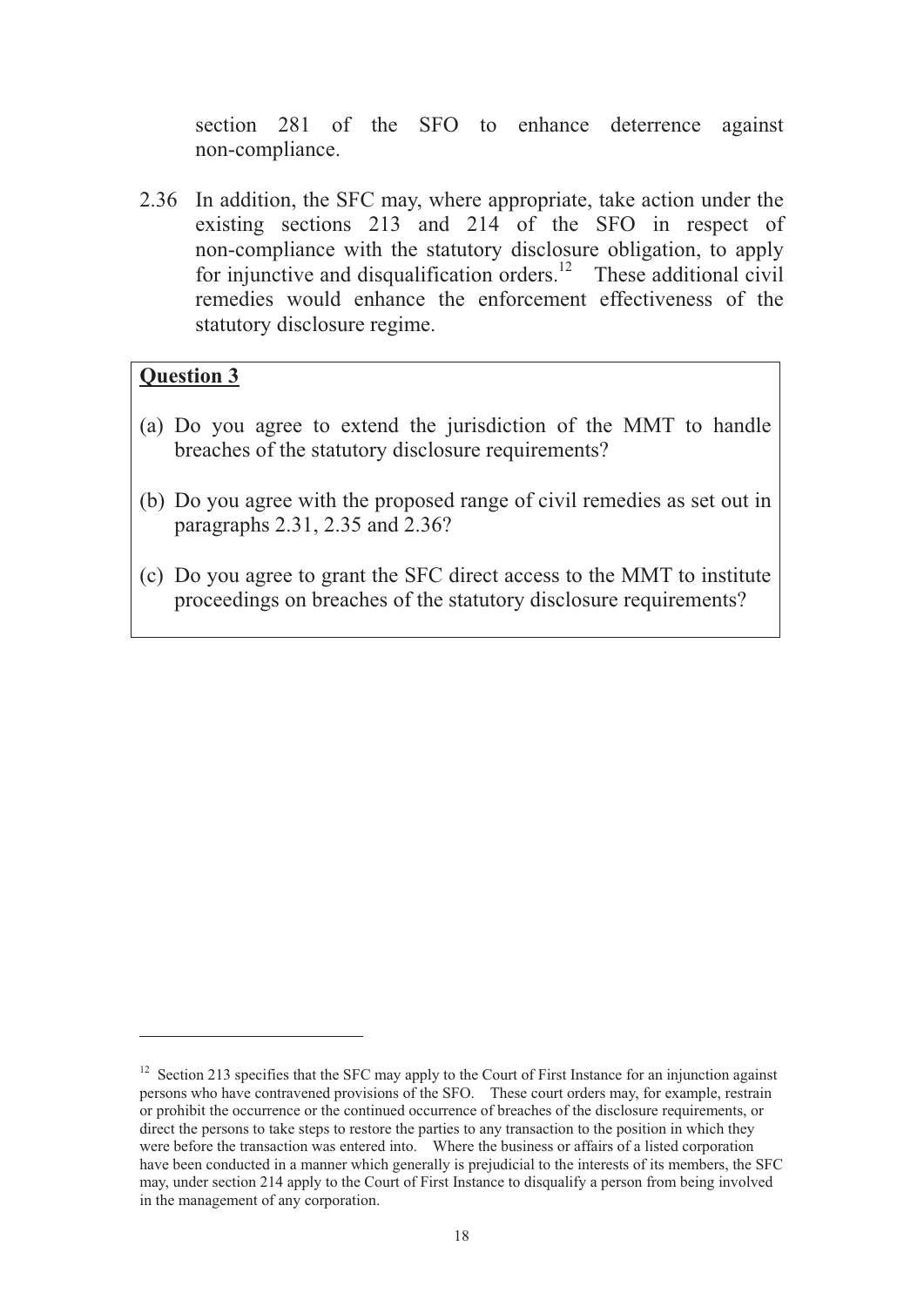section 281 of the SFO to enhance deterrence against non-compliance.

2.36 In addition, the SFC may, where appropriate, take action under the existing sections 213 and 214 of the SFO in respect of non-compliance with the statutory disclosure obligation, to apply for injunctive and disqualification orders.[12] These additional civil remedies would enhance the enforcement effectiveness of the statutory disclosure regime.

**Question 3**

(a) Do you agree to extend the jurisdiction of the MMT to handle breaches of the statutory disclosure requirements?

(b) Do you agree with the proposed range of civil remedies as set out in paragraphs 2.31, 2.35 and 2.36?

(c) Do you agree to grant the SFC direct access to the MMT to institute proceedings on breaches of the statutory disclosure requirements?

---

[12] Section 213 specifies that the SFC may apply to the Court of First Instance for an injunction against persons who have contravened provisions of the SFO. These court orders may, for example, restrain or prohibit the occurrence or the continued occurrence of breaches of the disclosure requirements, or direct the persons to take steps to restore the parties to any transaction to the position in which they were before the transaction was entered into. Where the business or affairs of a listed corporation have been conducted in a manner which generally is prejudicial to the interests of its members, the SFC may, under section 214 apply to the Court of First Instance to disqualify a person from being involved in the management of any corporation.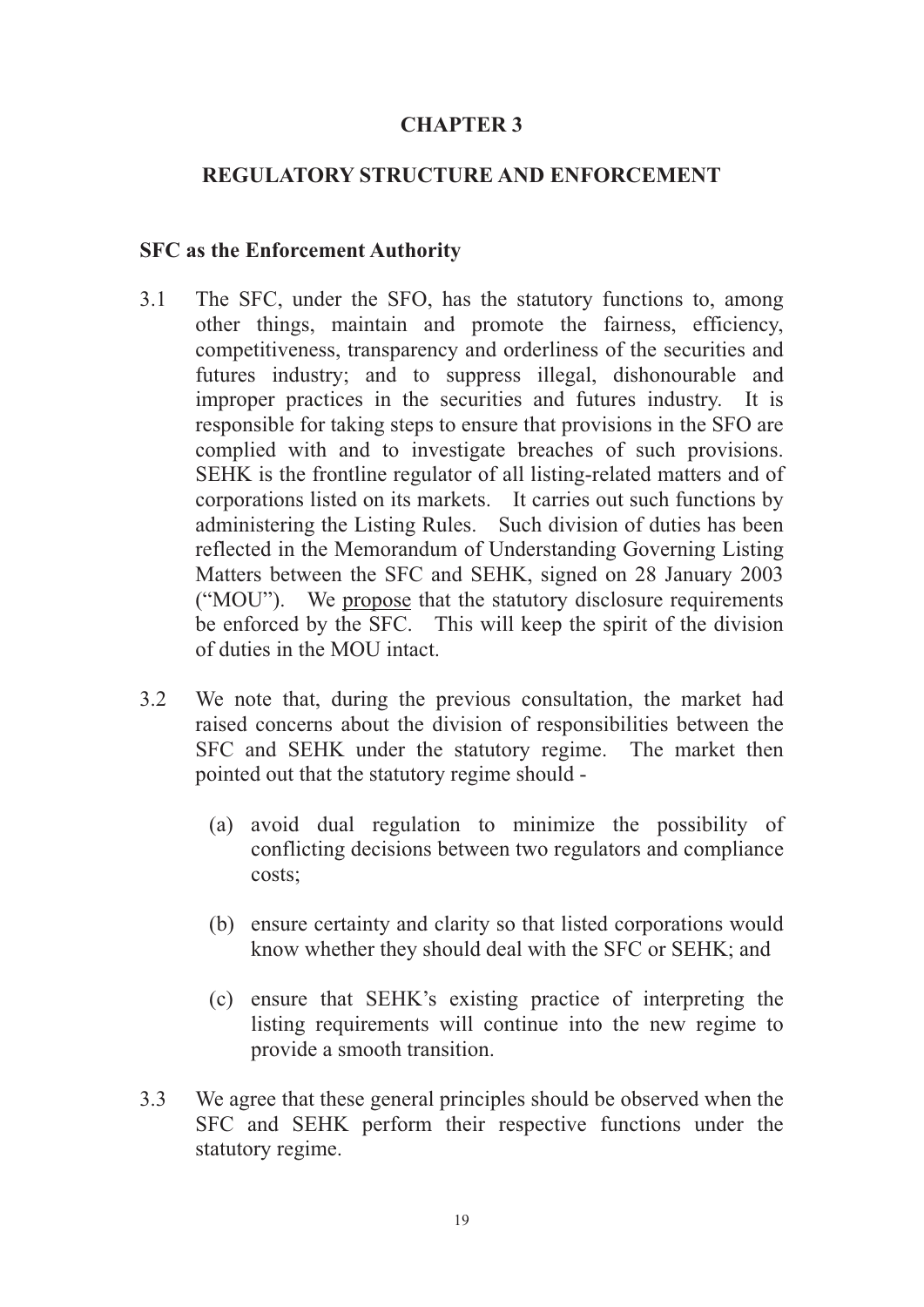# CHAPTER 3

## REGULATORY STRUCTURE AND ENFORCEMENT

### SFC as the Enforcement Authority

3.1 The SFC, under the SFO, has the statutory functions to, among other things, maintain and promote the fairness, efficiency, competitiveness, transparency and orderliness of the securities and futures industry; and to suppress illegal, dishonourable and improper practices in the securities and futures industry. It is responsible for taking steps to ensure that provisions in the SFO are complied with and to investigate breaches of such provisions. SEHK is the frontline regulator of all listing-related matters and of corporations listed on its markets. It carries out such functions by administering the Listing Rules. Such division of duties has been reflected in the Memorandum of Understanding Governing Listing Matters between the SFC and SEHK, signed on 28 January 2003 ("MOU"). We <u>propose</u> that the statutory disclosure requirements be enforced by the SFC. This will keep the spirit of the division of duties in the MOU intact.

3.2 We note that, during the previous consultation, the market had raised concerns about the division of responsibilities between the SFC and SEHK under the statutory regime. The market then pointed out that the statutory regime should -

   (a) avoid dual regulation to minimize the possibility of conflicting decisions between two regulators and compliance costs;

   (b) ensure certainty and clarity so that listed corporations would know whether they should deal with the SFC or SEHK; and

   (c) ensure that SEHK's existing practice of interpreting the listing requirements will continue into the new regime to provide a smooth transition.

3.3 We agree that these general principles should be observed when the SFC and SEHK perform their respective functions under the statutory regime.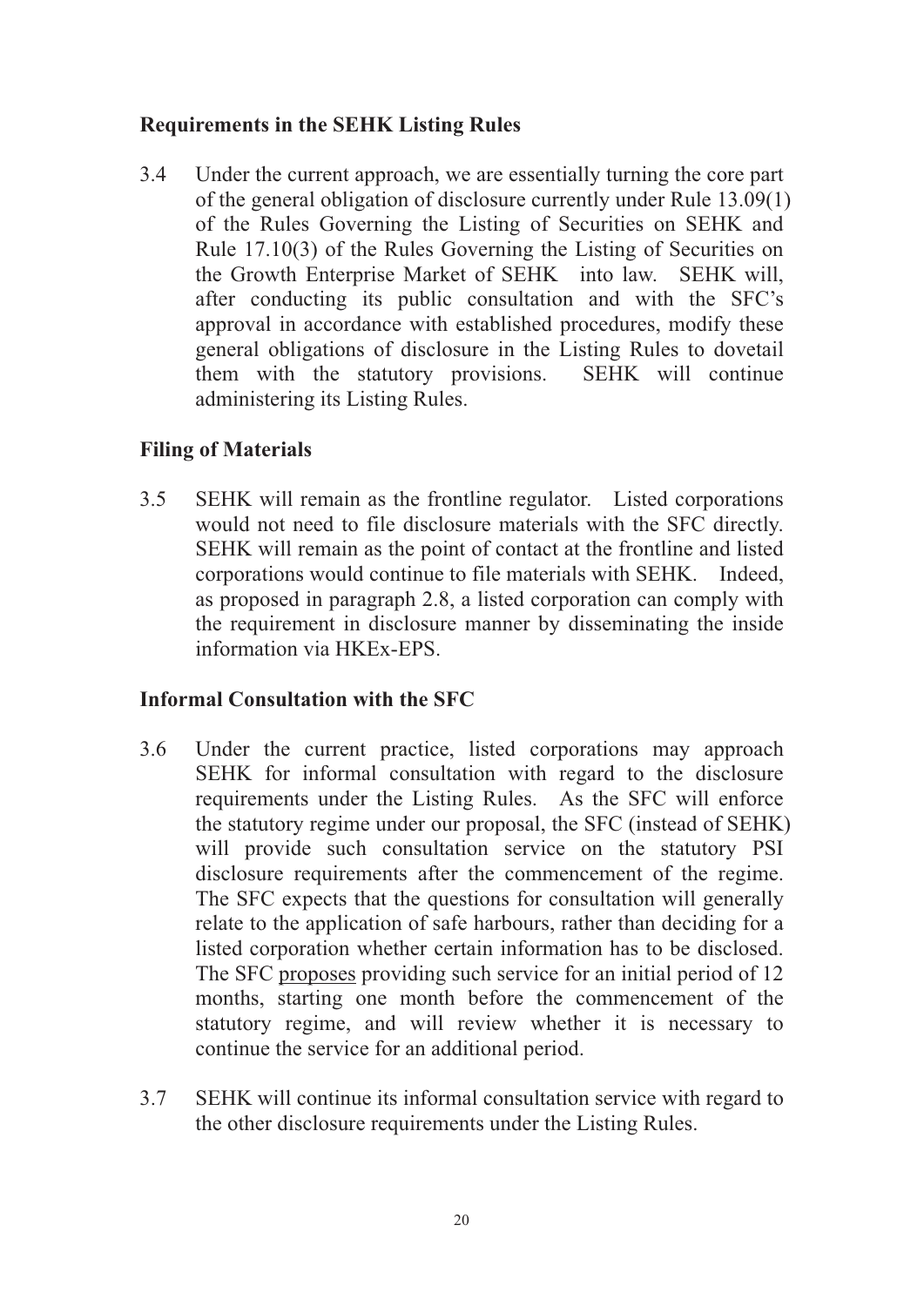### Requirements in the SEHK Listing Rules

3.4 Under the current approach, we are essentially turning the core part of the general obligation of disclosure currently under Rule 13.09(1) of the Rules Governing the Listing of Securities on SEHK and Rule 17.10(3) of the Rules Governing the Listing of Securities on the Growth Enterprise Market of SEHK into law. SEHK will, after conducting its public consultation and with the SFC's approval in accordance with established procedures, modify these general obligations of disclosure in the Listing Rules to dovetail them with the statutory provisions. SEHK will continue administering its Listing Rules.

### Filing of Materials

3.5 SEHK will remain as the frontline regulator. Listed corporations would not need to file disclosure materials with the SFC directly. SEHK will remain as the point of contact at the frontline and listed corporations would continue to file materials with SEHK. Indeed, as proposed in paragraph 2.8, a listed corporation can comply with the requirement in disclosure manner by disseminating the inside information via HKEx-EPS.

### Informal Consultation with the SFC

3.6 Under the current practice, listed corporations may approach SEHK for informal consultation with regard to the disclosure requirements under the Listing Rules. As the SFC will enforce the statutory regime under our proposal, the SFC (instead of SEHK) will provide such consultation service on the statutory PSI disclosure requirements after the commencement of the regime. The SFC expects that the questions for consultation will generally relate to the application of safe harbours, rather than deciding for a listed corporation whether certain information has to be disclosed. The SFC <u>proposes</u> providing such service for an initial period of 12 months, starting one month before the commencement of the statutory regime, and will review whether it is necessary to continue the service for an additional period.

3.7 SEHK will continue its informal consultation service with regard to the other disclosure requirements under the Listing Rules.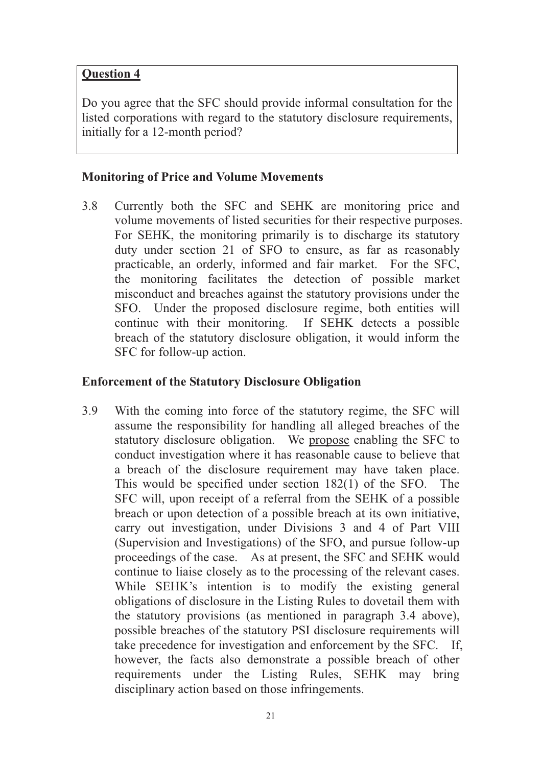**Question 4**

Do you agree that the SFC should provide informal consultation for the listed corporations with regard to the statutory disclosure requirements, initially for a 12-month period?

**Monitoring of Price and Volume Movements**

3.8 Currently both the SFC and SEHK are monitoring price and volume movements of listed securities for their respective purposes. For SEHK, the monitoring primarily is to discharge its statutory duty under section 21 of SFO to ensure, as far as reasonably practicable, an orderly, informed and fair market. For the SFC, the monitoring facilitates the detection of possible market misconduct and breaches against the statutory provisions under the SFO. Under the proposed disclosure regime, both entities will continue with their monitoring. If SEHK detects a possible breach of the statutory disclosure obligation, it would inform the SFC for follow-up action.

**Enforcement of the Statutory Disclosure Obligation**

3.9 With the coming into force of the statutory regime, the SFC will assume the responsibility for handling all alleged breaches of the statutory disclosure obligation. We <u>propose</u> enabling the SFC to conduct investigation where it has reasonable cause to believe that a breach of the disclosure requirement may have taken place. This would be specified under section 182(1) of the SFO. The SFC will, upon receipt of a referral from the SEHK of a possible breach or upon detection of a possible breach at its own initiative, carry out investigation, under Divisions 3 and 4 of Part VIII (Supervision and Investigations) of the SFO, and pursue follow-up proceedings of the case. As at present, the SFC and SEHK would continue to liaise closely as to the processing of the relevant cases. While SEHK's intention is to modify the existing general obligations of disclosure in the Listing Rules to dovetail them with the statutory provisions (as mentioned in paragraph 3.4 above), possible breaches of the statutory PSI disclosure requirements will take precedence for investigation and enforcement by the SFC. If, however, the facts also demonstrate a possible breach of other requirements under the Listing Rules, SEHK may bring disciplinary action based on those infringements.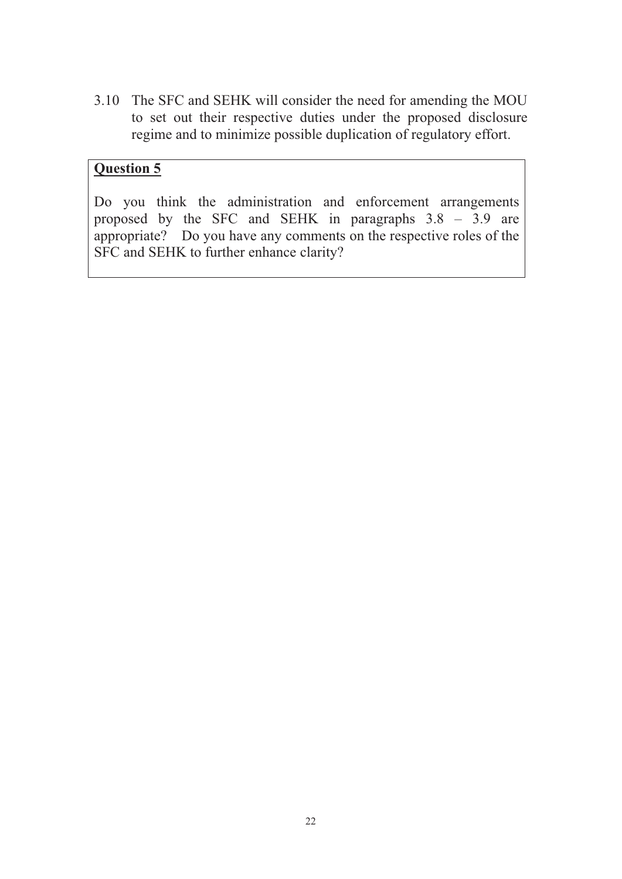3.10 The SFC and SEHK will consider the need for amending the MOU to set out their respective duties under the proposed disclosure regime and to minimize possible duplication of regulatory effort.

**<u>Question 5</u>**

Do you think the administration and enforcement arrangements proposed by the SFC and SEHK in paragraphs 3.8 – 3.9 are appropriate? Do you have any comments on the respective roles of the SFC and SEHK to further enhance clarity?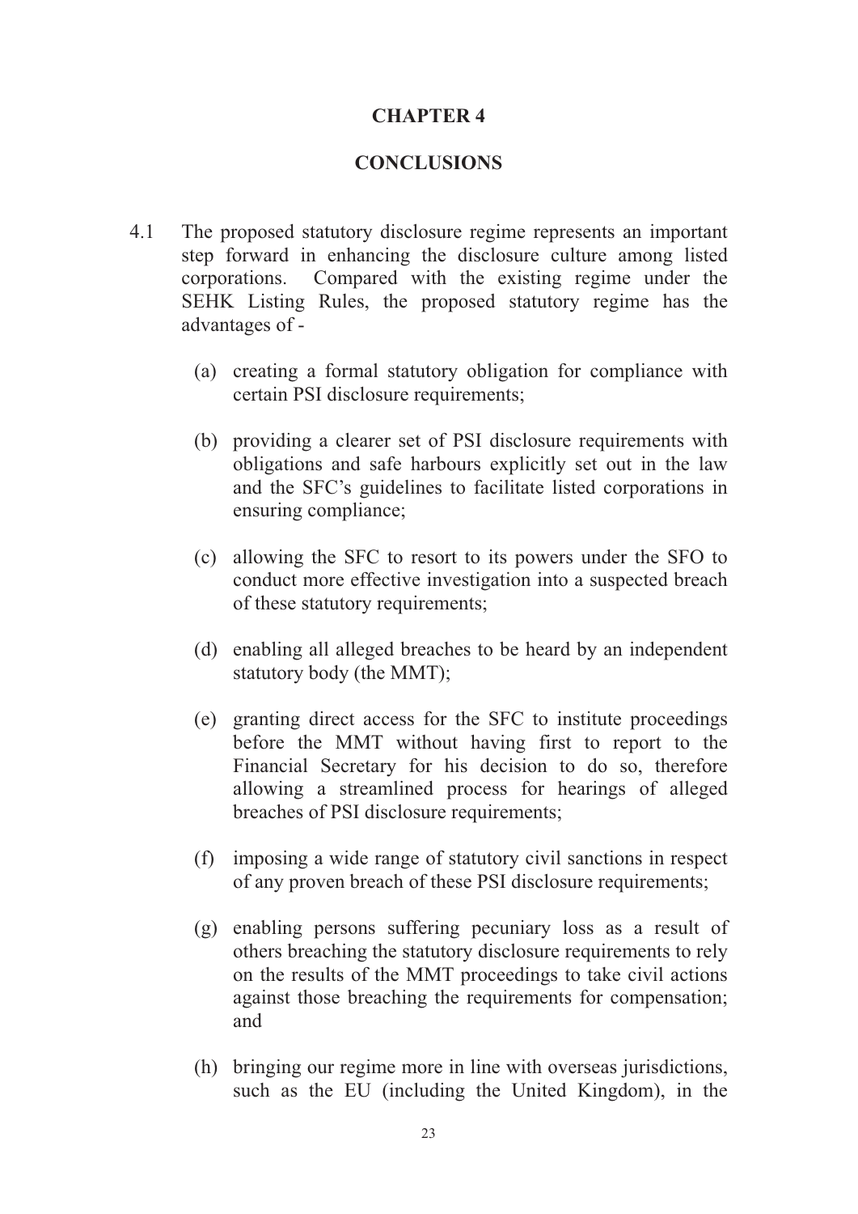# CHAPTER 4

## CONCLUSIONS

4.1 The proposed statutory disclosure regime represents an important step forward in enhancing the disclosure culture among listed corporations. Compared with the existing regime under the SEHK Listing Rules, the proposed statutory regime has the advantages of -

(a) creating a formal statutory obligation for compliance with certain PSI disclosure requirements;

(b) providing a clearer set of PSI disclosure requirements with obligations and safe harbours explicitly set out in the law and the SFC's guidelines to facilitate listed corporations in ensuring compliance;

(c) allowing the SFC to resort to its powers under the SFO to conduct more effective investigation into a suspected breach of these statutory requirements;

(d) enabling all alleged breaches to be heard by an independent statutory body (the MMT);

(e) granting direct access for the SFC to institute proceedings before the MMT without having first to report to the Financial Secretary for his decision to do so, therefore allowing a streamlined process for hearings of alleged breaches of PSI disclosure requirements;

(f) imposing a wide range of statutory civil sanctions in respect of any proven breach of these PSI disclosure requirements;

(g) enabling persons suffering pecuniary loss as a result of others breaching the statutory disclosure requirements to rely on the results of the MMT proceedings to take civil actions against those breaching the requirements for compensation; and

(h) bringing our regime more in line with overseas jurisdictions, such as the EU (including the United Kingdom), in the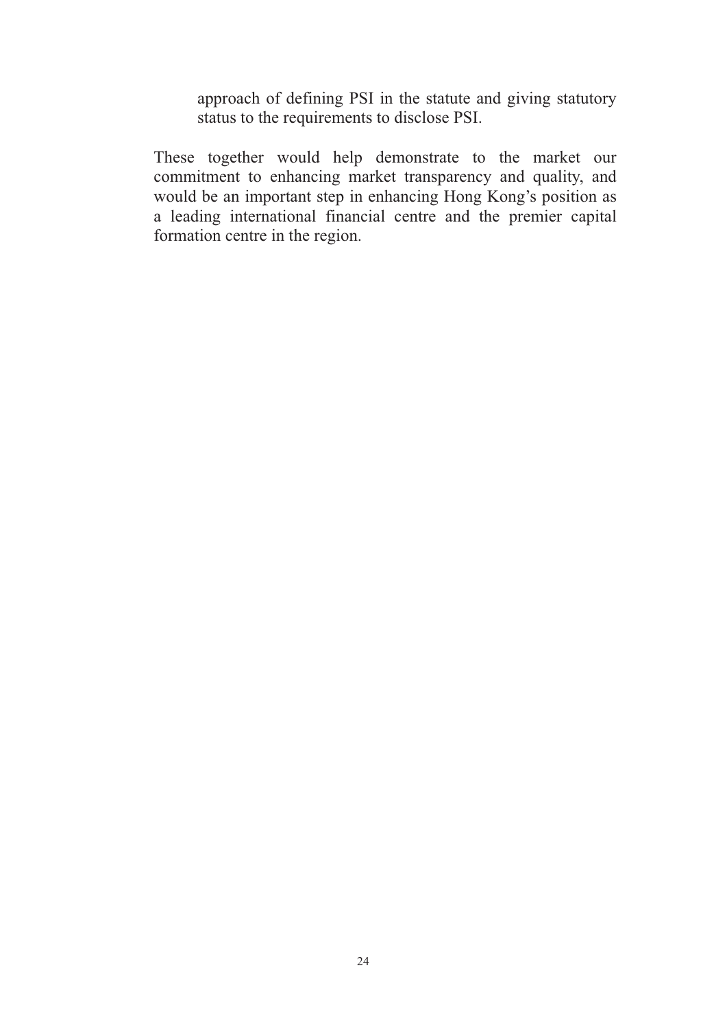approach of defining PSI in the statute and giving statutory status to the requirements to disclose PSI.

These together would help demonstrate to the market our commitment to enhancing market transparency and quality, and would be an important step in enhancing Hong Kong's position as a leading international financial centre and the premier capital formation centre in the region.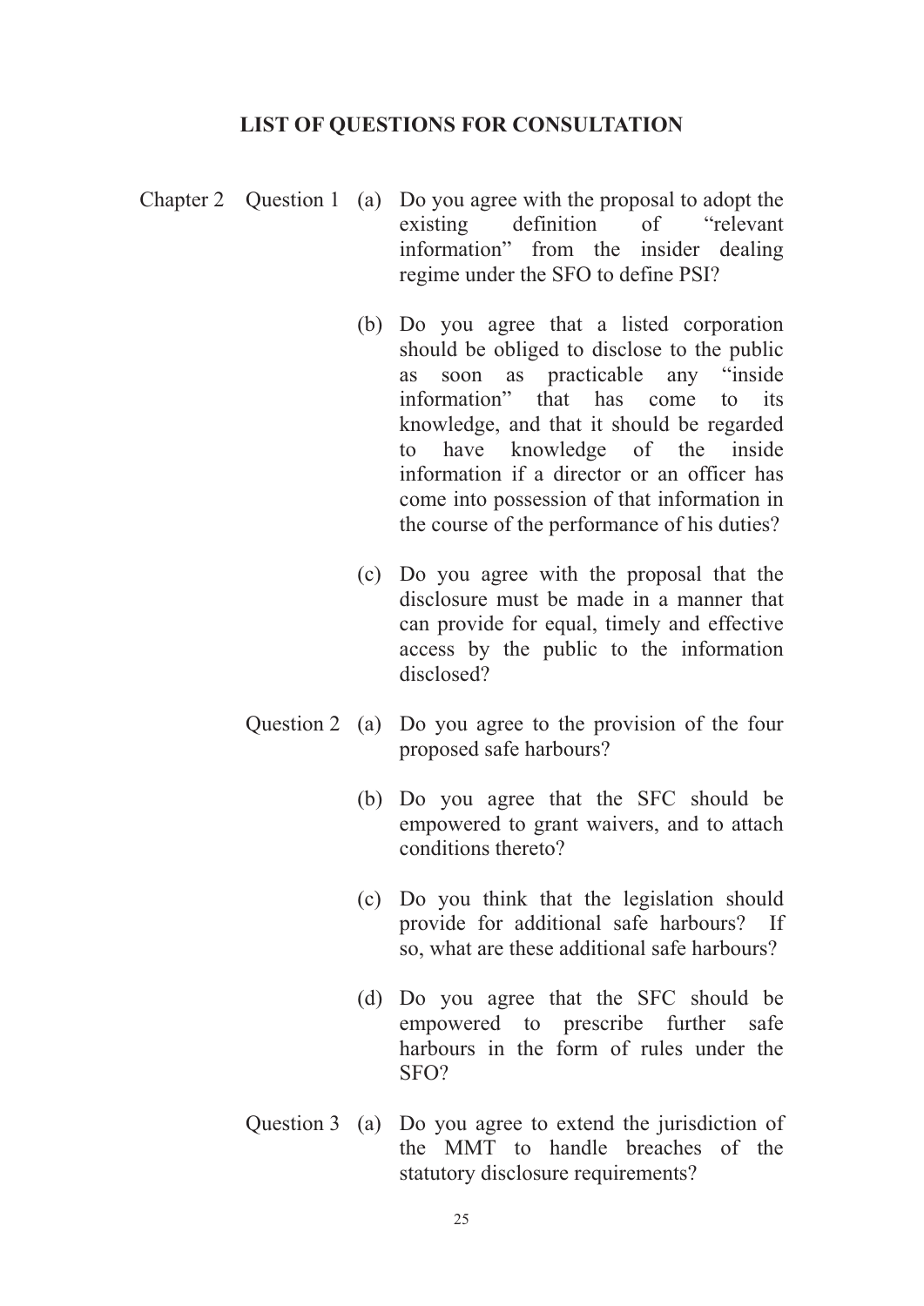## LIST OF QUESTIONS FOR CONSULTATION

**Chapter 2**

**Question 1**

(a) Do you agree with the proposal to adopt the existing definition of "relevant information" from the insider dealing regime under the SFO to define PSI?

(b) Do you agree that a listed corporation should be obliged to disclose to the public as soon as practicable any "inside information" that has come to its knowledge, and that it should be regarded to have knowledge of the inside information if a director or an officer has come into possession of that information in the course of the performance of his duties?

(c) Do you agree with the proposal that the disclosure must be made in a manner that can provide for equal, timely and effective access by the public to the information disclosed?

**Question 2**

(a) Do you agree to the provision of the four proposed safe harbours?

(b) Do you agree that the SFC should be empowered to grant waivers, and to attach conditions thereto?

(c) Do you think that the legislation should provide for additional safe harbours? If so, what are these additional safe harbours?

(d) Do you agree that the SFC should be empowered to prescribe further safe harbours in the form of rules under the SFO?

**Question 3**

(a) Do you agree to extend the jurisdiction of the MMT to handle breaches of the statutory disclosure requirements?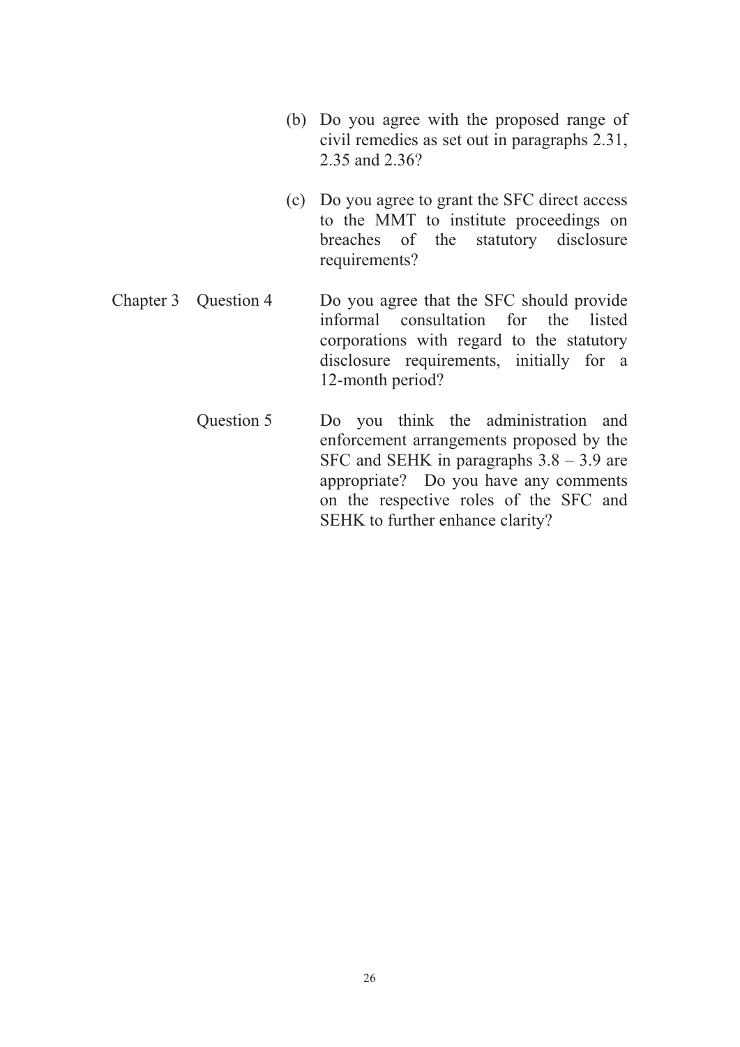(b) Do you agree with the proposed range of civil remedies as set out in paragraphs 2.31, 2.35 and 2.36?

(c) Do you agree to grant the SFC direct access to the MMT to institute proceedings on breaches of the statutory disclosure requirements?

Chapter 3 Question 4 Do you agree that the SFC should provide informal consultation for the listed corporations with regard to the statutory disclosure requirements, initially for a 12-month period?

Question 5 Do you think the administration and enforcement arrangements proposed by the SFC and SEHK in paragraphs 3.8 – 3.9 are appropriate? Do you have any comments on the respective roles of the SFC and SEHK to further enhance clarity?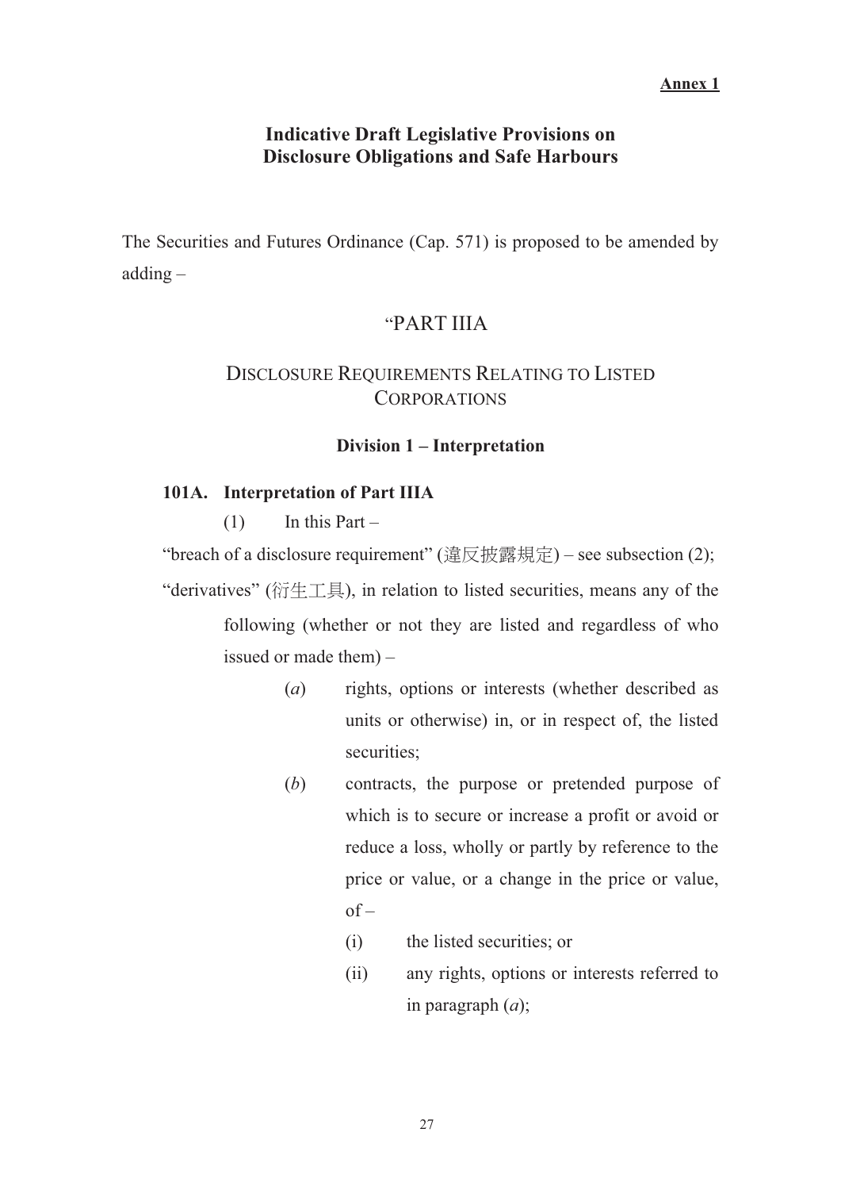**Annex 1**

## Indicative Draft Legislative Provisions on Disclosure Obligations and Safe Harbours

The Securities and Futures Ordinance (Cap. 571) is proposed to be amended by adding –

# "PART IIIA

## DISCLOSURE REQUIREMENTS RELATING TO LISTED CORPORATIONS

### Division 1 – Interpretation

**101A. Interpretation of Part IIIA**

(1) In this Part –

"breach of a disclosure requirement" (違反披露規定) – see subsection (2);

"derivatives" (衍生工具), in relation to listed securities, means any of the following (whether or not they are listed and regardless of who issued or made them) –

(*a*) rights, options or interests (whether described as units or otherwise) in, or in respect of, the listed securities;

(*b*) contracts, the purpose or pretended purpose of which is to secure or increase a profit or avoid or reduce a loss, wholly or partly by reference to the price or value, or a change in the price or value, of –

(i) the listed securities; or

(ii) any rights, options or interests referred to in paragraph (*a*);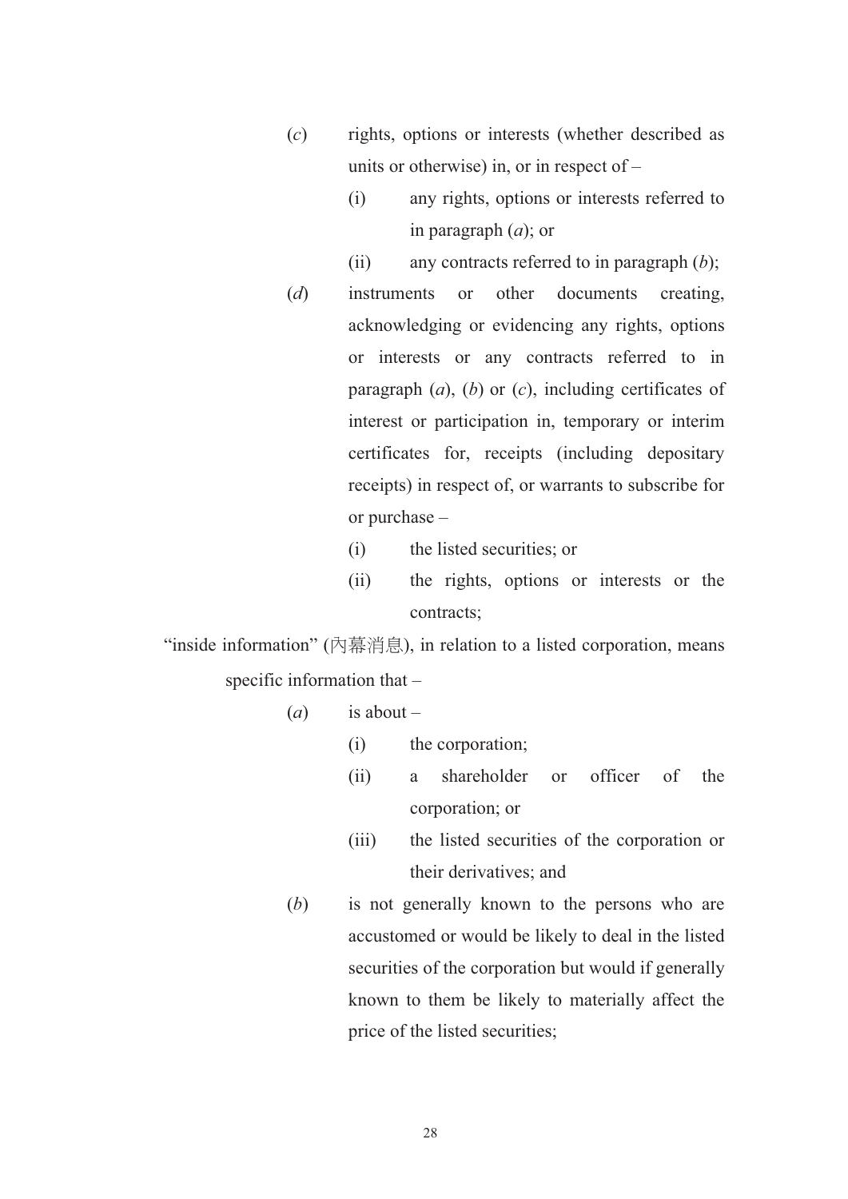(*c*) rights, options or interests (whether described as units or otherwise) in, or in respect of –

   (i) any rights, options or interests referred to in paragraph (*a*); or

   (ii) any contracts referred to in paragraph (*b*);

(*d*) instruments or other documents creating, acknowledging or evidencing any rights, options or interests or any contracts referred to in paragraph (*a*), (*b*) or (*c*), including certificates of interest or participation in, temporary or interim certificates for, receipts (including depositary receipts) in respect of, or warrants to subscribe for or purchase –

   (i) the listed securities; or

   (ii) the rights, options or interests or the contracts;

"inside information" (內幕消息), in relation to a listed corporation, means specific information that –

(*a*) is about –

   (i) the corporation;

   (ii) a shareholder or officer of the corporation; or

   (iii) the listed securities of the corporation or their derivatives; and

(*b*) is not generally known to the persons who are accustomed or would be likely to deal in the listed securities of the corporation but would if generally known to them be likely to materially affect the price of the listed securities;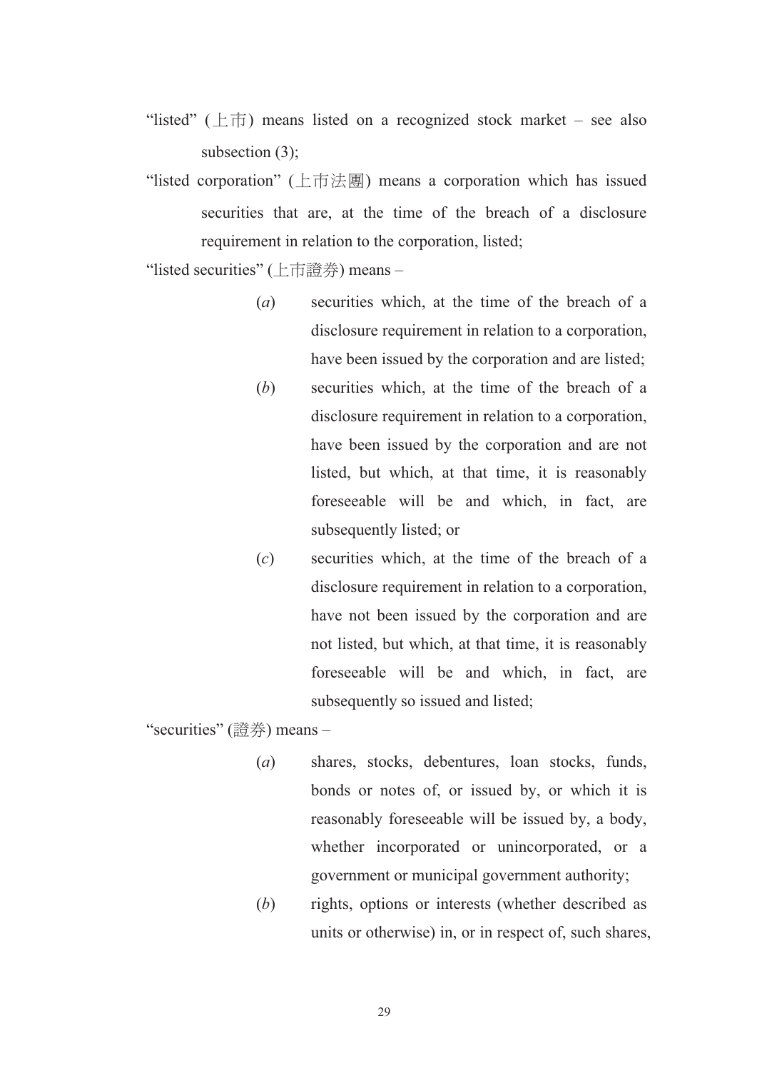"listed" (上市) means listed on a recognized stock market – see also subsection (3);

"listed corporation" (上市法團) means a corporation which has issued securities that are, at the time of the breach of a disclosure requirement in relation to the corporation, listed;

"listed securities" (上市證券) means –

(*a*) securities which, at the time of the breach of a disclosure requirement in relation to a corporation, have been issued by the corporation and are listed;

(*b*) securities which, at the time of the breach of a disclosure requirement in relation to a corporation, have been issued by the corporation and are not listed, but which, at that time, it is reasonably foreseeable will be and which, in fact, are subsequently listed; or

(*c*) securities which, at the time of the breach of a disclosure requirement in relation to a corporation, have not been issued by the corporation and are not listed, but which, at that time, it is reasonably foreseeable will be and which, in fact, are subsequently so issued and listed;

"securities" (證券) means –

(*a*) shares, stocks, debentures, loan stocks, funds, bonds or notes of, or issued by, or which it is reasonably foreseeable will be issued by, a body, whether incorporated or unincorporated, or a government or municipal government authority;

(*b*) rights, options or interests (whether described as units or otherwise) in, or in respect of, such shares,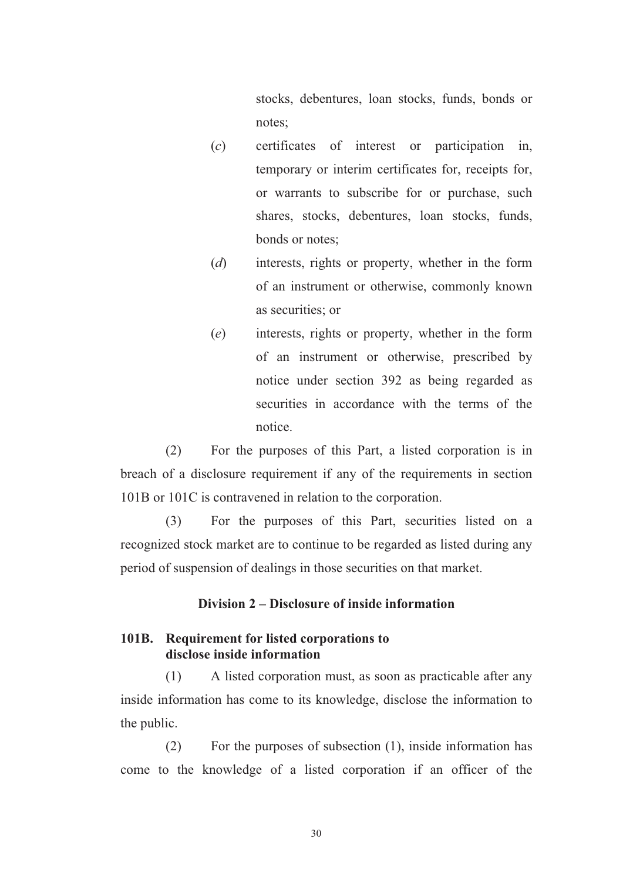stocks, debentures, loan stocks, funds, bonds or notes;

(*c*) certificates of interest or participation in, temporary or interim certificates for, receipts for, or warrants to subscribe for or purchase, such shares, stocks, debentures, loan stocks, funds, bonds or notes;

(*d*) interests, rights or property, whether in the form of an instrument or otherwise, commonly known as securities; or

(*e*) interests, rights or property, whether in the form of an instrument or otherwise, prescribed by notice under section 392 as being regarded as securities in accordance with the terms of the notice.

(2) For the purposes of this Part, a listed corporation is in breach of a disclosure requirement if any of the requirements in section 101B or 101C is contravened in relation to the corporation.

(3) For the purposes of this Part, securities listed on a recognized stock market are to continue to be regarded as listed during any period of suspension of dealings in those securities on that market.

## Division 2 – Disclosure of inside information

### 101B. Requirement for listed corporations to disclose inside information

(1) A listed corporation must, as soon as practicable after any inside information has come to its knowledge, disclose the information to the public.

(2) For the purposes of subsection (1), inside information has come to the knowledge of a listed corporation if an officer of the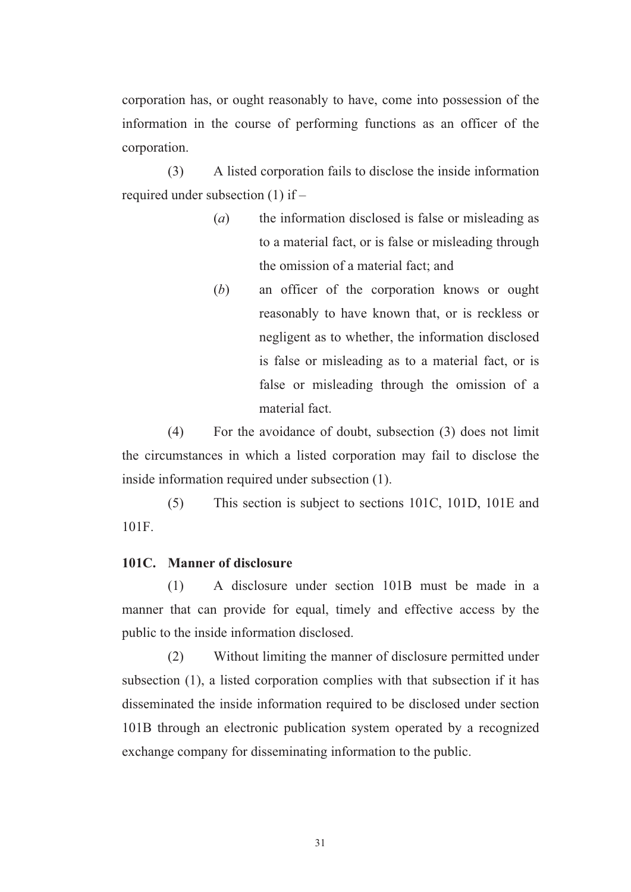corporation has, or ought reasonably to have, come into possession of the information in the course of performing functions as an officer of the corporation.

(3) A listed corporation fails to disclose the inside information required under subsection (1) if –

(*a*) the information disclosed is false or misleading as to a material fact, or is false or misleading through the omission of a material fact; and

(*b*) an officer of the corporation knows or ought reasonably to have known that, or is reckless or negligent as to whether, the information disclosed is false or misleading as to a material fact, or is false or misleading through the omission of a material fact.

(4) For the avoidance of doubt, subsection (3) does not limit the circumstances in which a listed corporation may fail to disclose the inside information required under subsection (1).

(5) This section is subject to sections 101C, 101D, 101E and 101F.

**101C. Manner of disclosure**

(1) A disclosure under section 101B must be made in a manner that can provide for equal, timely and effective access by the public to the inside information disclosed.

(2) Without limiting the manner of disclosure permitted under subsection (1), a listed corporation complies with that subsection if it has disseminated the inside information required to be disclosed under section 101B through an electronic publication system operated by a recognized exchange company for disseminating information to the public.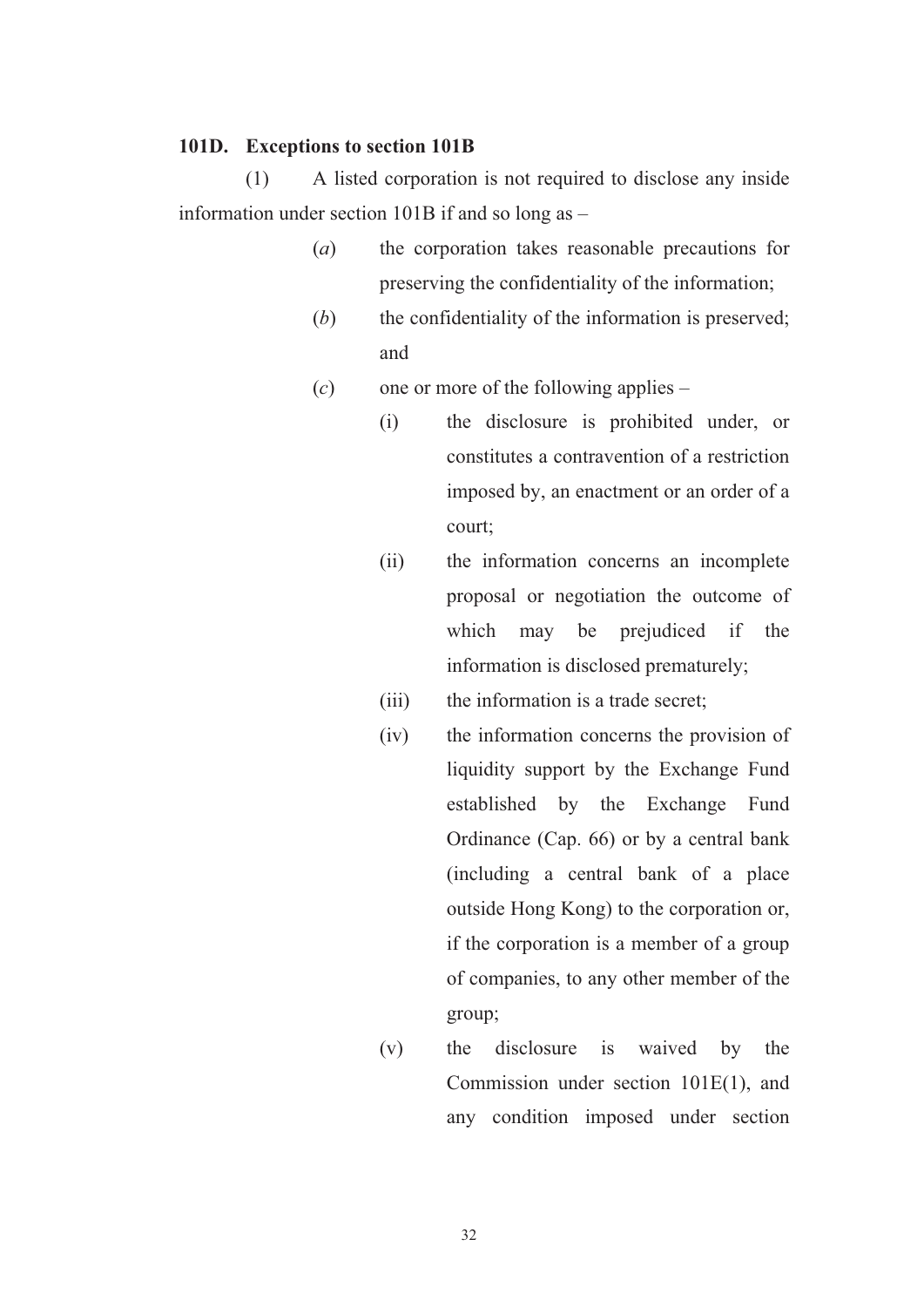**101D. Exceptions to section 101B**

(1) A listed corporation is not required to disclose any inside information under section 101B if and so long as –

- (*a*) the corporation takes reasonable precautions for preserving the confidentiality of the information;
- (*b*) the confidentiality of the information is preserved; and
- (*c*) one or more of the following applies –
  - (i) the disclosure is prohibited under, or constitutes a contravention of a restriction imposed by, an enactment or an order of a court;
  - (ii) the information concerns an incomplete proposal or negotiation the outcome of which may be prejudiced if the information is disclosed prematurely;
  - (iii) the information is a trade secret;
  - (iv) the information concerns the provision of liquidity support by the Exchange Fund established by the Exchange Fund Ordinance (Cap. 66) or by a central bank (including a central bank of a place outside Hong Kong) to the corporation or, if the corporation is a member of a group of companies, to any other member of the group;
  - (v) the disclosure is waived by the Commission under section 101E(1), and any condition imposed under section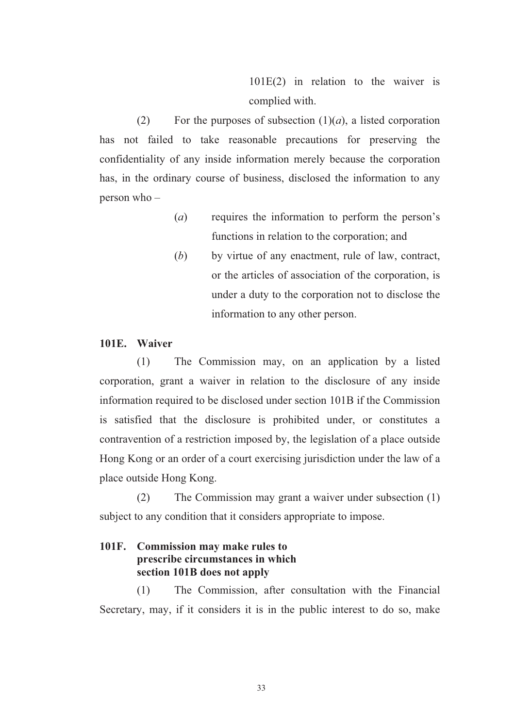101E(2) in relation to the waiver is complied with.

(2) For the purposes of subsection (1)(*a*), a listed corporation has not failed to take reasonable precautions for preserving the confidentiality of any inside information merely because the corporation has, in the ordinary course of business, disclosed the information to any person who –

(*a*) requires the information to perform the person's functions in relation to the corporation; and

(*b*) by virtue of any enactment, rule of law, contract, or the articles of association of the corporation, is under a duty to the corporation not to disclose the information to any other person.

**101E. Waiver**

(1) The Commission may, on an application by a listed corporation, grant a waiver in relation to the disclosure of any inside information required to be disclosed under section 101B if the Commission is satisfied that the disclosure is prohibited under, or constitutes a contravention of a restriction imposed by, the legislation of a place outside Hong Kong or an order of a court exercising jurisdiction under the law of a place outside Hong Kong.

(2) The Commission may grant a waiver under subsection (1) subject to any condition that it considers appropriate to impose.

**101F. Commission may make rules to prescribe circumstances in which section 101B does not apply**

(1) The Commission, after consultation with the Financial Secretary, may, if it considers it is in the public interest to do so, make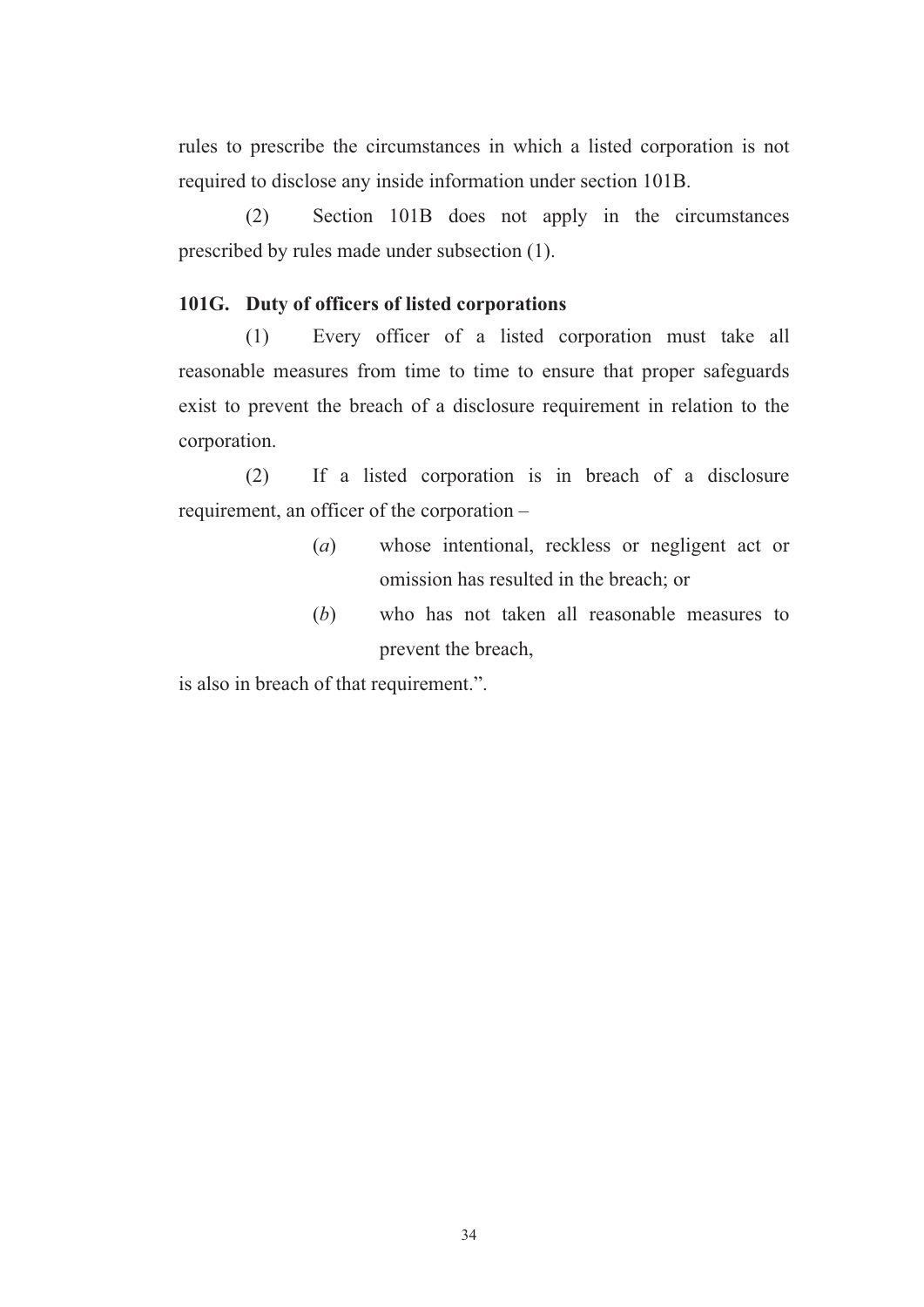rules to prescribe the circumstances in which a listed corporation is not required to disclose any inside information under section 101B.

(2) Section 101B does not apply in the circumstances prescribed by rules made under subsection (1).

**101G. Duty of officers of listed corporations**

(1) Every officer of a listed corporation must take all reasonable measures from time to time to ensure that proper safeguards exist to prevent the breach of a disclosure requirement in relation to the corporation.

(2) If a listed corporation is in breach of a disclosure requirement, an officer of the corporation –

(*a*) whose intentional, reckless or negligent act or omission has resulted in the breach; or

(*b*) who has not taken all reasonable measures to prevent the breach,

is also in breach of that requirement.".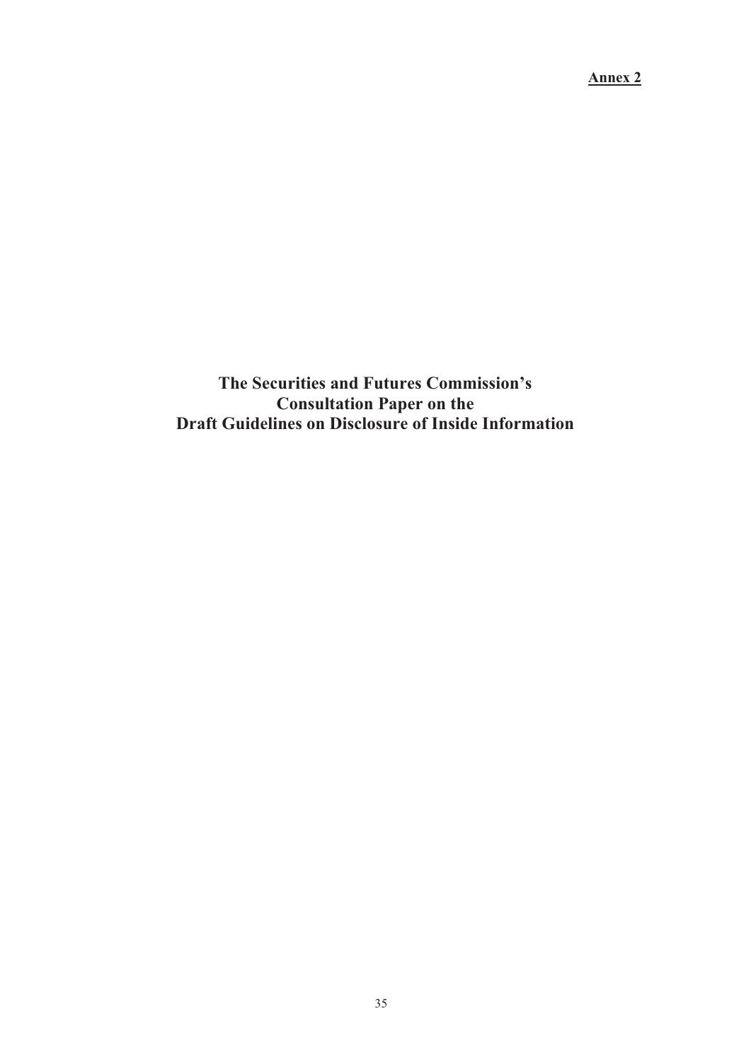**Annex 2**

# The Securities and Futures Commission's Consultation Paper on the Draft Guidelines on Disclosure of Inside Information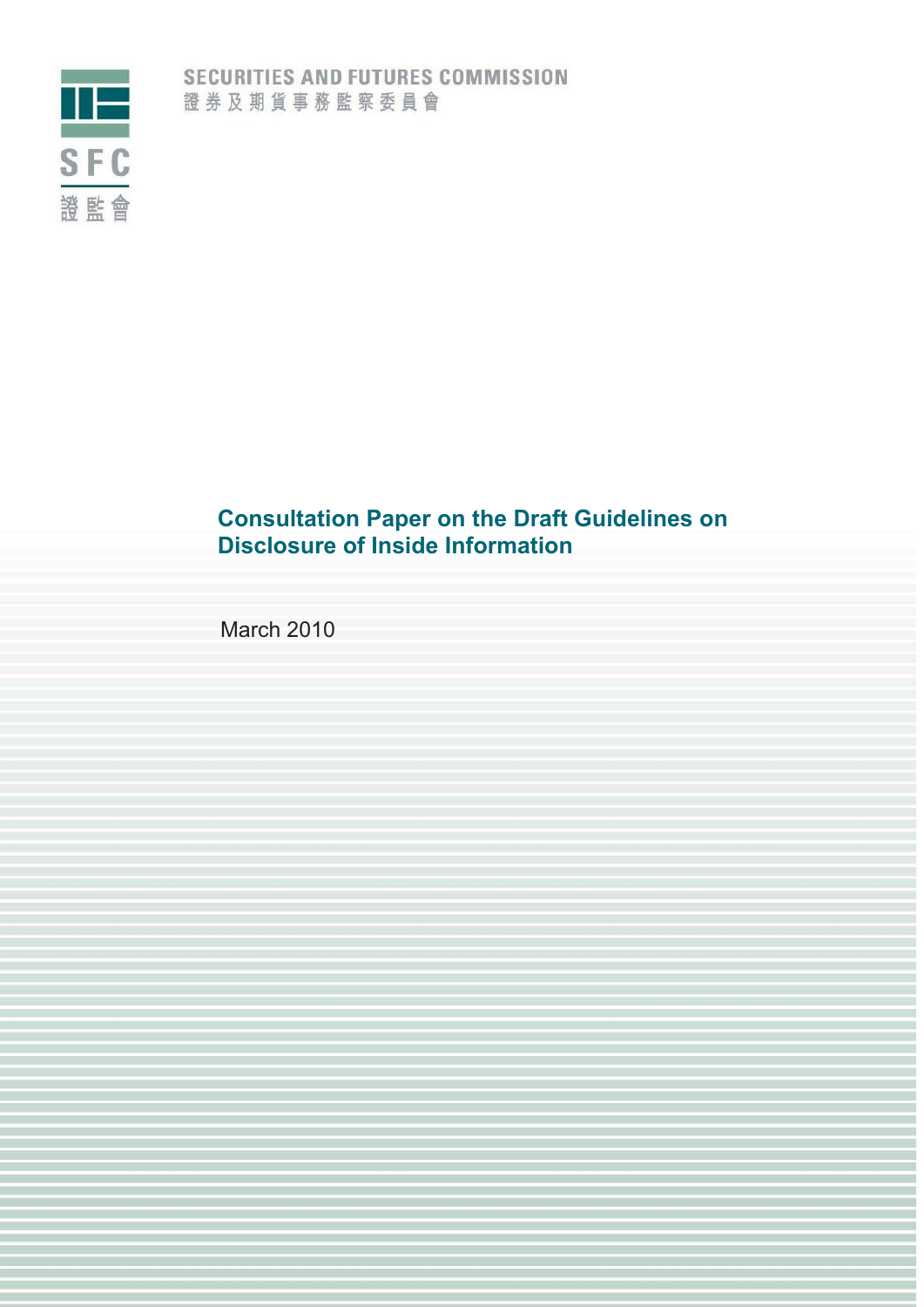SECURITIES AND FUTURES COMMISSION
證券及期貨事務監察委員會

SFC
證監會

# Consultation Paper on the Draft Guidelines on Disclosure of Inside Information

March 2010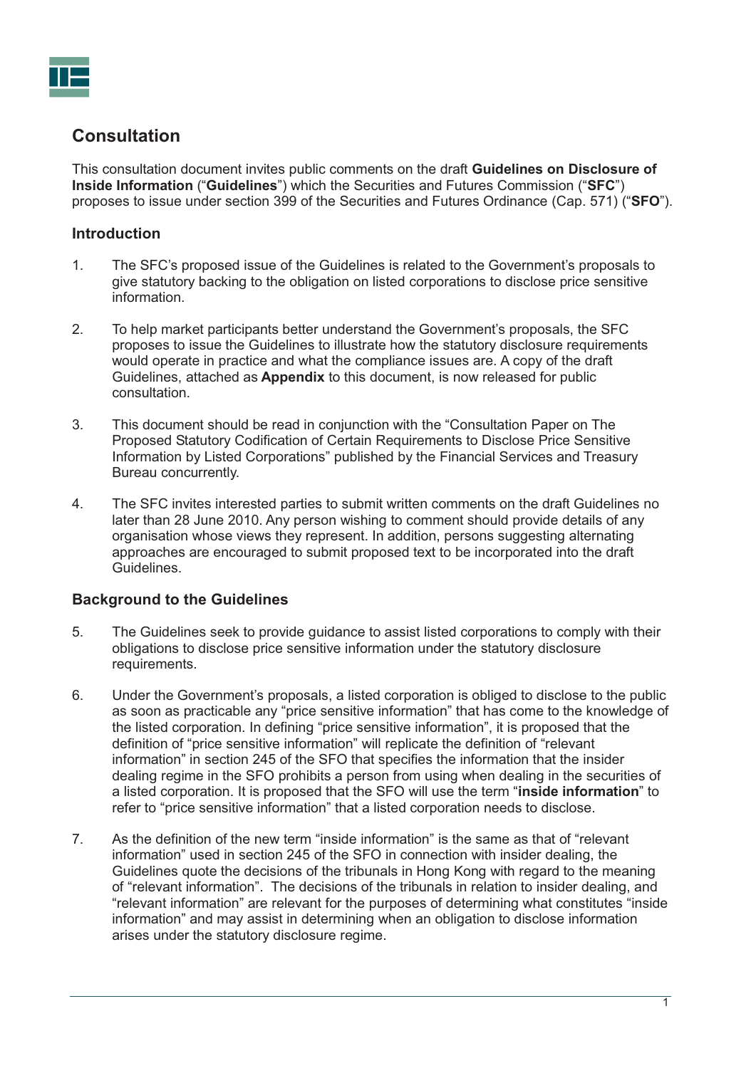## Consultation

This consultation document invites public comments on the draft **Guidelines on Disclosure of Inside Information** ("**Guidelines**") which the Securities and Futures Commission ("**SFC**") proposes to issue under section 399 of the Securities and Futures Ordinance (Cap. 571) ("**SFO**").

### Introduction

1. The SFC's proposed issue of the Guidelines is related to the Government's proposals to give statutory backing to the obligation on listed corporations to disclose price sensitive information.

2. To help market participants better understand the Government's proposals, the SFC proposes to issue the Guidelines to illustrate how the statutory disclosure requirements would operate in practice and what the compliance issues are. A copy of the draft Guidelines, attached as **Appendix** to this document, is now released for public consultation.

3. This document should be read in conjunction with the "Consultation Paper on The Proposed Statutory Codification of Certain Requirements to Disclose Price Sensitive Information by Listed Corporations" published by the Financial Services and Treasury Bureau concurrently.

4. The SFC invites interested parties to submit written comments on the draft Guidelines no later than 28 June 2010. Any person wishing to comment should provide details of any organisation whose views they represent. In addition, persons suggesting alternating approaches are encouraged to submit proposed text to be incorporated into the draft Guidelines.

### Background to the Guidelines

5. The Guidelines seek to provide guidance to assist listed corporations to comply with their obligations to disclose price sensitive information under the statutory disclosure requirements.

6. Under the Government's proposals, a listed corporation is obliged to disclose to the public as soon as practicable any "price sensitive information" that has come to the knowledge of the listed corporation. In defining "price sensitive information", it is proposed that the definition of "price sensitive information" will replicate the definition of "relevant information" in section 245 of the SFO that specifies the information that the insider dealing regime in the SFO prohibits a person from using when dealing in the securities of a listed corporation. It is proposed that the SFO will use the term "**inside information**" to refer to "price sensitive information" that a listed corporation needs to disclose.

7. As the definition of the new term "inside information" is the same as that of "relevant information" used in section 245 of the SFO in connection with insider dealing, the Guidelines quote the decisions of the tribunals in Hong Kong with regard to the meaning of "relevant information". The decisions of the tribunals in relation to insider dealing, and "relevant information" are relevant for the purposes of determining what constitutes "inside information" and may assist in determining when an obligation to disclose information arises under the statutory disclosure regime.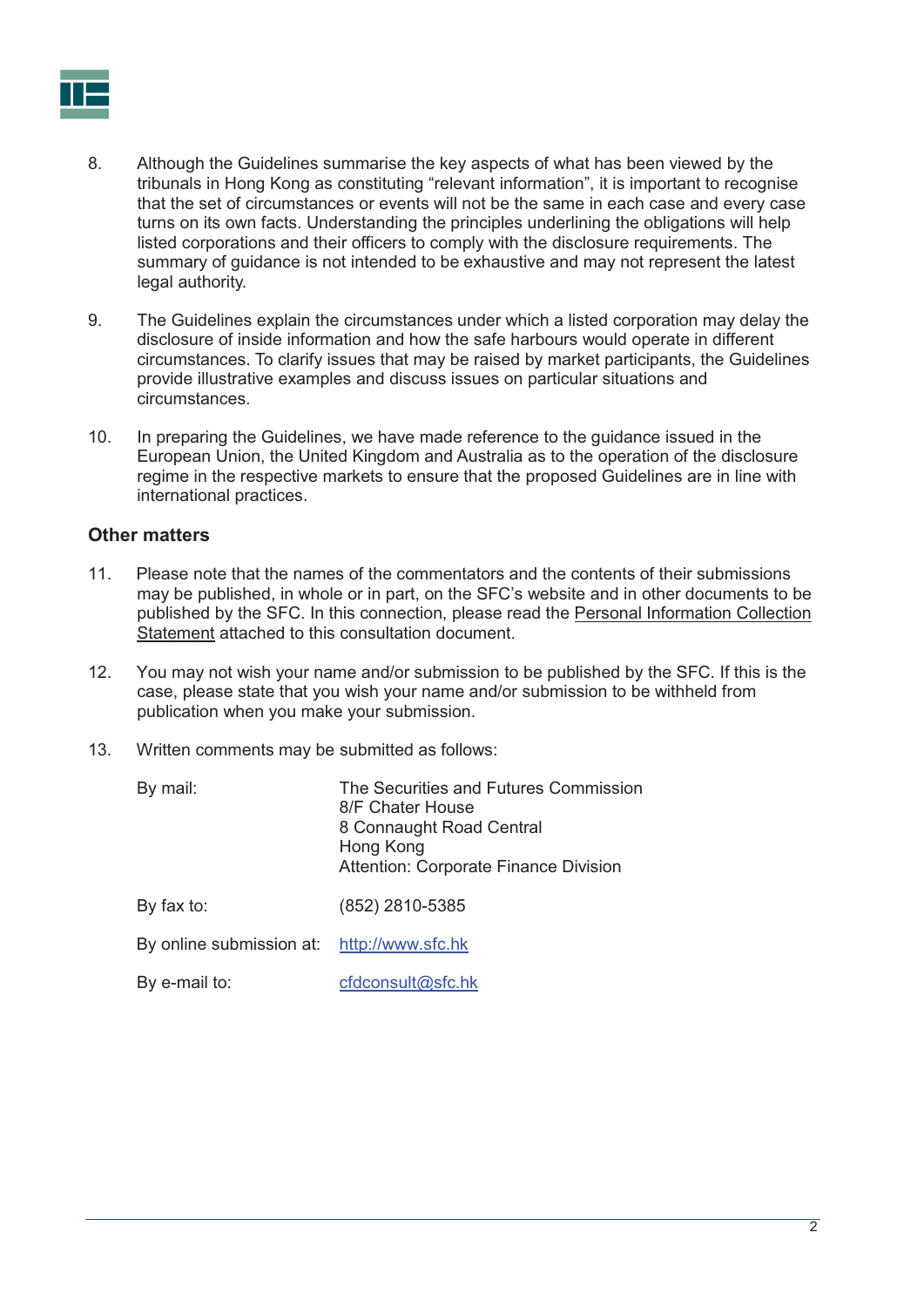8. Although the Guidelines summarise the key aspects of what has been viewed by the tribunals in Hong Kong as constituting "relevant information", it is important to recognise that the set of circumstances or events will not be the same in each case and every case turns on its own facts. Understanding the principles underlining the obligations will help listed corporations and their officers to comply with the disclosure requirements. The summary of guidance is not intended to be exhaustive and may not represent the latest legal authority.

9. The Guidelines explain the circumstances under which a listed corporation may delay the disclosure of inside information and how the safe harbours would operate in different circumstances. To clarify issues that may be raised by market participants, the Guidelines provide illustrative examples and discuss issues on particular situations and circumstances.

10. In preparing the Guidelines, we have made reference to the guidance issued in the European Union, the United Kingdom and Australia as to the operation of the disclosure regime in the respective markets to ensure that the proposed Guidelines are in line with international practices.

## Other matters

11. Please note that the names of the commentators and the contents of their submissions may be published, in whole or in part, on the SFC's website and in other documents to be published by the SFC. In this connection, please read the Personal Information Collection Statement attached to this consultation document.

12. You may not wish your name and/or submission to be published by the SFC. If this is the case, please state that you wish your name and/or submission to be withheld from publication when you make your submission.

13. Written comments may be submitted as follows:

| | |
|---|---|
| By mail: | The Securities and Futures Commission<br>8/F Chater House<br>8 Connaught Road Central<br>Hong Kong<br>Attention: Corporate Finance Division |
| By fax to: | (852) 2810-5385 |
| By online submission at: | http://www.sfc.hk |
| By e-mail to: | cfdconsult@sfc.hk |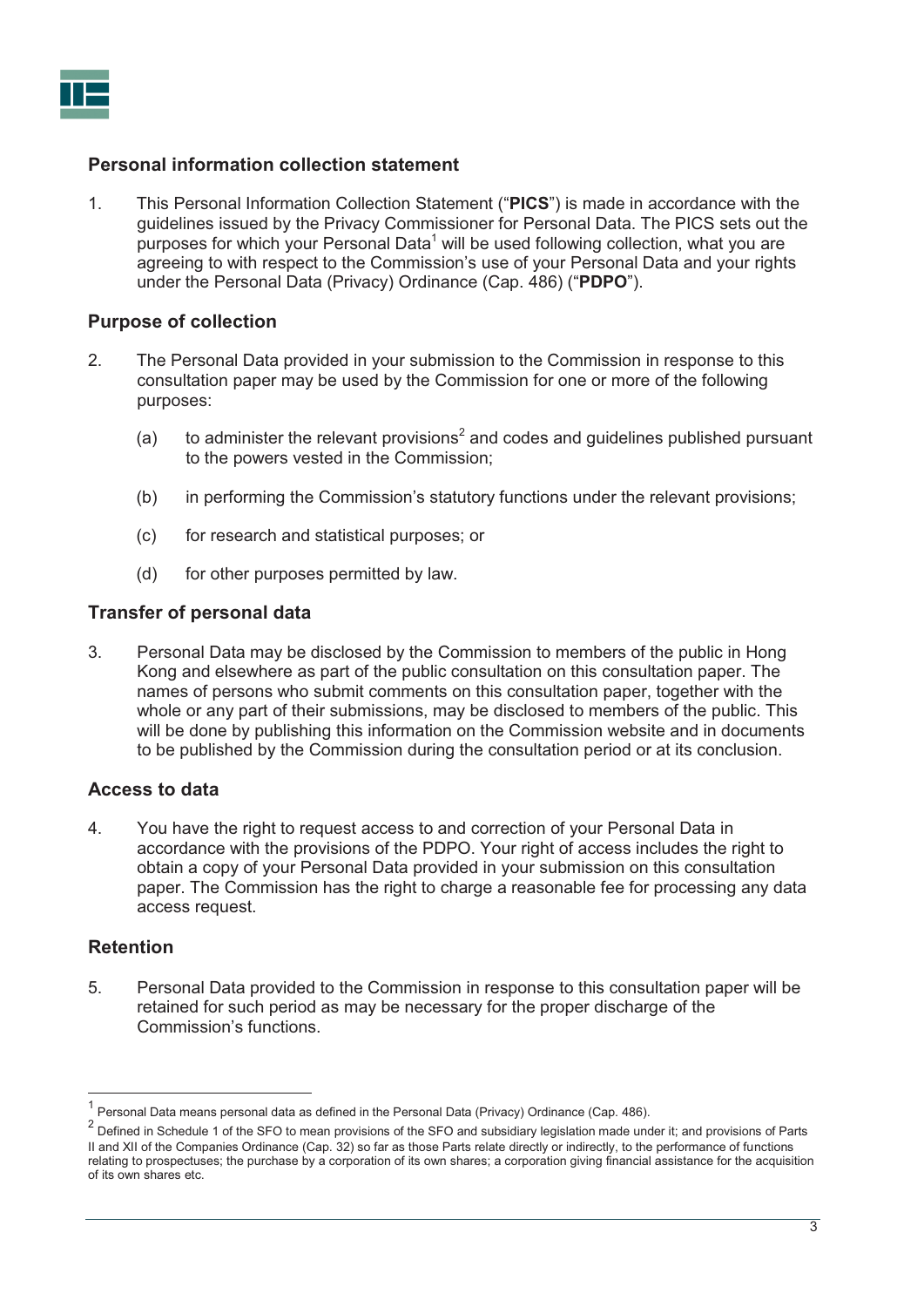## Personal information collection statement

1. This Personal Information Collection Statement ("**PICS**") is made in accordance with the guidelines issued by the Privacy Commissioner for Personal Data. The PICS sets out the purposes for which your Personal Data[1] will be used following collection, what you are agreeing to with respect to the Commission's use of your Personal Data and your rights under the Personal Data (Privacy) Ordinance (Cap. 486) ("**PDPO**").

## Purpose of collection

2. The Personal Data provided in your submission to the Commission in response to this consultation paper may be used by the Commission for one or more of the following purposes:

   (a) to administer the relevant provisions[2] and codes and guidelines published pursuant to the powers vested in the Commission;

   (b) in performing the Commission's statutory functions under the relevant provisions;

   (c) for research and statistical purposes; or

   (d) for other purposes permitted by law.

## Transfer of personal data

3. Personal Data may be disclosed by the Commission to members of the public in Hong Kong and elsewhere as part of the public consultation on this consultation paper. The names of persons who submit comments on this consultation paper, together with the whole or any part of their submissions, may be disclosed to members of the public. This will be done by publishing this information on the Commission website and in documents to be published by the Commission during the consultation period or at its conclusion.

## Access to data

4. You have the right to request access to and correction of your Personal Data in accordance with the provisions of the PDPO. Your right of access includes the right to obtain a copy of your Personal Data provided in your submission on this consultation paper. The Commission has the right to charge a reasonable fee for processing any data access request.

## Retention

5. Personal Data provided to the Commission in response to this consultation paper will be retained for such period as may be necessary for the proper discharge of the Commission's functions.

---

[1] Personal Data means personal data as defined in the Personal Data (Privacy) Ordinance (Cap. 486).

[2] Defined in Schedule 1 of the SFO to mean provisions of the SFO and subsidiary legislation made under it; and provisions of Parts II and XII of the Companies Ordinance (Cap. 32) so far as those Parts relate directly or indirectly, to the performance of functions relating to prospectuses; the purchase by a corporation of its own shares; a corporation giving financial assistance for the acquisition of its own shares etc.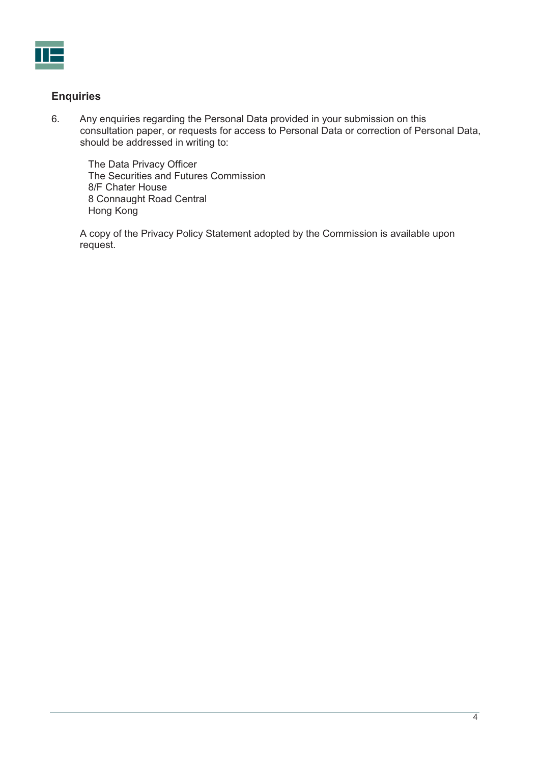## Enquiries

6. Any enquiries regarding the Personal Data provided in your submission on this consultation paper, or requests for access to Personal Data or correction of Personal Data, should be addressed in writing to:

   The Data Privacy Officer
   The Securities and Futures Commission
   8/F Chater House
   8 Connaught Road Central
   Hong Kong

   A copy of the Privacy Policy Statement adopted by the Commission is available upon request.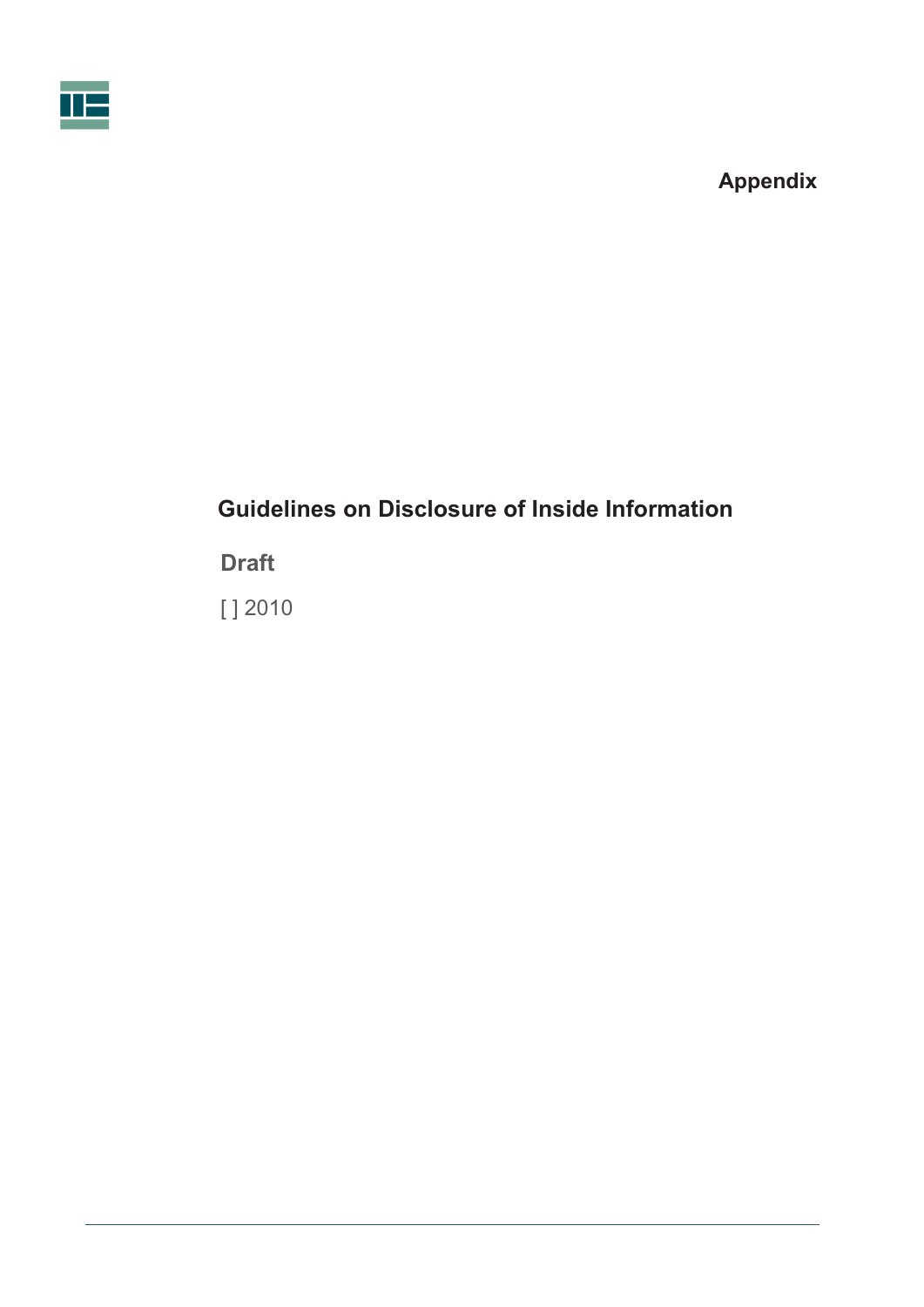**Appendix**

# Guidelines on Disclosure of Inside Information

## Draft

[ ] 2010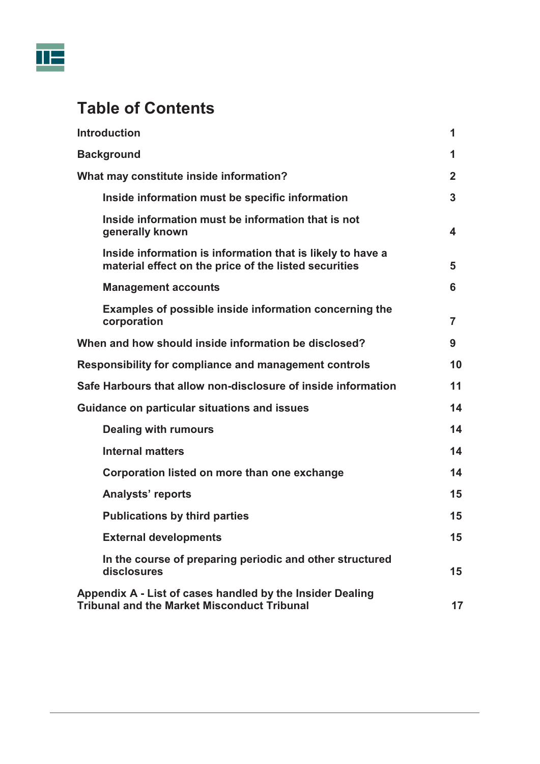# Table of Contents

| | |
|---|---|
| **Introduction** | **1** |
| **Background** | **1** |
| **What may constitute inside information?** | **2** |
| &nbsp;&nbsp;&nbsp;&nbsp;**Inside information must be specific information** | **3** |
| &nbsp;&nbsp;&nbsp;&nbsp;**Inside information must be information that is not generally known** | **4** |
| &nbsp;&nbsp;&nbsp;&nbsp;**Inside information is information that is likely to have a material effect on the price of the listed securities** | **5** |
| &nbsp;&nbsp;&nbsp;&nbsp;**Management accounts** | **6** |
| &nbsp;&nbsp;&nbsp;&nbsp;**Examples of possible inside information concerning the corporation** | **7** |
| **When and how should inside information be disclosed?** | **9** |
| **Responsibility for compliance and management controls** | **10** |
| **Safe Harbours that allow non-disclosure of inside information** | **11** |
| **Guidance on particular situations and issues** | **14** |
| &nbsp;&nbsp;&nbsp;&nbsp;**Dealing with rumours** | **14** |
| &nbsp;&nbsp;&nbsp;&nbsp;**Internal matters** | **14** |
| &nbsp;&nbsp;&nbsp;&nbsp;**Corporation listed on more than one exchange** | **14** |
| &nbsp;&nbsp;&nbsp;&nbsp;**Analysts' reports** | **15** |
| &nbsp;&nbsp;&nbsp;&nbsp;**Publications by third parties** | **15** |
| &nbsp;&nbsp;&nbsp;&nbsp;**External developments** | **15** |
| &nbsp;&nbsp;&nbsp;&nbsp;**In the course of preparing periodic and other structured disclosures** | **15** |
| **Appendix A - List of cases handled by the Insider Dealing Tribunal and the Market Misconduct Tribunal** | **17** |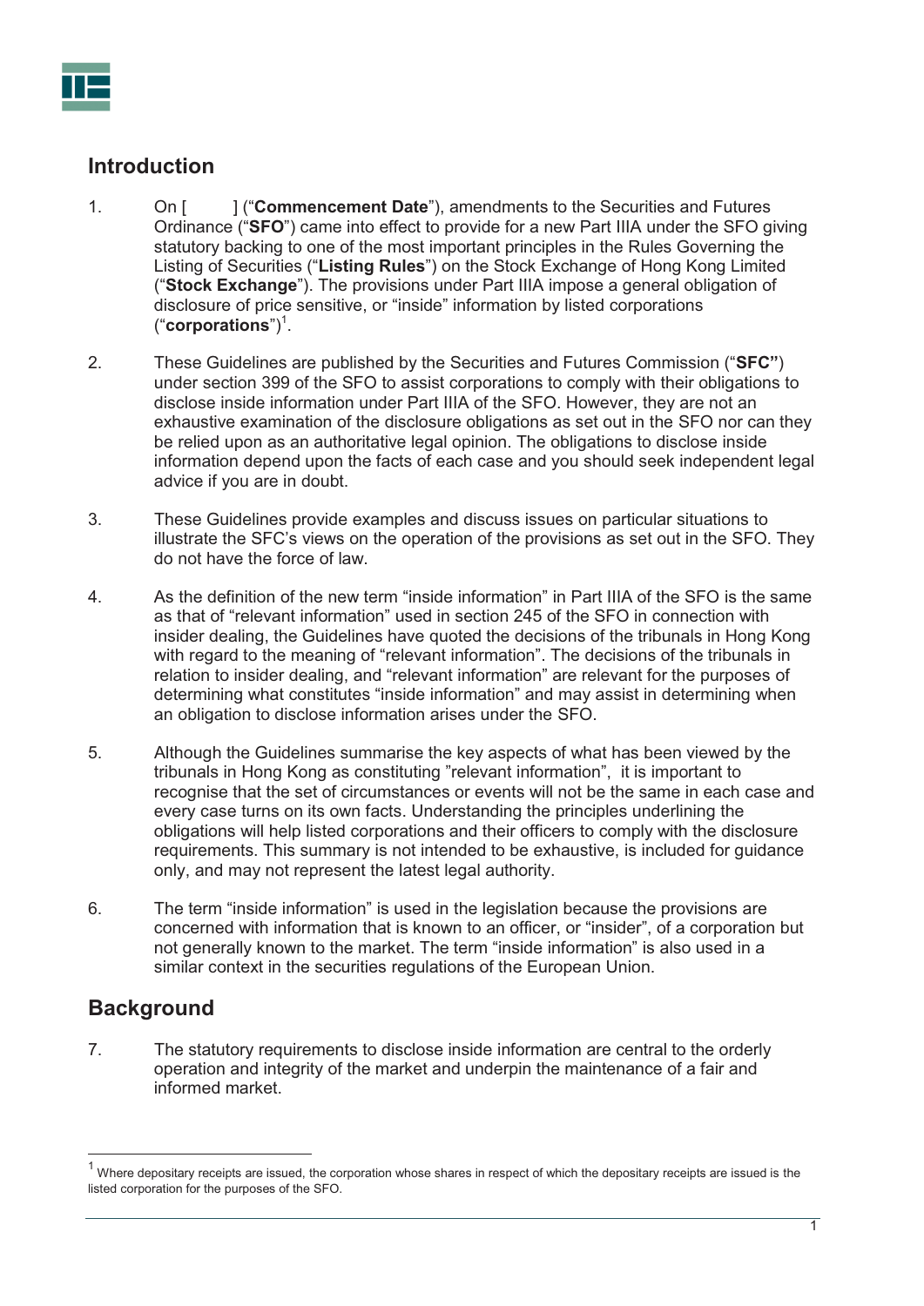## Introduction

1. On [ ] ("**Commencement Date**"), amendments to the Securities and Futures Ordinance ("**SFO**") came into effect to provide for a new Part IIIA under the SFO giving statutory backing to one of the most important principles in the Rules Governing the Listing of Securities ("**Listing Rules**") on the Stock Exchange of Hong Kong Limited ("**Stock Exchange**"). The provisions under Part IIIA impose a general obligation of disclosure of price sensitive, or "inside" information by listed corporations ("**corporations**")[1].

2. These Guidelines are published by the Securities and Futures Commission ("**SFC**") under section 399 of the SFO to assist corporations to comply with their obligations to disclose inside information under Part IIIA of the SFO. However, they are not an exhaustive examination of the disclosure obligations as set out in the SFO nor can they be relied upon as an authoritative legal opinion. The obligations to disclose inside information depend upon the facts of each case and you should seek independent legal advice if you are in doubt.

3. These Guidelines provide examples and discuss issues on particular situations to illustrate the SFC's views on the operation of the provisions as set out in the SFO. They do not have the force of law.

4. As the definition of the new term "inside information" in Part IIIA of the SFO is the same as that of "relevant information" used in section 245 of the SFO in connection with insider dealing, the Guidelines have quoted the decisions of the tribunals in Hong Kong with regard to the meaning of "relevant information". The decisions of the tribunals in relation to insider dealing, and "relevant information" are relevant for the purposes of determining what constitutes "inside information" and may assist in determining when an obligation to disclose information arises under the SFO.

5. Although the Guidelines summarise the key aspects of what has been viewed by the tribunals in Hong Kong as constituting "relevant information", it is important to recognise that the set of circumstances or events will not be the same in each case and every case turns on its own facts. Understanding the principles underlining the obligations will help listed corporations and their officers to comply with the disclosure requirements. This summary is not intended to be exhaustive, is included for guidance only, and may not represent the latest legal authority.

6. The term "inside information" is used in the legislation because the provisions are concerned with information that is known to an officer, or "insider", of a corporation but not generally known to the market. The term "inside information" is also used in a similar context in the securities regulations of the European Union.

## Background

7. The statutory requirements to disclose inside information are central to the orderly operation and integrity of the market and underpin the maintenance of a fair and informed market.

---

[1] Where depositary receipts are issued, the corporation whose shares in respect of which the depositary receipts are issued is the listed corporation for the purposes of the SFO.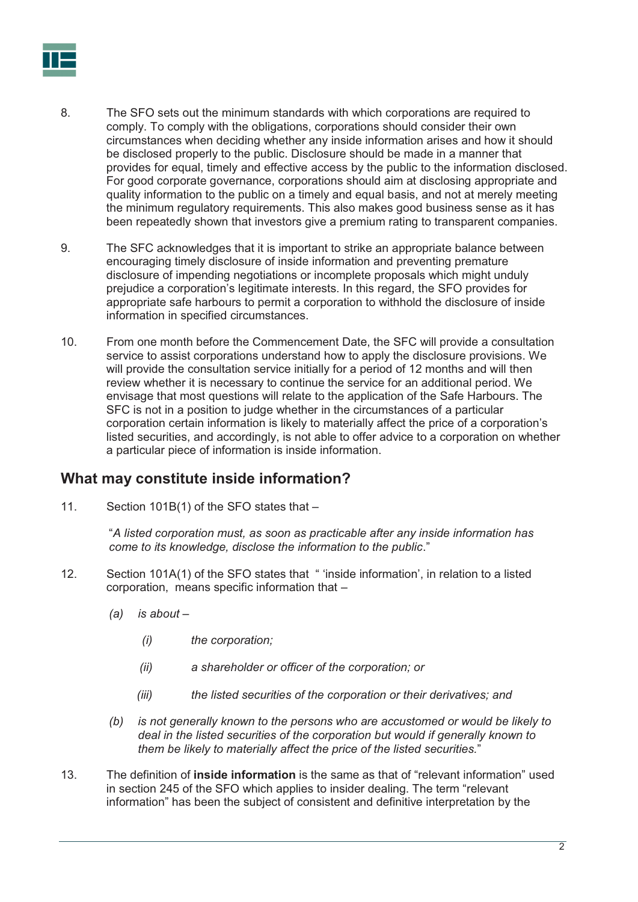8. The SFO sets out the minimum standards with which corporations are required to comply. To comply with the obligations, corporations should consider their own circumstances when deciding whether any inside information arises and how it should be disclosed properly to the public. Disclosure should be made in a manner that provides for equal, timely and effective access by the public to the information disclosed. For good corporate governance, corporations should aim at disclosing appropriate and quality information to the public on a timely and equal basis, and not at merely meeting the minimum regulatory requirements. This also makes good business sense as it has been repeatedly shown that investors give a premium rating to transparent companies.

9. The SFC acknowledges that it is important to strike an appropriate balance between encouraging timely disclosure of inside information and preventing premature disclosure of impending negotiations or incomplete proposals which might unduly prejudice a corporation's legitimate interests. In this regard, the SFO provides for appropriate safe harbours to permit a corporation to withhold the disclosure of inside information in specified circumstances.

10. From one month before the Commencement Date, the SFC will provide a consultation service to assist corporations understand how to apply the disclosure provisions. We will provide the consultation service initially for a period of 12 months and will then review whether it is necessary to continue the service for an additional period. We envisage that most questions will relate to the application of the Safe Harbours. The SFC is not in a position to judge whether in the circumstances of a particular corporation certain information is likely to materially affect the price of a corporation's listed securities, and accordingly, is not able to offer advice to a corporation on whether a particular piece of information is inside information.

## What may constitute inside information?

11. Section 101B(1) of the SFO states that –

    "*A listed corporation must, as soon as practicable after any inside information has come to its knowledge, disclose the information to the public.*"

12. Section 101A(1) of the SFO states that " 'inside information', in relation to a listed corporation, means specific information that –

    *(a) is about –*

    *(i) the corporation;*

    *(ii) a shareholder or officer of the corporation; or*

    *(iii) the listed securities of the corporation or their derivatives; and*

    *(b) is not generally known to the persons who are accustomed or would be likely to deal in the listed securities of the corporation but would if generally known to them be likely to materially affect the price of the listed securities.*"

13. The definition of **inside information** is the same as that of "relevant information" used in section 245 of the SFO which applies to insider dealing. The term "relevant information" has been the subject of consistent and definitive interpretation by the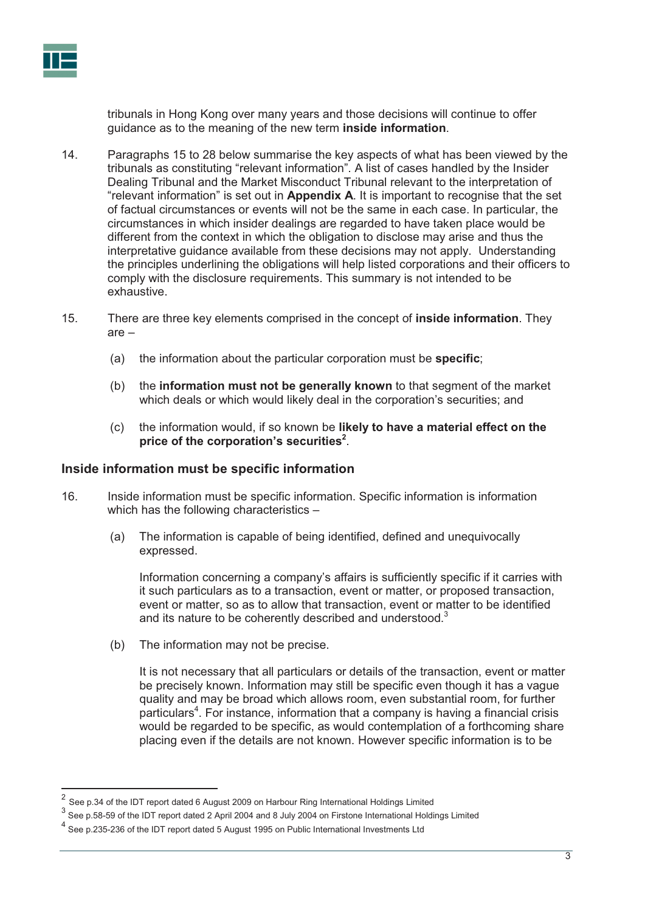tribunals in Hong Kong over many years and those decisions will continue to offer guidance as to the meaning of the new term **inside information**.

14. Paragraphs 15 to 28 below summarise the key aspects of what has been viewed by the tribunals as constituting "relevant information". A list of cases handled by the Insider Dealing Tribunal and the Market Misconduct Tribunal relevant to the interpretation of "relevant information" is set out in **Appendix A**. It is important to recognise that the set of factual circumstances or events will not be the same in each case. In particular, the circumstances in which insider dealings are regarded to have taken place would be different from the context in which the obligation to disclose may arise and thus the interpretative guidance available from these decisions may not apply. Understanding the principles underlining the obligations will help listed corporations and their officers to comply with the disclosure requirements. This summary is not intended to be exhaustive.

15. There are three key elements comprised in the concept of **inside information**. They are –

    (a) the information about the particular corporation must be **specific**;

    (b) the **information must not be generally known** to that segment of the market which deals or which would likely deal in the corporation's securities; and

    (c) the information would, if so known be **likely to have a material effect on the price of the corporation's securities**[2].

## Inside information must be specific information

16. Inside information must be specific information. Specific information is information which has the following characteristics –

    (a) The information is capable of being identified, defined and unequivocally expressed.

    Information concerning a company's affairs is sufficiently specific if it carries with it such particulars as to a transaction, event or matter, or proposed transaction, event or matter, so as to allow that transaction, event or matter to be identified and its nature to be coherently described and understood.[3]

    (b) The information may not be precise.

    It is not necessary that all particulars or details of the transaction, event or matter be precisely known. Information may still be specific even though it has a vague quality and may be broad which allows room, even substantial room, for further particulars[4]. For instance, information that a company is having a financial crisis would be regarded to be specific, as would contemplation of a forthcoming share placing even if the details are not known. However specific information is to be

---

[2] See p.34 of the IDT report dated 6 August 2009 on Harbour Ring International Holdings Limited

[3] See p.58-59 of the IDT report dated 2 April 2004 and 8 July 2004 on Firstone International Holdings Limited

[4] See p.235-236 of the IDT report dated 5 August 1995 on Public International Investments Ltd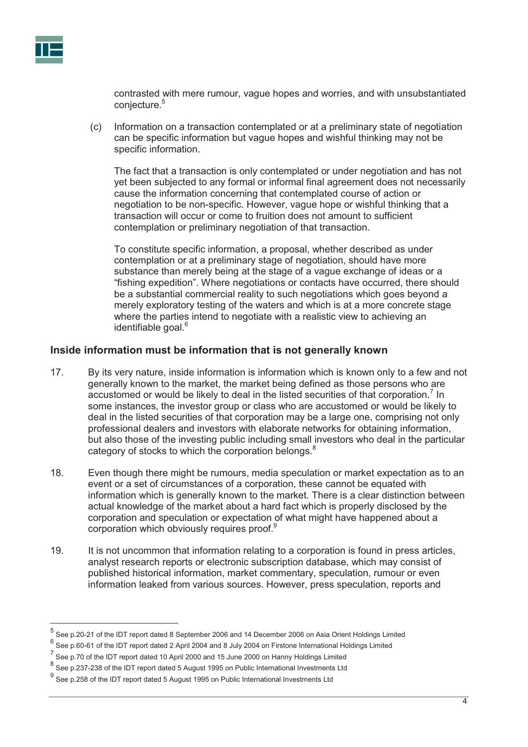contrasted with mere rumour, vague hopes and worries, and with unsubstantiated conjecture.[5]

(c) Information on a transaction contemplated or at a preliminary state of negotiation can be specific information but vague hopes and wishful thinking may not be specific information.

The fact that a transaction is only contemplated or under negotiation and has not yet been subjected to any formal or informal final agreement does not necessarily cause the information concerning that contemplated course of action or negotiation to be non-specific. However, vague hope or wishful thinking that a transaction will occur or come to fruition does not amount to sufficient contemplation or preliminary negotiation of that transaction.

To constitute specific information, a proposal, whether described as under contemplation or at a preliminary stage of negotiation, should have more substance than merely being at the stage of a vague exchange of ideas or a "fishing expedition". Where negotiations or contacts have occurred, there should be a substantial commercial reality to such negotiations which goes beyond a merely exploratory testing of the waters and which is at a more concrete stage where the parties intend to negotiate with a realistic view to achieving an identifiable goal.[6]

### Inside information must be information that is not generally known

17. By its very nature, inside information is information which is known only to a few and not generally known to the market, the market being defined as those persons who are accustomed or would be likely to deal in the listed securities of that corporation.[7] In some instances, the investor group or class who are accustomed or would be likely to deal in the listed securities of that corporation may be a large one, comprising not only professional dealers and investors with elaborate networks for obtaining information, but also those of the investing public including small investors who deal in the particular category of stocks to which the corporation belongs.[8]

18. Even though there might be rumours, media speculation or market expectation as to an event or a set of circumstances of a corporation, these cannot be equated with information which is generally known to the market. There is a clear distinction between actual knowledge of the market about a hard fact which is properly disclosed by the corporation and speculation or expectation of what might have happened about a corporation which obviously requires proof.[9]

19. It is not uncommon that information relating to a corporation is found in press articles, analyst research reports or electronic subscription database, which may consist of published historical information, market commentary, speculation, rumour or even information leaked from various sources. However, press speculation, reports and

---

[5] See p.20-21 of the IDT report dated 8 September 2006 and 14 December 2006 on Asia Orient Holdings Limited

[6] See p.60-61 of the IDT report dated 2 April 2004 and 8 July 2004 on Firstone International Holdings Limited

[7] See p.70 of the IDT report dated 10 April 2000 and 15 June 2000 on Hanny Holdings Limited

[8] See p.237-238 of the IDT report dated 5 August 1995 on Public International Investments Ltd

[9] See p.258 of the IDT report dated 5 August 1995 on Public International Investments Ltd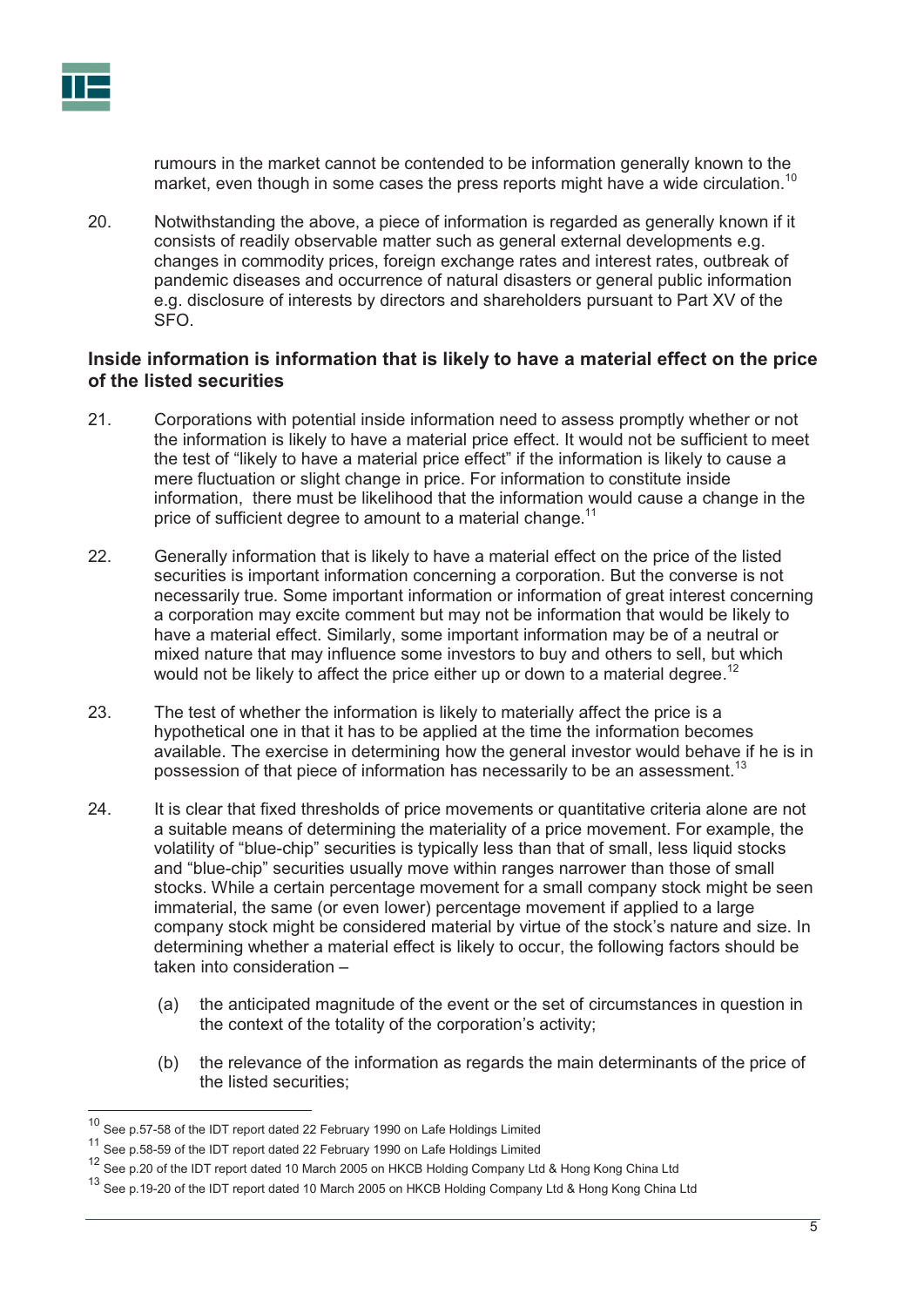rumours in the market cannot be contended to be information generally known to the market, even though in some cases the press reports might have a wide circulation.[10]

20. Notwithstanding the above, a piece of information is regarded as generally known if it consists of readily observable matter such as general external developments e.g. changes in commodity prices, foreign exchange rates and interest rates, outbreak of pandemic diseases and occurrence of natural disasters or general public information e.g. disclosure of interests by directors and shareholders pursuant to Part XV of the SFO.

**Inside information is information that is likely to have a material effect on the price of the listed securities**

21. Corporations with potential inside information need to assess promptly whether or not the information is likely to have a material price effect. It would not be sufficient to meet the test of "likely to have a material price effect" if the information is likely to cause a mere fluctuation or slight change in price. For information to constitute inside information, there must be likelihood that the information would cause a change in the price of sufficient degree to amount to a material change.[11]

22. Generally information that is likely to have a material effect on the price of the listed securities is important information concerning a corporation. But the converse is not necessarily true. Some important information or information of great interest concerning a corporation may excite comment but may not be information that would be likely to have a material effect. Similarly, some important information may be of a neutral or mixed nature that may influence some investors to buy and others to sell, but which would not be likely to affect the price either up or down to a material degree.[12]

23. The test of whether the information is likely to materially affect the price is a hypothetical one in that it has to be applied at the time the information becomes available. The exercise in determining how the general investor would behave if he is in possession of that piece of information has necessarily to be an assessment.[13]

24. It is clear that fixed thresholds of price movements or quantitative criteria alone are not a suitable means of determining the materiality of a price movement. For example, the volatility of "blue-chip" securities is typically less than that of small, less liquid stocks and "blue-chip" securities usually move within ranges narrower than those of small stocks. While a certain percentage movement for a small company stock might be seen immaterial, the same (or even lower) percentage movement if applied to a large company stock might be considered material by virtue of the stock's nature and size. In determining whether a material effect is likely to occur, the following factors should be taken into consideration –

    (a) the anticipated magnitude of the event or the set of circumstances in question in the context of the totality of the corporation's activity;

    (b) the relevance of the information as regards the main determinants of the price of the listed securities;

---

[10] See p.57-58 of the IDT report dated 22 February 1990 on Lafe Holdings Limited

[11] See p.58-59 of the IDT report dated 22 February 1990 on Lafe Holdings Limited

[12] See p.20 of the IDT report dated 10 March 2005 on HKCB Holding Company Ltd & Hong Kong China Ltd

[13] See p.19-20 of the IDT report dated 10 March 2005 on HKCB Holding Company Ltd & Hong Kong China Ltd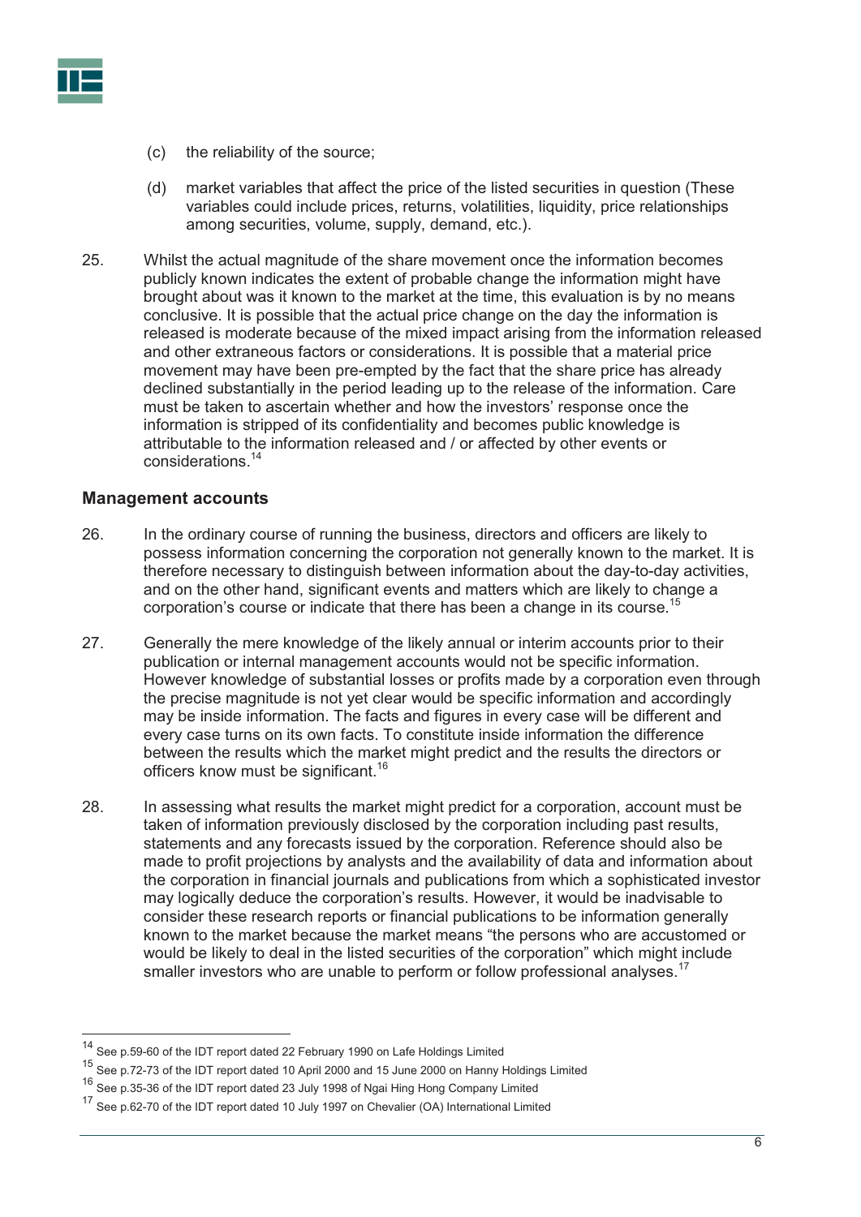(c) the reliability of the source;

(d) market variables that affect the price of the listed securities in question (These variables could include prices, returns, volatilities, liquidity, price relationships among securities, volume, supply, demand, etc.).

25. Whilst the actual magnitude of the share movement once the information becomes publicly known indicates the extent of probable change the information might have brought about was it known to the market at the time, this evaluation is by no means conclusive. It is possible that the actual price change on the day the information is released is moderate because of the mixed impact arising from the information released and other extraneous factors or considerations. It is possible that a material price movement may have been pre-empted by the fact that the share price has already declined substantially in the period leading up to the release of the information. Care must be taken to ascertain whether and how the investors' response once the information is stripped of its confidentiality and becomes public knowledge is attributable to the information released and / or affected by other events or considerations.[14]

### Management accounts

26. In the ordinary course of running the business, directors and officers are likely to possess information concerning the corporation not generally known to the market. It is therefore necessary to distinguish between information about the day-to-day activities, and on the other hand, significant events and matters which are likely to change a corporation's course or indicate that there has been a change in its course.[15]

27. Generally the mere knowledge of the likely annual or interim accounts prior to their publication or internal management accounts would not be specific information. However knowledge of substantial losses or profits made by a corporation even through the precise magnitude is not yet clear would be specific information and accordingly may be inside information. The facts and figures in every case will be different and every case turns on its own facts. To constitute inside information the difference between the results which the market might predict and the results the directors or officers know must be significant.[16]

28. In assessing what results the market might predict for a corporation, account must be taken of information previously disclosed by the corporation including past results, statements and any forecasts issued by the corporation. Reference should also be made to profit projections by analysts and the availability of data and information about the corporation in financial journals and publications from which a sophisticated investor may logically deduce the corporation's results. However, it would be inadvisable to consider these research reports or financial publications to be information generally known to the market because the market means "the persons who are accustomed or would be likely to deal in the listed securities of the corporation" which might include smaller investors who are unable to perform or follow professional analyses.[17]

---

[14] See p.59-60 of the IDT report dated 22 February 1990 on Lafe Holdings Limited

[15] See p.72-73 of the IDT report dated 10 April 2000 and 15 June 2000 on Hanny Holdings Limited

[16] See p.35-36 of the IDT report dated 23 July 1998 of Ngai Hing Hong Company Limited

[17] See p.62-70 of the IDT report dated 10 July 1997 on Chevalier (OA) International Limited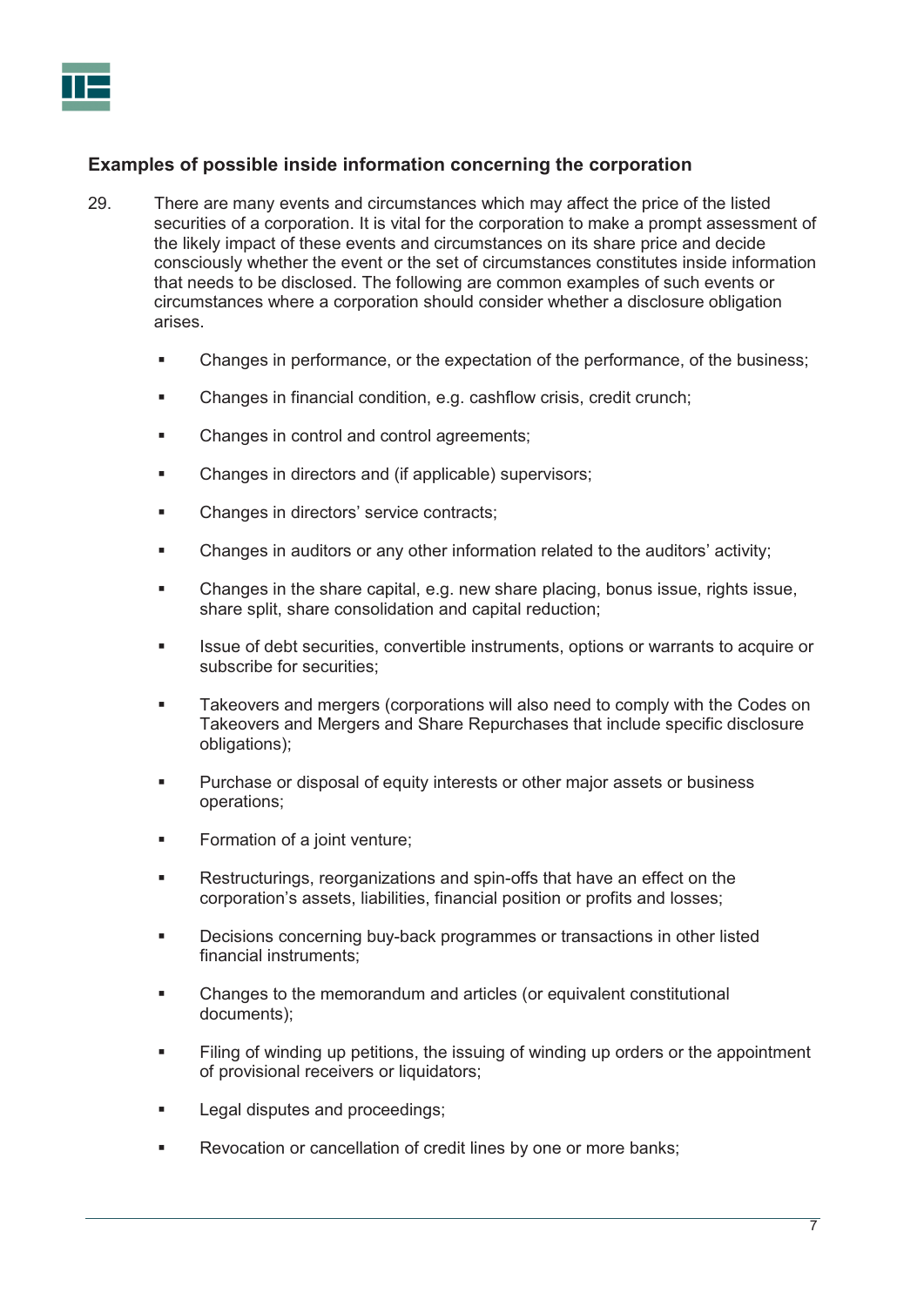## Examples of possible inside information concerning the corporation

29. There are many events and circumstances which may affect the price of the listed securities of a corporation. It is vital for the corporation to make a prompt assessment of the likely impact of these events and circumstances on its share price and decide consciously whether the event or the set of circumstances constitutes inside information that needs to be disclosed. The following are common examples of such events or circumstances where a corporation should consider whether a disclosure obligation arises.

   - Changes in performance, or the expectation of the performance, of the business;
   - Changes in financial condition, e.g. cashflow crisis, credit crunch;
   - Changes in control and control agreements;
   - Changes in directors and (if applicable) supervisors;
   - Changes in directors' service contracts;
   - Changes in auditors or any other information related to the auditors' activity;
   - Changes in the share capital, e.g. new share placing, bonus issue, rights issue, share split, share consolidation and capital reduction;
   - Issue of debt securities, convertible instruments, options or warrants to acquire or subscribe for securities;
   - Takeovers and mergers (corporations will also need to comply with the Codes on Takeovers and Mergers and Share Repurchases that include specific disclosure obligations);
   - Purchase or disposal of equity interests or other major assets or business operations;
   - Formation of a joint venture;
   - Restructurings, reorganizations and spin-offs that have an effect on the corporation's assets, liabilities, financial position or profits and losses;
   - Decisions concerning buy-back programmes or transactions in other listed financial instruments;
   - Changes to the memorandum and articles (or equivalent constitutional documents);
   - Filing of winding up petitions, the issuing of winding up orders or the appointment of provisional receivers or liquidators;
   - Legal disputes and proceedings;
   - Revocation or cancellation of credit lines by one or more banks;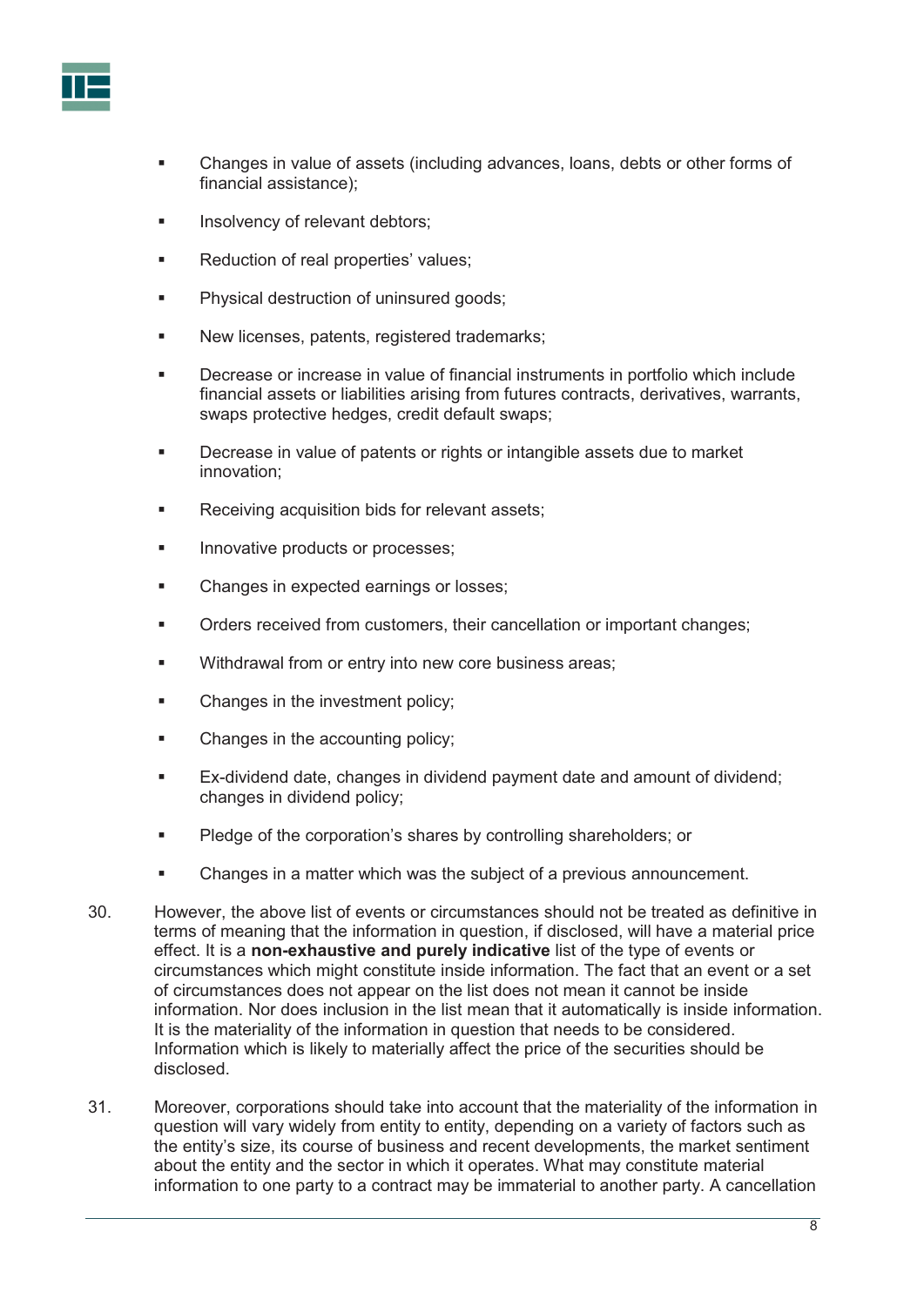- Changes in value of assets (including advances, loans, debts or other forms of financial assistance);
- Insolvency of relevant debtors;
- Reduction of real properties' values;
- Physical destruction of uninsured goods;
- New licenses, patents, registered trademarks;
- Decrease or increase in value of financial instruments in portfolio which include financial assets or liabilities arising from futures contracts, derivatives, warrants, swaps protective hedges, credit default swaps;
- Decrease in value of patents or rights or intangible assets due to market innovation;
- Receiving acquisition bids for relevant assets;
- Innovative products or processes;
- Changes in expected earnings or losses;
- Orders received from customers, their cancellation or important changes;
- Withdrawal from or entry into new core business areas;
- Changes in the investment policy;
- Changes in the accounting policy;
- Ex-dividend date, changes in dividend payment date and amount of dividend; changes in dividend policy;
- Pledge of the corporation's shares by controlling shareholders; or
- Changes in a matter which was the subject of a previous announcement.

30. However, the above list of events or circumstances should not be treated as definitive in terms of meaning that the information in question, if disclosed, will have a material price effect. It is a **non-exhaustive and purely indicative** list of the type of events or circumstances which might constitute inside information. The fact that an event or a set of circumstances does not appear on the list does not mean it cannot be inside information. Nor does inclusion in the list mean that it automatically is inside information. It is the materiality of the information in question that needs to be considered. Information which is likely to materially affect the price of the securities should be disclosed.

31. Moreover, corporations should take into account that the materiality of the information in question will vary widely from entity to entity, depending on a variety of factors such as the entity's size, its course of business and recent developments, the market sentiment about the entity and the sector in which it operates. What may constitute material information to one party to a contract may be immaterial to another party. A cancellation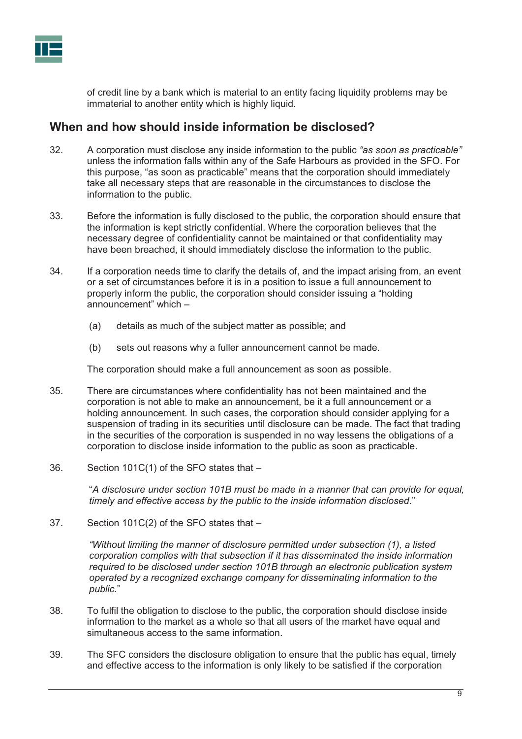of credit line by a bank which is material to an entity facing liquidity problems may be immaterial to another entity which is highly liquid.

## When and how should inside information be disclosed?

32. A corporation must disclose any inside information to the public *"as soon as practicable"* unless the information falls within any of the Safe Harbours as provided in the SFO. For this purpose, "as soon as practicable" means that the corporation should immediately take all necessary steps that are reasonable in the circumstances to disclose the information to the public.

33. Before the information is fully disclosed to the public, the corporation should ensure that the information is kept strictly confidential. Where the corporation believes that the necessary degree of confidentiality cannot be maintained or that confidentiality may have been breached, it should immediately disclose the information to the public.

34. If a corporation needs time to clarify the details of, and the impact arising from, an event or a set of circumstances before it is in a position to issue a full announcement to properly inform the public, the corporation should consider issuing a "holding announcement" which –

    (a) details as much of the subject matter as possible; and

    (b) sets out reasons why a fuller announcement cannot be made.

    The corporation should make a full announcement as soon as possible.

35. There are circumstances where confidentiality has not been maintained and the corporation is not able to make an announcement, be it a full announcement or a holding announcement. In such cases, the corporation should consider applying for a suspension of trading in its securities until disclosure can be made. The fact that trading in the securities of the corporation is suspended in no way lessens the obligations of a corporation to disclose inside information to the public as soon as practicable.

36. Section 101C(1) of the SFO states that –

    "*A disclosure under section 101B must be made in a manner that can provide for equal, timely and effective access by the public to the inside information disclosed*."

37. Section 101C(2) of the SFO states that –

    *"Without limiting the manner of disclosure permitted under subsection (1), a listed corporation complies with that subsection if it has disseminated the inside information required to be disclosed under section 101B through an electronic publication system operated by a recognized exchange company for disseminating information to the public.*"

38. To fulfil the obligation to disclose to the public, the corporation should disclose inside information to the market as a whole so that all users of the market have equal and simultaneous access to the same information.

39. The SFC considers the disclosure obligation to ensure that the public has equal, timely and effective access to the information is only likely to be satisfied if the corporation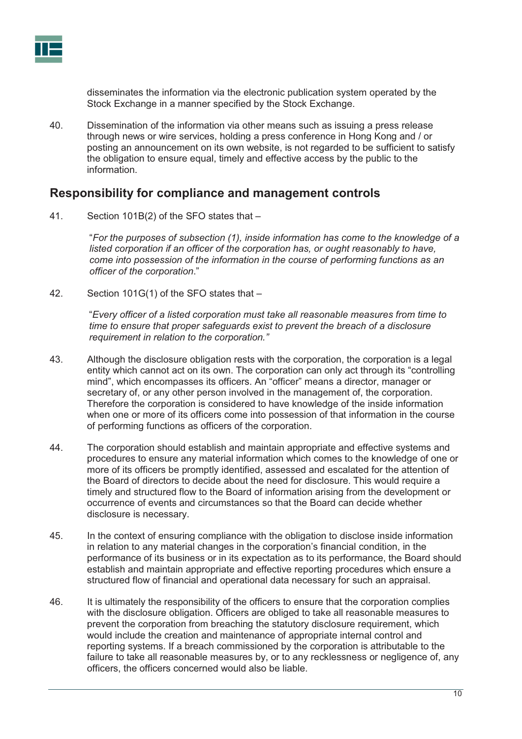disseminates the information via the electronic publication system operated by the Stock Exchange in a manner specified by the Stock Exchange.

40. Dissemination of the information via other means such as issuing a press release through news or wire services, holding a press conference in Hong Kong and / or posting an announcement on its own website, is not regarded to be sufficient to satisfy the obligation to ensure equal, timely and effective access by the public to the information.

## Responsibility for compliance and management controls

41. Section 101B(2) of the SFO states that –

"*For the purposes of subsection (1), inside information has come to the knowledge of a listed corporation if an officer of the corporation has, or ought reasonably to have, come into possession of the information in the course of performing functions as an officer of the corporation*."

42. Section 101G(1) of the SFO states that –

"*Every officer of a listed corporation must take all reasonable measures from time to time to ensure that proper safeguards exist to prevent the breach of a disclosure requirement in relation to the corporation."*

43. Although the disclosure obligation rests with the corporation, the corporation is a legal entity which cannot act on its own. The corporation can only act through its "controlling mind", which encompasses its officers. An "officer" means a director, manager or secretary of, or any other person involved in the management of, the corporation. Therefore the corporation is considered to have knowledge of the inside information when one or more of its officers come into possession of that information in the course of performing functions as officers of the corporation.

44. The corporation should establish and maintain appropriate and effective systems and procedures to ensure any material information which comes to the knowledge of one or more of its officers be promptly identified, assessed and escalated for the attention of the Board of directors to decide about the need for disclosure. This would require a timely and structured flow to the Board of information arising from the development or occurrence of events and circumstances so that the Board can decide whether disclosure is necessary.

45. In the context of ensuring compliance with the obligation to disclose inside information in relation to any material changes in the corporation's financial condition, in the performance of its business or in its expectation as to its performance, the Board should establish and maintain appropriate and effective reporting procedures which ensure a structured flow of financial and operational data necessary for such an appraisal.

46. It is ultimately the responsibility of the officers to ensure that the corporation complies with the disclosure obligation. Officers are obliged to take all reasonable measures to prevent the corporation from breaching the statutory disclosure requirement, which would include the creation and maintenance of appropriate internal control and reporting systems. If a breach commissioned by the corporation is attributable to the failure to take all reasonable measures by, or to any recklessness or negligence of, any officers, the officers concerned would also be liable.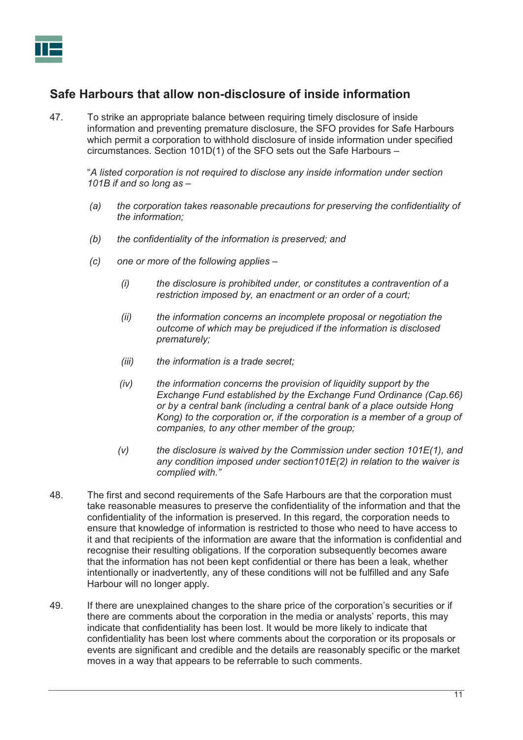## Safe Harbours that allow non-disclosure of inside information

47. To strike an appropriate balance between requiring timely disclosure of inside information and preventing premature disclosure, the SFO provides for Safe Harbours which permit a corporation to withhold disclosure of inside information under specified circumstances. Section 101D(1) of the SFO sets out the Safe Harbours –

"*A listed corporation is not required to disclose any inside information under section 101B if and so long as –*

*(a) the corporation takes reasonable precautions for preserving the confidentiality of the information;*

*(b) the confidentiality of the information is preserved; and*

*(c) one or more of the following applies –*

*(i) the disclosure is prohibited under, or constitutes a contravention of a restriction imposed by, an enactment or an order of a court;*

*(ii) the information concerns an incomplete proposal or negotiation the outcome of which may be prejudiced if the information is disclosed prematurely;*

*(iii) the information is a trade secret;*

*(iv) the information concerns the provision of liquidity support by the Exchange Fund established by the Exchange Fund Ordinance (Cap.66) or by a central bank (including a central bank of a place outside Hong Kong) to the corporation or, if the corporation is a member of a group of companies, to any other member of the group;*

*(v) the disclosure is waived by the Commission under section 101E(1), and any condition imposed under section101E(2) in relation to the waiver is complied with."*

48. The first and second requirements of the Safe Harbours are that the corporation must take reasonable measures to preserve the confidentiality of the information and that the confidentiality of the information is preserved. In this regard, the corporation needs to ensure that knowledge of information is restricted to those who need to have access to it and that recipients of the information are aware that the information is confidential and recognise their resulting obligations. If the corporation subsequently becomes aware that the information has not been kept confidential or there has been a leak, whether intentionally or inadvertently, any of these conditions will not be fulfilled and any Safe Harbour will no longer apply.

49. If there are unexplained changes to the share price of the corporation's securities or if there are comments about the corporation in the media or analysts' reports, this may indicate that confidentiality has been lost. It would be more likely to indicate that confidentiality has been lost where comments about the corporation or its proposals or events are significant and credible and the details are reasonably specific or the market moves in a way that appears to be referrable to such comments.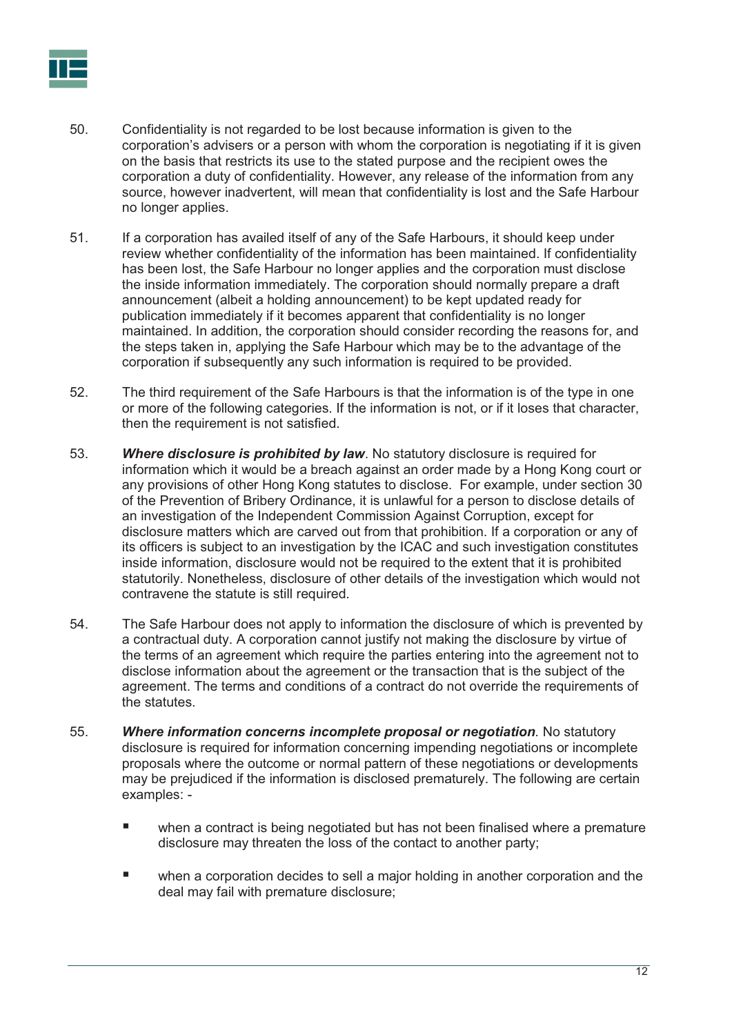50. Confidentiality is not regarded to be lost because information is given to the corporation's advisers or a person with whom the corporation is negotiating if it is given on the basis that restricts its use to the stated purpose and the recipient owes the corporation a duty of confidentiality. However, any release of the information from any source, however inadvertent, will mean that confidentiality is lost and the Safe Harbour no longer applies.

51. If a corporation has availed itself of any of the Safe Harbours, it should keep under review whether confidentiality of the information has been maintained. If confidentiality has been lost, the Safe Harbour no longer applies and the corporation must disclose the inside information immediately. The corporation should normally prepare a draft announcement (albeit a holding announcement) to be kept updated ready for publication immediately if it becomes apparent that confidentiality is no longer maintained. In addition, the corporation should consider recording the reasons for, and the steps taken in, applying the Safe Harbour which may be to the advantage of the corporation if subsequently any such information is required to be provided.

52. The third requirement of the Safe Harbours is that the information is of the type in one or more of the following categories. If the information is not, or if it loses that character, then the requirement is not satisfied.

53. ***Where disclosure is prohibited by law***. No statutory disclosure is required for information which it would be a breach against an order made by a Hong Kong court or any provisions of other Hong Kong statutes to disclose. For example, under section 30 of the Prevention of Bribery Ordinance, it is unlawful for a person to disclose details of an investigation of the Independent Commission Against Corruption, except for disclosure matters which are carved out from that prohibition. If a corporation or any of its officers is subject to an investigation by the ICAC and such investigation constitutes inside information, disclosure would not be required to the extent that it is prohibited statutorily. Nonetheless, disclosure of other details of the investigation which would not contravene the statute is still required.

54. The Safe Harbour does not apply to information the disclosure of which is prevented by a contractual duty. A corporation cannot justify not making the disclosure by virtue of the terms of an agreement which require the parties entering into the agreement not to disclose information about the agreement or the transaction that is the subject of the agreement. The terms and conditions of a contract do not override the requirements of the statutes.

55. ***Where information concerns incomplete proposal or negotiation***. No statutory disclosure is required for information concerning impending negotiations or incomplete proposals where the outcome or normal pattern of these negotiations or developments may be prejudiced if the information is disclosed prematurely. The following are certain examples: -

    - when a contract is being negotiated but has not been finalised where a premature disclosure may threaten the loss of the contact to another party;

    - when a corporation decides to sell a major holding in another corporation and the deal may fail with premature disclosure;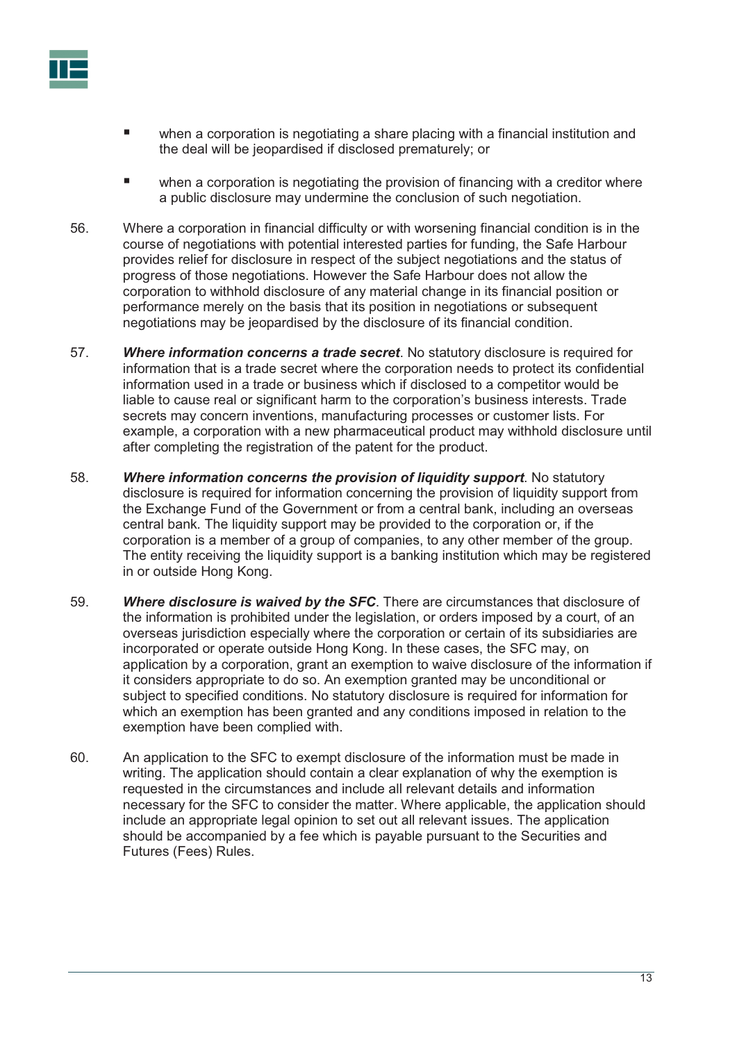- when a corporation is negotiating a share placing with a financial institution and the deal will be jeopardised if disclosed prematurely; or

- when a corporation is negotiating the provision of financing with a creditor where a public disclosure may undermine the conclusion of such negotiation.

56. Where a corporation in financial difficulty or with worsening financial condition is in the course of negotiations with potential interested parties for funding, the Safe Harbour provides relief for disclosure in respect of the subject negotiations and the status of progress of those negotiations. However the Safe Harbour does not allow the corporation to withhold disclosure of any material change in its financial position or performance merely on the basis that its position in negotiations or subsequent negotiations may be jeopardised by the disclosure of its financial condition.

57. ***Where information concerns a trade secret***. No statutory disclosure is required for information that is a trade secret where the corporation needs to protect its confidential information used in a trade or business which if disclosed to a competitor would be liable to cause real or significant harm to the corporation's business interests. Trade secrets may concern inventions, manufacturing processes or customer lists. For example, a corporation with a new pharmaceutical product may withhold disclosure until after completing the registration of the patent for the product.

58. ***Where information concerns the provision of liquidity support***. No statutory disclosure is required for information concerning the provision of liquidity support from the Exchange Fund of the Government or from a central bank, including an overseas central bank. The liquidity support may be provided to the corporation or, if the corporation is a member of a group of companies, to any other member of the group. The entity receiving the liquidity support is a banking institution which may be registered in or outside Hong Kong.

59. ***Where disclosure is waived by the SFC***. There are circumstances that disclosure of the information is prohibited under the legislation, or orders imposed by a court, of an overseas jurisdiction especially where the corporation or certain of its subsidiaries are incorporated or operate outside Hong Kong. In these cases, the SFC may, on application by a corporation, grant an exemption to waive disclosure of the information if it considers appropriate to do so. An exemption granted may be unconditional or subject to specified conditions. No statutory disclosure is required for information for which an exemption has been granted and any conditions imposed in relation to the exemption have been complied with.

60. An application to the SFC to exempt disclosure of the information must be made in writing. The application should contain a clear explanation of why the exemption is requested in the circumstances and include all relevant details and information necessary for the SFC to consider the matter. Where applicable, the application should include an appropriate legal opinion to set out all relevant issues. The application should be accompanied by a fee which is payable pursuant to the Securities and Futures (Fees) Rules.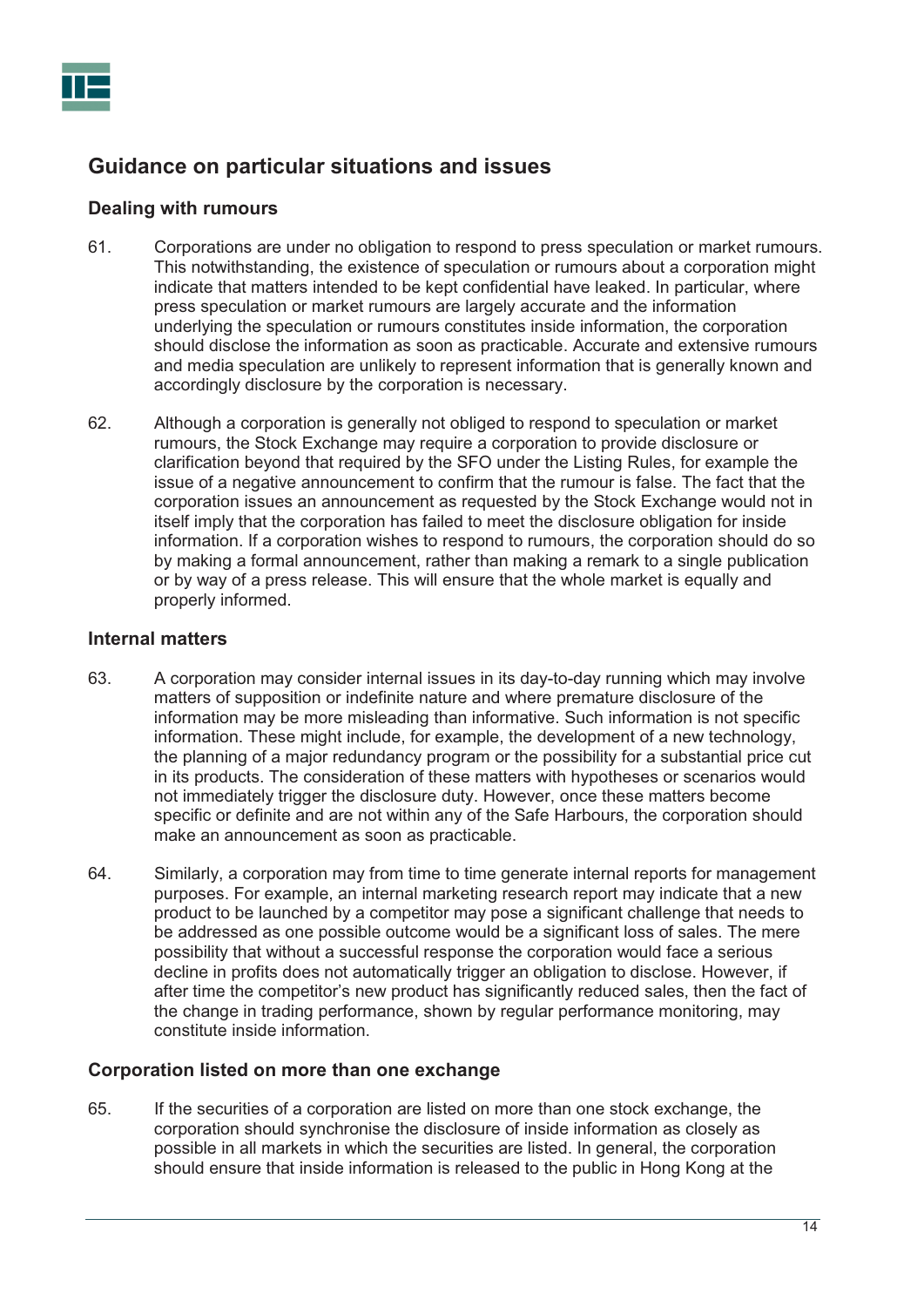## Guidance on particular situations and issues

### Dealing with rumours

61. Corporations are under no obligation to respond to press speculation or market rumours. This notwithstanding, the existence of speculation or rumours about a corporation might indicate that matters intended to be kept confidential have leaked. In particular, where press speculation or market rumours are largely accurate and the information underlying the speculation or rumours constitutes inside information, the corporation should disclose the information as soon as practicable. Accurate and extensive rumours and media speculation are unlikely to represent information that is generally known and accordingly disclosure by the corporation is necessary.

62. Although a corporation is generally not obliged to respond to speculation or market rumours, the Stock Exchange may require a corporation to provide disclosure or clarification beyond that required by the SFO under the Listing Rules, for example the issue of a negative announcement to confirm that the rumour is false. The fact that the corporation issues an announcement as requested by the Stock Exchange would not in itself imply that the corporation has failed to meet the disclosure obligation for inside information. If a corporation wishes to respond to rumours, the corporation should do so by making a formal announcement, rather than making a remark to a single publication or by way of a press release. This will ensure that the whole market is equally and properly informed.

### Internal matters

63. A corporation may consider internal issues in its day-to-day running which may involve matters of supposition or indefinite nature and where premature disclosure of the information may be more misleading than informative. Such information is not specific information. These might include, for example, the development of a new technology, the planning of a major redundancy program or the possibility for a substantial price cut in its products. The consideration of these matters with hypotheses or scenarios would not immediately trigger the disclosure duty. However, once these matters become specific or definite and are not within any of the Safe Harbours, the corporation should make an announcement as soon as practicable.

64. Similarly, a corporation may from time to time generate internal reports for management purposes. For example, an internal marketing research report may indicate that a new product to be launched by a competitor may pose a significant challenge that needs to be addressed as one possible outcome would be a significant loss of sales. The mere possibility that without a successful response the corporation would face a serious decline in profits does not automatically trigger an obligation to disclose. However, if after time the competitor's new product has significantly reduced sales, then the fact of the change in trading performance, shown by regular performance monitoring, may constitute inside information.

### Corporation listed on more than one exchange

65. If the securities of a corporation are listed on more than one stock exchange, the corporation should synchronise the disclosure of inside information as closely as possible in all markets in which the securities are listed. In general, the corporation should ensure that inside information is released to the public in Hong Kong at the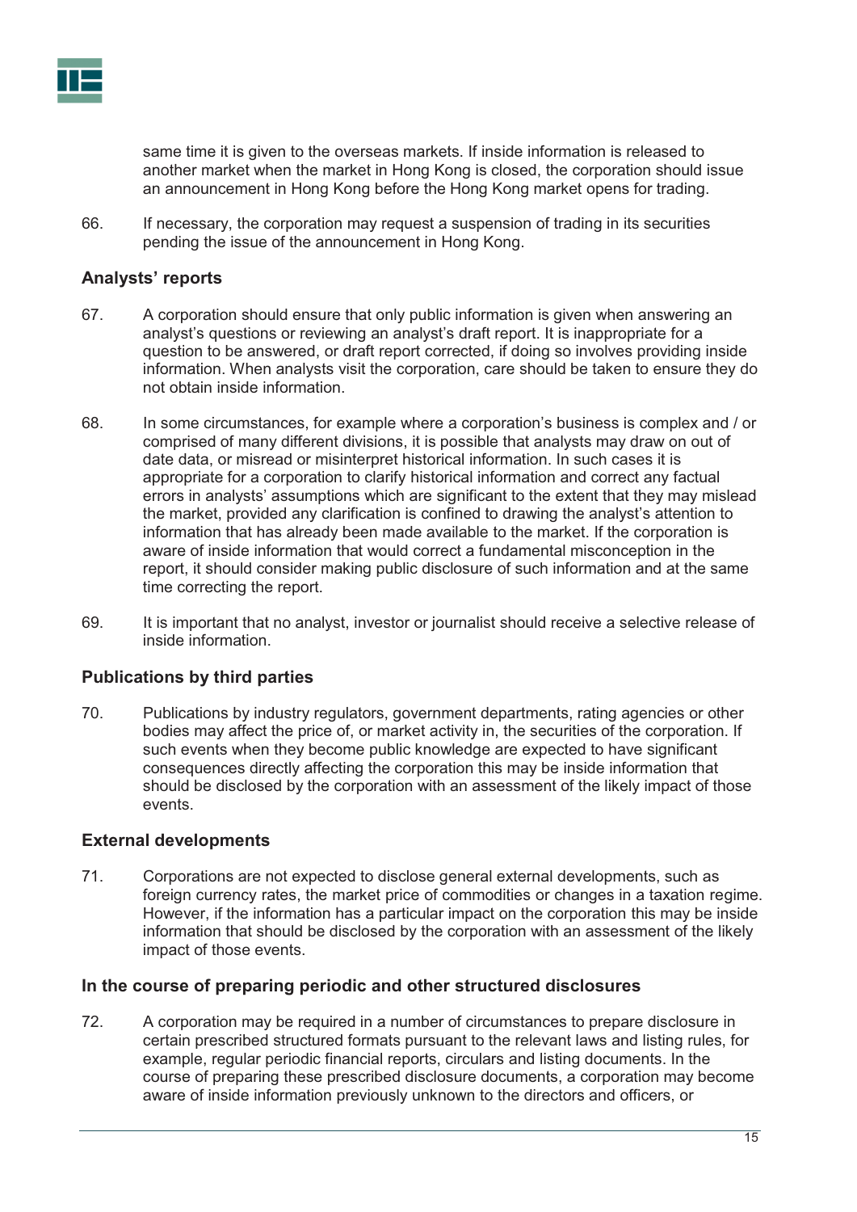same time it is given to the overseas markets. If inside information is released to another market when the market in Hong Kong is closed, the corporation should issue an announcement in Hong Kong before the Hong Kong market opens for trading.

66. If necessary, the corporation may request a suspension of trading in its securities pending the issue of the announcement in Hong Kong.

## Analysts' reports

67. A corporation should ensure that only public information is given when answering an analyst's questions or reviewing an analyst's draft report. It is inappropriate for a question to be answered, or draft report corrected, if doing so involves providing inside information. When analysts visit the corporation, care should be taken to ensure they do not obtain inside information.

68. In some circumstances, for example where a corporation's business is complex and / or comprised of many different divisions, it is possible that analysts may draw on out of date data, or misread or misinterpret historical information. In such cases it is appropriate for a corporation to clarify historical information and correct any factual errors in analysts' assumptions which are significant to the extent that they may mislead the market, provided any clarification is confined to drawing the analyst's attention to information that has already been made available to the market. If the corporation is aware of inside information that would correct a fundamental misconception in the report, it should consider making public disclosure of such information and at the same time correcting the report.

69. It is important that no analyst, investor or journalist should receive a selective release of inside information.

## Publications by third parties

70. Publications by industry regulators, government departments, rating agencies or other bodies may affect the price of, or market activity in, the securities of the corporation. If such events when they become public knowledge are expected to have significant consequences directly affecting the corporation this may be inside information that should be disclosed by the corporation with an assessment of the likely impact of those events.

## External developments

71. Corporations are not expected to disclose general external developments, such as foreign currency rates, the market price of commodities or changes in a taxation regime. However, if the information has a particular impact on the corporation this may be inside information that should be disclosed by the corporation with an assessment of the likely impact of those events.

## In the course of preparing periodic and other structured disclosures

72. A corporation may be required in a number of circumstances to prepare disclosure in certain prescribed structured formats pursuant to the relevant laws and listing rules, for example, regular periodic financial reports, circulars and listing documents. In the course of preparing these prescribed disclosure documents, a corporation may become aware of inside information previously unknown to the directors and officers, or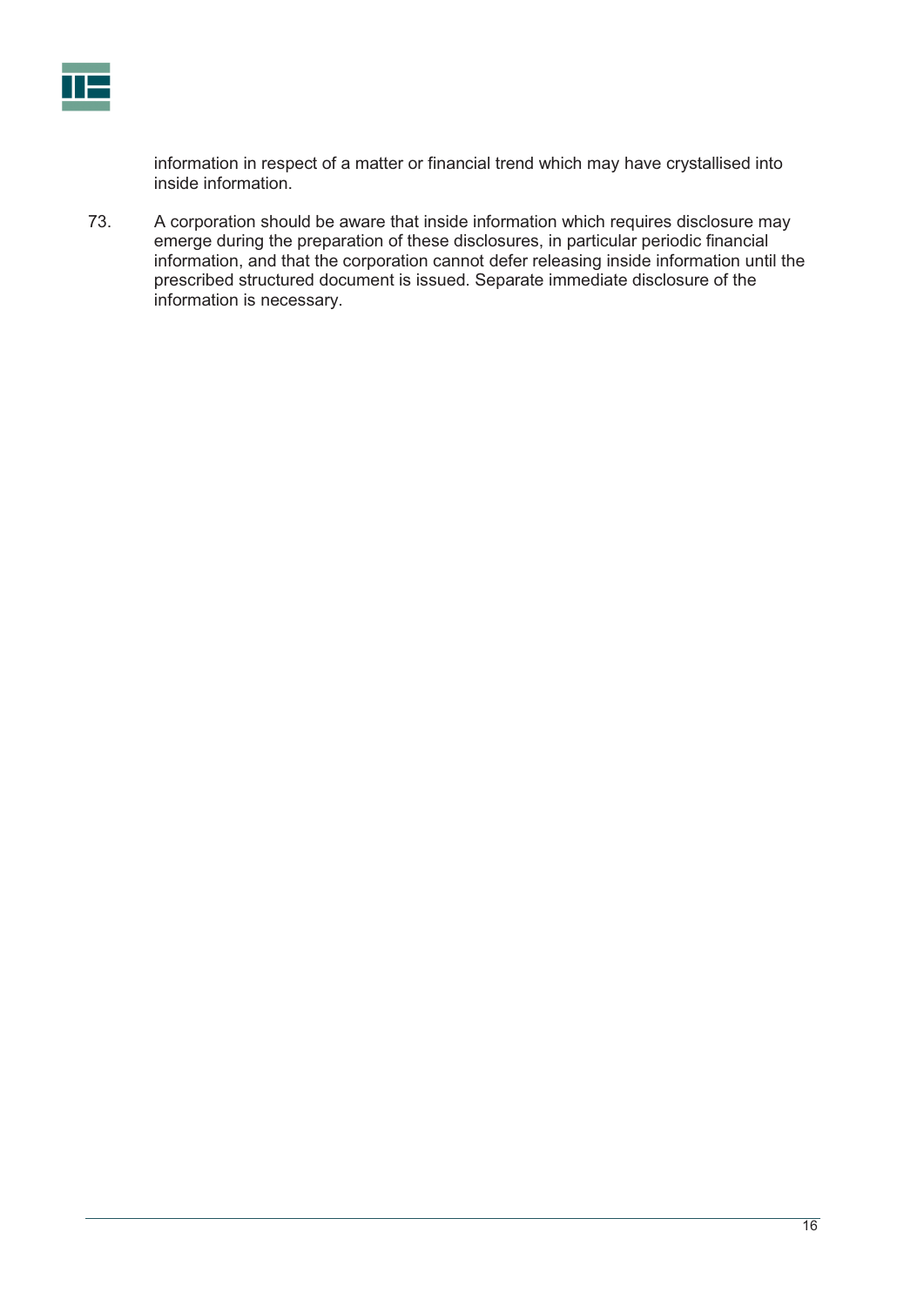information in respect of a matter or financial trend which may have crystallised into inside information.

73. A corporation should be aware that inside information which requires disclosure may emerge during the preparation of these disclosures, in particular periodic financial information, and that the corporation cannot defer releasing inside information until the prescribed structured document is issued. Separate immediate disclosure of the information is necessary.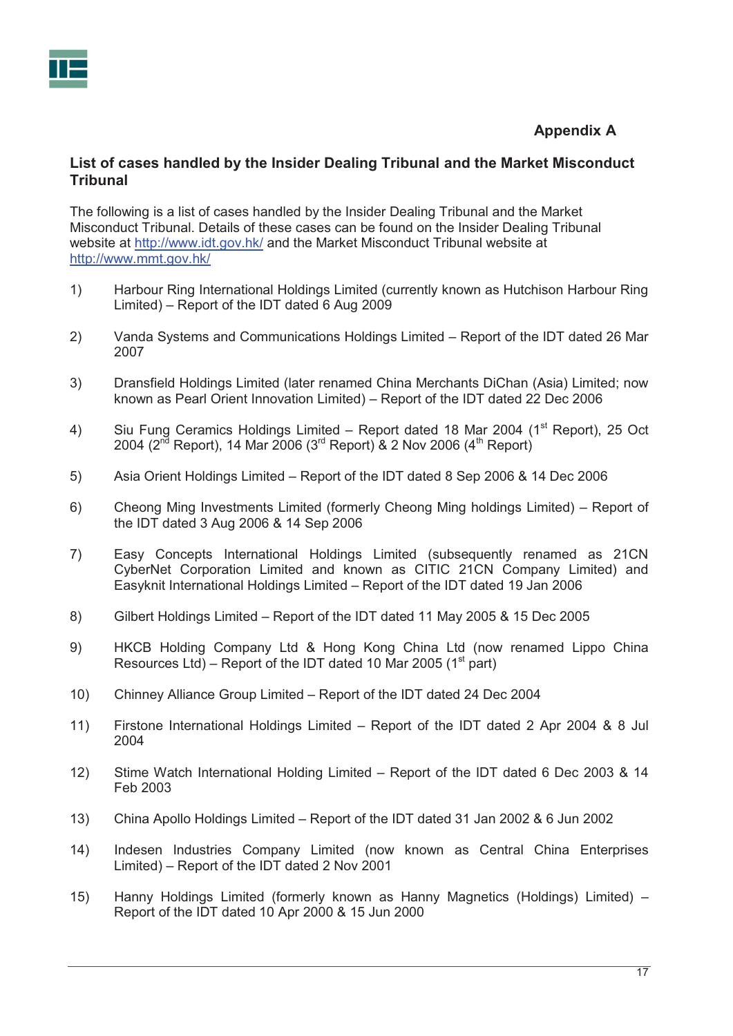**Appendix A**

## List of cases handled by the Insider Dealing Tribunal and the Market Misconduct Tribunal

The following is a list of cases handled by the Insider Dealing Tribunal and the Market Misconduct Tribunal. Details of these cases can be found on the Insider Dealing Tribunal website at http://www.idt.gov.hk/ and the Market Misconduct Tribunal website at http://www.mmt.gov.hk/

1) Harbour Ring International Holdings Limited (currently known as Hutchison Harbour Ring Limited) – Report of the IDT dated 6 Aug 2009

2) Vanda Systems and Communications Holdings Limited – Report of the IDT dated 26 Mar 2007

3) Dransfield Holdings Limited (later renamed China Merchants DiChan (Asia) Limited; now known as Pearl Orient Innovation Limited) – Report of the IDT dated 22 Dec 2006

4) Siu Fung Ceramics Holdings Limited – Report dated 18 Mar 2004 (1st Report), 25 Oct 2004 (2nd Report), 14 Mar 2006 (3rd Report) & 2 Nov 2006 (4th Report)

5) Asia Orient Holdings Limited – Report of the IDT dated 8 Sep 2006 & 14 Dec 2006

6) Cheong Ming Investments Limited (formerly Cheong Ming holdings Limited) – Report of the IDT dated 3 Aug 2006 & 14 Sep 2006

7) Easy Concepts International Holdings Limited (subsequently renamed as 21CN CyberNet Corporation Limited and known as CITIC 21CN Company Limited) and Easyknit International Holdings Limited – Report of the IDT dated 19 Jan 2006

8) Gilbert Holdings Limited – Report of the IDT dated 11 May 2005 & 15 Dec 2005

9) HKCB Holding Company Ltd & Hong Kong China Ltd (now renamed Lippo China Resources Ltd) – Report of the IDT dated 10 Mar 2005 (1st part)

10) Chinney Alliance Group Limited – Report of the IDT dated 24 Dec 2004

11) Firstone International Holdings Limited – Report of the IDT dated 2 Apr 2004 & 8 Jul 2004

12) Stime Watch International Holding Limited – Report of the IDT dated 6 Dec 2003 & 14 Feb 2003

13) China Apollo Holdings Limited – Report of the IDT dated 31 Jan 2002 & 6 Jun 2002

14) Indesen Industries Company Limited (now known as Central China Enterprises Limited) – Report of the IDT dated 2 Nov 2001

15) Hanny Holdings Limited (formerly known as Hanny Magnetics (Holdings) Limited) – Report of the IDT dated 10 Apr 2000 & 15 Jun 2000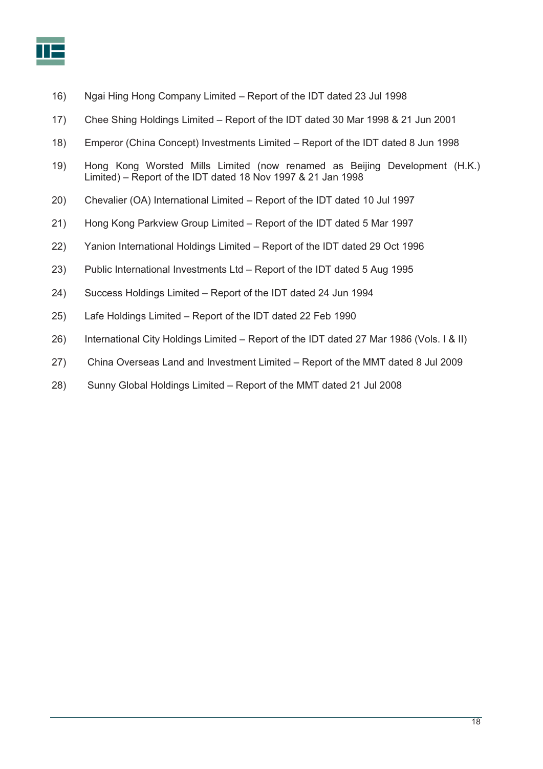16) Ngai Hing Hong Company Limited – Report of the IDT dated 23 Jul 1998

17) Chee Shing Holdings Limited – Report of the IDT dated 30 Mar 1998 & 21 Jun 2001

18) Emperor (China Concept) Investments Limited – Report of the IDT dated 8 Jun 1998

19) Hong Kong Worsted Mills Limited (now renamed as Beijing Development (H.K.) Limited) – Report of the IDT dated 18 Nov 1997 & 21 Jan 1998

20) Chevalier (OA) International Limited – Report of the IDT dated 10 Jul 1997

21) Hong Kong Parkview Group Limited – Report of the IDT dated 5 Mar 1997

22) Yanion International Holdings Limited – Report of the IDT dated 29 Oct 1996

23) Public International Investments Ltd – Report of the IDT dated 5 Aug 1995

24) Success Holdings Limited – Report of the IDT dated 24 Jun 1994

25) Lafe Holdings Limited – Report of the IDT dated 22 Feb 1990

26) International City Holdings Limited – Report of the IDT dated 27 Mar 1986 (Vols. I & II)

27) China Overseas Land and Investment Limited – Report of the MMT dated 8 Jul 2009

28) Sunny Global Holdings Limited – Report of the MMT dated 21 Jul 2008